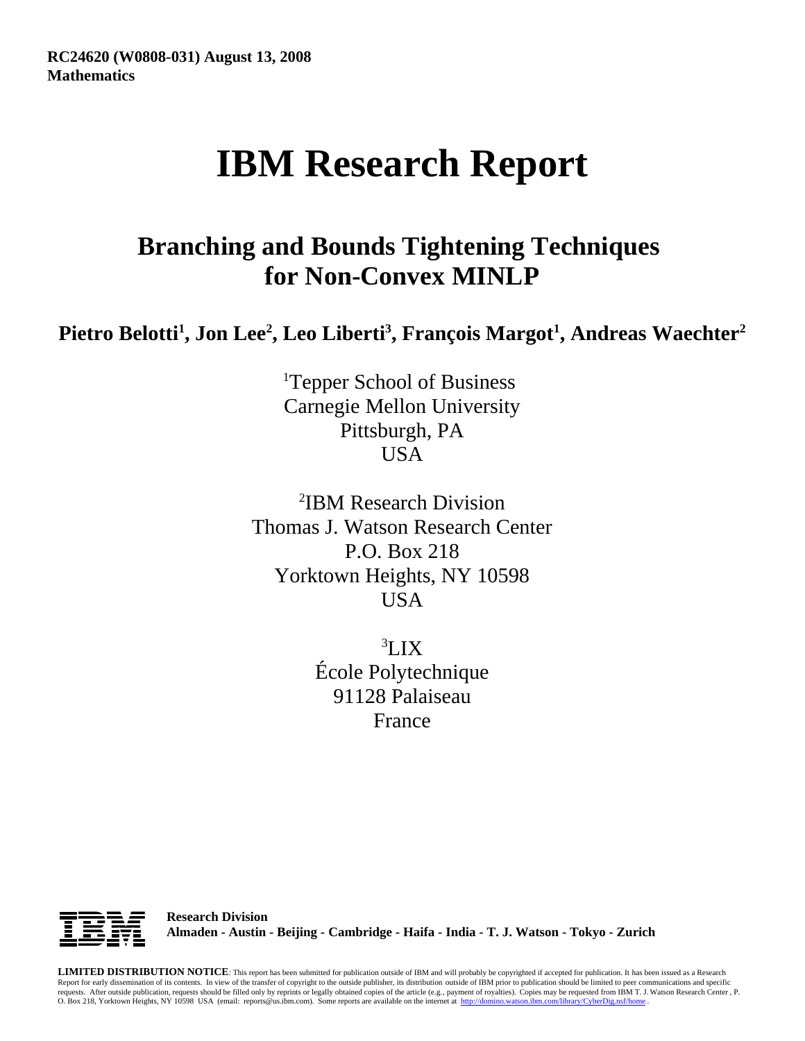**RC24620 (W0808-031) August 13, 2008**
**Mathematics**

# IBM Research Report

## Branching and Bounds Tightening Techniques for Non-Convex MINLP

**Pietro Belotti[1], Jon Lee[2], Leo Liberti[3], François Margot[1], Andreas Waechter[2]**

[1]Tepper School of Business
Carnegie Mellon University
Pittsburgh, PA
USA

[2]IBM Research Division
Thomas J. Watson Research Center
P.O. Box 218
Yorktown Heights, NY 10598
USA

[3]LIX
École Polytechnique
91128 Palaiseau
France

**Research Division**
**Almaden - Austin - Beijing - Cambridge - Haifa - India - T. J. Watson - Tokyo - Zurich**

**LIMITED DISTRIBUTION NOTICE**: This report has been submitted for publication outside of IBM and will probably be copyrighted if accepted for publication. It has been issued as a Research Report for early dissemination of its contents. In view of the transfer of copyright to the outside publisher, its distribution outside of IBM prior to publication should be limited to peer communications and specific requests. After outside publication, requests should be filled only by reprints or legally obtained copies of the article (e.g., payment of royalties). Copies may be requested from IBM T. J. Watson Research Center , P. O. Box 218, Yorktown Heights, NY 10598 USA (email: reports@us.ibm.com). Some reports are available on the internet at http://domino.watson.ibm.com/library/CyberDig.nsf/home .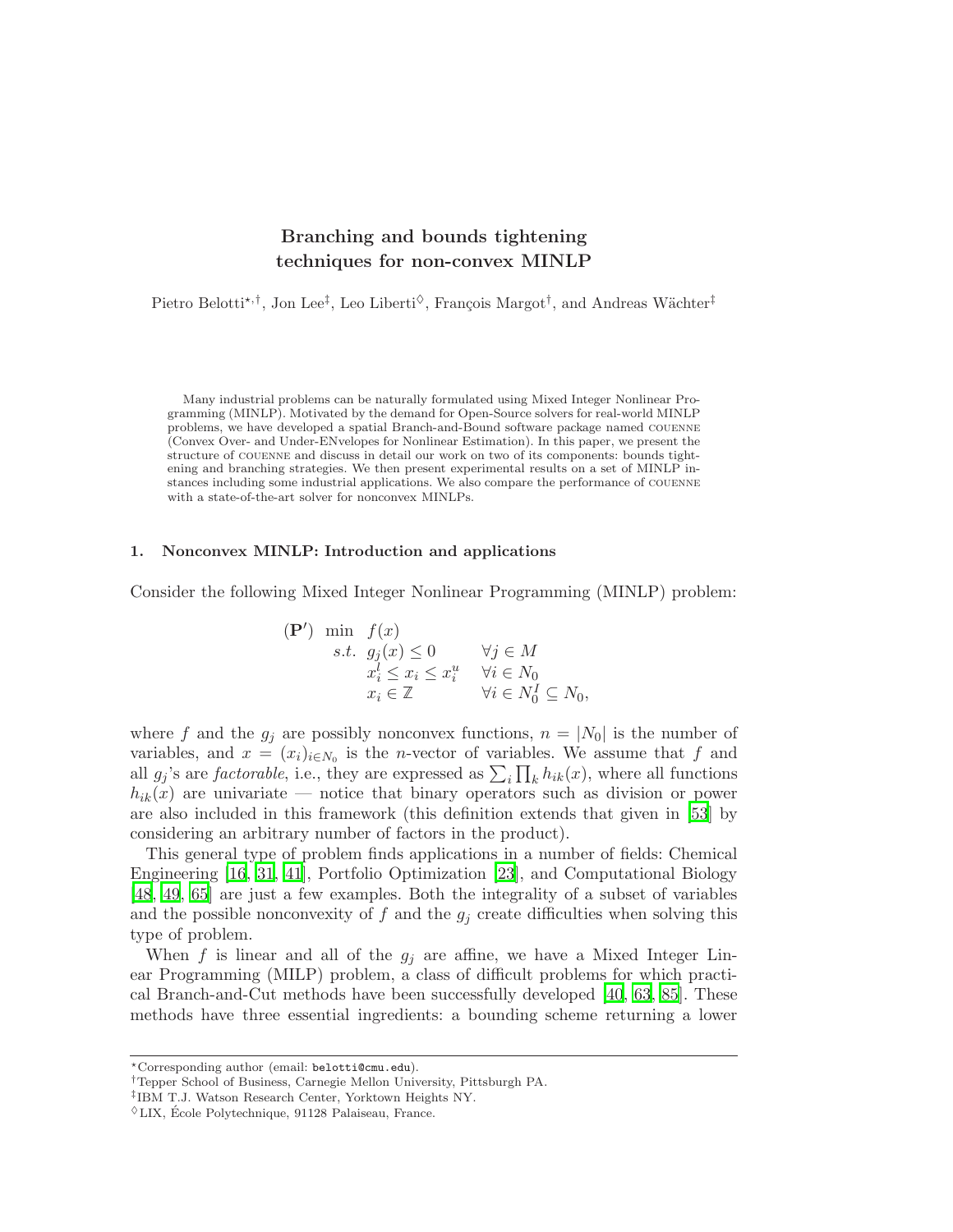# Branching and bounds tightening techniques for non-convex MINLP

Pietro Belotti[⋆,†], Jon Lee[‡], Leo Liberti[◊], François Margot[†], and Andreas Wächter[‡]

Many industrial problems can be naturally formulated using Mixed Integer Nonlinear Programming (MINLP). Motivated by the demand for Open-Source solvers for real-world MINLP problems, we have developed a spatial Branch-and-Bound software package named COUENNE (Convex Over- and Under-ENvelopes for Nonlinear Estimation). In this paper, we present the structure of COUENNE and discuss in detail our work on two of its components: bounds tightening and branching strategies. We then present experimental results on a set of MINLP instances including some industrial applications. We also compare the performance of COUENNE with a state-of-the-art solver for nonconvex MINLPs.

## 1. Nonconvex MINLP: Introduction and applications

Consider the following Mixed Integer Nonlinear Programming (MINLP) problem:

$$
\begin{array}{lll}
(\mathbf{P}') & \min & f(x) \\
 & s.t. & g_j(x) \leq 0 \qquad \forall j \in M \\
 & & x_i^l \leq x_i \leq x_i^u \qquad \forall i \in N_0 \\
 & & x_i \in \mathbb{Z} \qquad \forall i \in N_0^I \subseteq N_0,
\end{array}
$$

where $f$ and the $g_j$ are possibly nonconvex functions, $n = |N_0|$ is the number of variables, and $x = (x_i)_{i \in N_0}$ is the $n$-vector of variables. We assume that $f$ and all $g_j$'s are *factorable*, i.e., they are expressed as $\sum_i \prod_k h_{ik}(x)$, where all functions $h_{ik}(x)$ are univariate — notice that binary operators such as division or power are also included in this framework (this definition extends that given in [53] by considering an arbitrary number of factors in the product).

This general type of problem finds applications in a number of fields: Chemical Engineering [16, 31, 41], Portfolio Optimization [23], and Computational Biology [48, 49, 65] are just a few examples. Both the integrality of a subset of variables and the possible nonconvexity of $f$ and the $g_j$ create difficulties when solving this type of problem.

When $f$ is linear and all of the $g_j$ are affine, we have a Mixed Integer Linear Programming (MILP) problem, a class of difficult problems for which practical Branch-and-Cut methods have been successfully developed [40, 63, 85]. These methods have three essential ingredients: a bounding scheme returning a lower

[⋆]Corresponding author (email: belotti@cmu.edu).
[†]Tepper School of Business, Carnegie Mellon University, Pittsburgh PA.
[‡]IBM T.J. Watson Research Center, Yorktown Heights NY.
[◊]LIX, École Polytechnique, 91128 Palaiseau, France.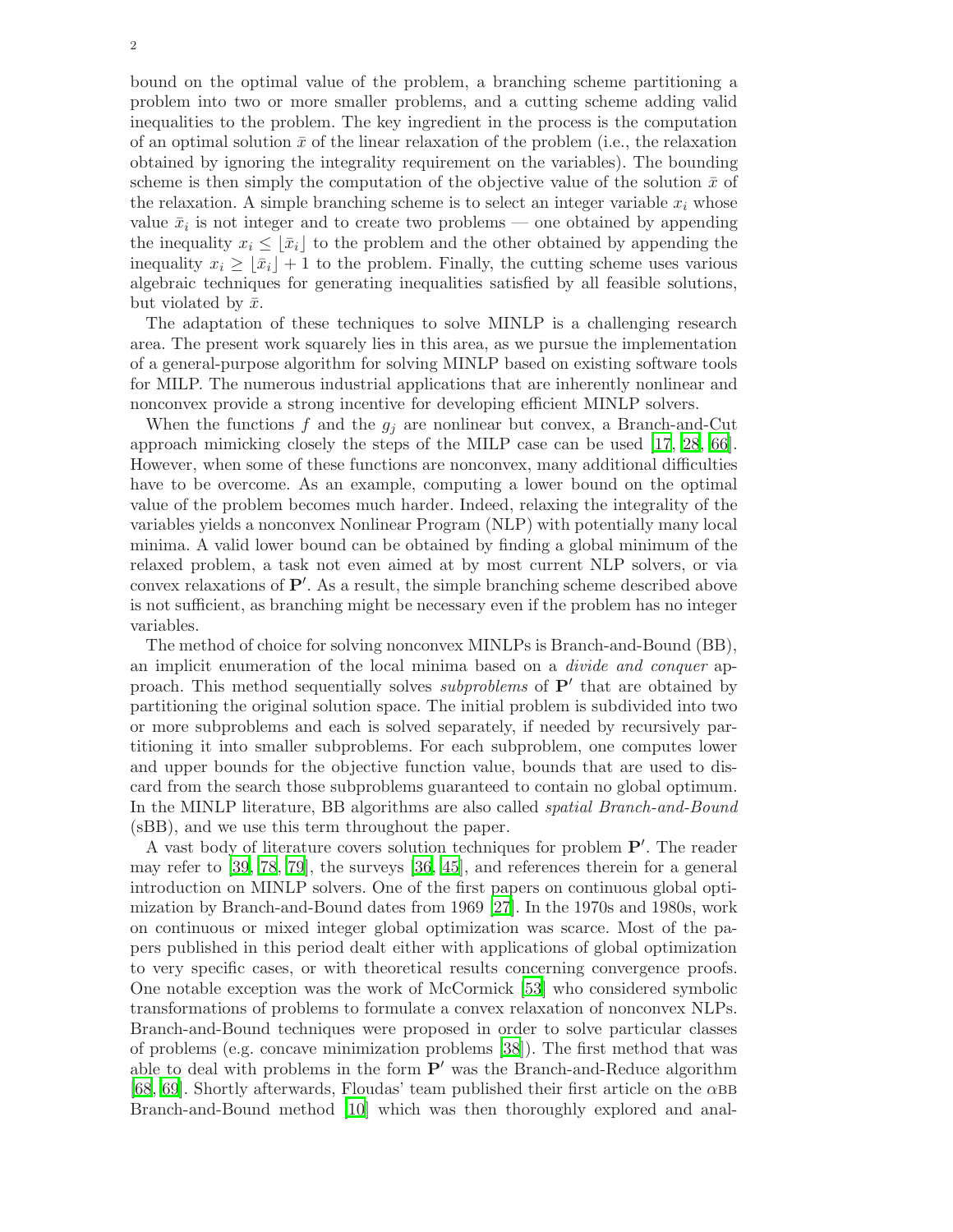bound on the optimal value of the problem, a branching scheme partitioning a problem into two or more smaller problems, and a cutting scheme adding valid inequalities to the problem. The key ingredient in the process is the computation of an optimal solution $\bar{x}$ of the linear relaxation of the problem (i.e., the relaxation obtained by ignoring the integrality requirement on the variables). The bounding scheme is then simply the computation of the objective value of the solution $\bar{x}$ of the relaxation. A simple branching scheme is to select an integer variable $x_i$ whose value $\bar{x}_i$ is not integer and to create two problems — one obtained by appending the inequality $x_i \leq \lfloor \bar{x}_i \rfloor$ to the problem and the other obtained by appending the inequality $x_i \geq \lfloor \bar{x}_i \rfloor + 1$ to the problem. Finally, the cutting scheme uses various algebraic techniques for generating inequalities satisfied by all feasible solutions, but violated by $\bar{x}$.

The adaptation of these techniques to solve MINLP is a challenging research area. The present work squarely lies in this area, as we pursue the implementation of a general-purpose algorithm for solving MINLP based on existing software tools for MILP. The numerous industrial applications that are inherently nonlinear and nonconvex provide a strong incentive for developing efficient MINLP solvers.

When the functions $f$ and the $g_j$ are nonlinear but convex, a Branch-and-Cut approach mimicking closely the steps of the MILP case can be used [17, 28, 66]. However, when some of these functions are nonconvex, many additional difficulties have to be overcome. As an example, computing a lower bound on the optimal value of the problem becomes much harder. Indeed, relaxing the integrality of the variables yields a nonconvex Nonlinear Program (NLP) with potentially many local minima. A valid lower bound can be obtained by finding a global minimum of the relaxed problem, a task not even aimed at by most current NLP solvers, or via convex relaxations of $\mathbf{P}'$. As a result, the simple branching scheme described above is not sufficient, as branching might be necessary even if the problem has no integer variables.

The method of choice for solving nonconvex MINLPs is Branch-and-Bound (BB), an implicit enumeration of the local minima based on a *divide and conquer* approach. This method sequentially solves *subproblems* of $\mathbf{P}'$ that are obtained by partitioning the original solution space. The initial problem is subdivided into two or more subproblems and each is solved separately, if needed by recursively partitioning it into smaller subproblems. For each subproblem, one computes lower and upper bounds for the objective function value, bounds that are used to discard from the search those subproblems guaranteed to contain no global optimum. In the MINLP literature, BB algorithms are also called *spatial Branch-and-Bound* (sBB), and we use this term throughout the paper.

A vast body of literature covers solution techniques for problem $\mathbf{P}'$. The reader may refer to [39, 78, 79], the surveys [36, 45], and references therein for a general introduction on MINLP solvers. One of the first papers on continuous global optimization by Branch-and-Bound dates from 1969 [27]. In the 1970s and 1980s, work on continuous or mixed integer global optimization was scarce. Most of the papers published in this period dealt either with applications of global optimization to very specific cases, or with theoretical results concerning convergence proofs. One notable exception was the work of McCormick [53] who considered symbolic transformations of problems to formulate a convex relaxation of nonconvex NLPs. Branch-and-Bound techniques were proposed in order to solve particular classes of problems (e.g. concave minimization problems [38]). The first method that was able to deal with problems in the form $\mathbf{P}'$ was the Branch-and-Reduce algorithm [68, 69]. Shortly afterwards, Floudas' team published their first article on the $\alpha$BB Branch-and-Bound method [10] which was then thoroughly explored and anal-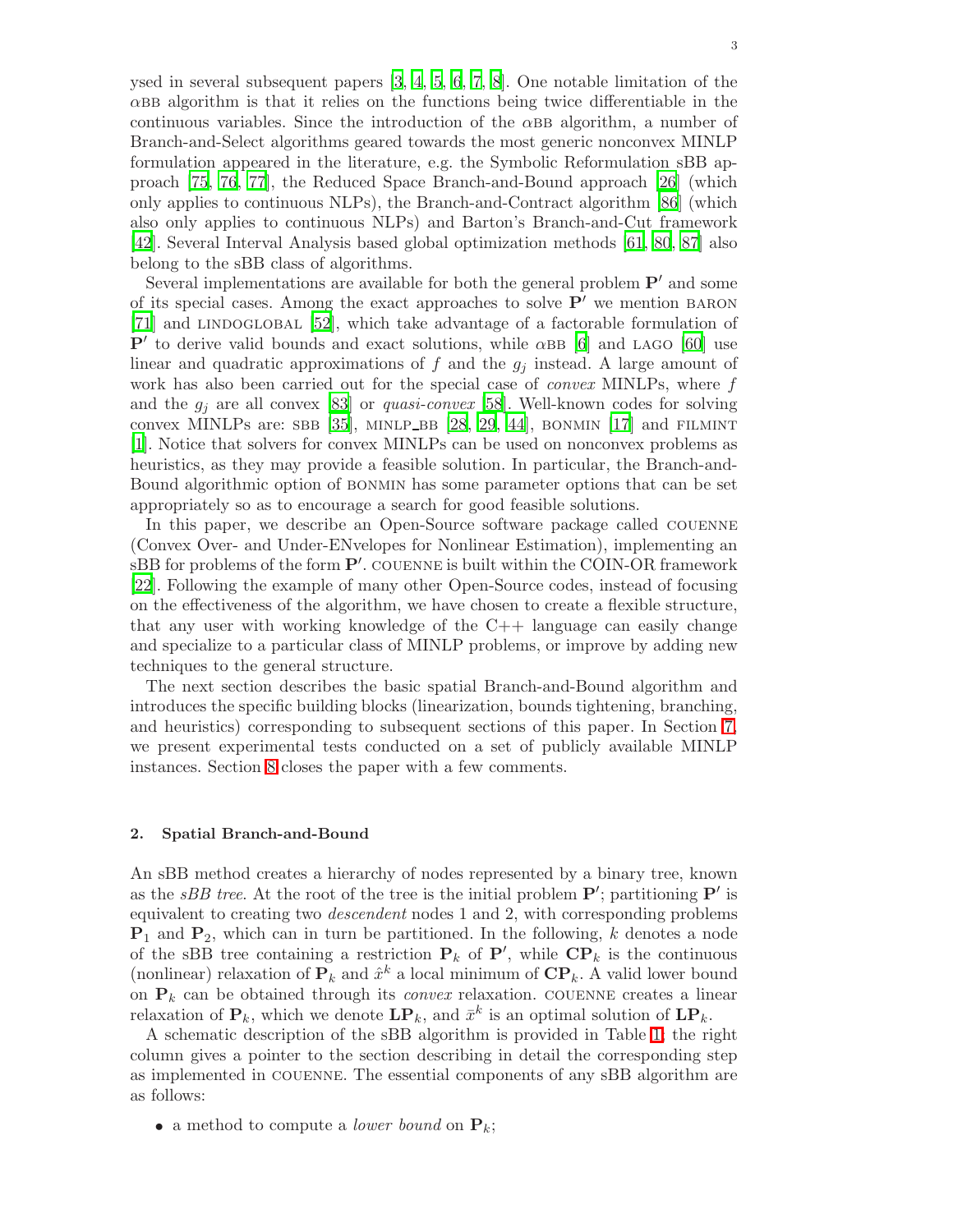ysed in several subsequent papers [3, 4, 5, 6, 7, 8]. One notable limitation of the $\alpha$BB algorithm is that it relies on the functions being twice differentiable in the continuous variables. Since the introduction of the $\alpha$BB algorithm, a number of Branch-and-Select algorithms geared towards the most generic nonconvex MINLP formulation appeared in the literature, e.g. the Symbolic Reformulation sBB approach [75, 76, 77], the Reduced Space Branch-and-Bound approach [26] (which only applies to continuous NLPs), the Branch-and-Contract algorithm [86] (which also only applies to continuous NLPs) and Barton's Branch-and-Cut framework [42]. Several Interval Analysis based global optimization methods [61, 80, 87] also belong to the sBB class of algorithms.

Several implementations are available for both the general problem $\mathbf{P}'$ and some of its special cases. Among the exact approaches to solve $\mathbf{P}'$ we mention BARON [71] and LINDOGLOBAL [52], which take advantage of a factorable formulation of $\mathbf{P}'$ to derive valid bounds and exact solutions, while $\alpha$BB [6] and LAGO [60] use linear and quadratic approximations of $f$ and the $g_j$ instead. A large amount of work has also been carried out for the special case of *convex* MINLPs, where $f$ and the $g_j$ are all convex [83] or *quasi-convex* [58]. Well-known codes for solving convex MINLPs are: SBB [35], MINLP_BB [28, 29, 44], BONMIN [17] and FILMINT [1]. Notice that solvers for convex MINLPs can be used on nonconvex problems as heuristics, as they may provide a feasible solution. In particular, the Branch-and-Bound algorithmic option of BONMIN has some parameter options that can be set appropriately so as to encourage a search for good feasible solutions.

In this paper, we describe an Open-Source software package called COUENNE (Convex Over- and Under-ENvelopes for Nonlinear Estimation), implementing an sBB for problems of the form $\mathbf{P}'$. COUENNE is built within the COIN-OR framework [22]. Following the example of many other Open-Source codes, instead of focusing on the effectiveness of the algorithm, we have chosen to create a flexible structure, that any user with working knowledge of the C++ language can easily change and specialize to a particular class of MINLP problems, or improve by adding new techniques to the general structure.

The next section describes the basic spatial Branch-and-Bound algorithm and introduces the specific building blocks (linearization, bounds tightening, branching, and heuristics) corresponding to subsequent sections of this paper. In Section 7, we present experimental tests conducted on a set of publicly available MINLP instances. Section 8 closes the paper with a few comments.

## 2. Spatial Branch-and-Bound

An sBB method creates a hierarchy of nodes represented by a binary tree, known as the *sBB tree*. At the root of the tree is the initial problem $\mathbf{P}'$; partitioning $\mathbf{P}'$ is equivalent to creating two *descendent* nodes 1 and 2, with corresponding problems $\mathbf{P}_1$ and $\mathbf{P}_2$, which can in turn be partitioned. In the following, $k$ denotes a node of the sBB tree containing a restriction $\mathbf{P}_k$ of $\mathbf{P}'$, while $\mathbf{CP}_k$ is the continuous (nonlinear) relaxation of $\mathbf{P}_k$ and $\hat{x}^k$ a local minimum of $\mathbf{CP}_k$. A valid lower bound on $\mathbf{P}_k$ can be obtained through its *convex* relaxation. COUENNE creates a linear relaxation of $\mathbf{P}_k$, which we denote $\mathbf{LP}_k$, and $\bar{x}^k$ is an optimal solution of $\mathbf{LP}_k$.

A schematic description of the sBB algorithm is provided in Table 1; the right column gives a pointer to the section describing in detail the corresponding step as implemented in COUENNE. The essential components of any sBB algorithm are as follows:

- a method to compute a *lower bound* on $\mathbf{P}_k$;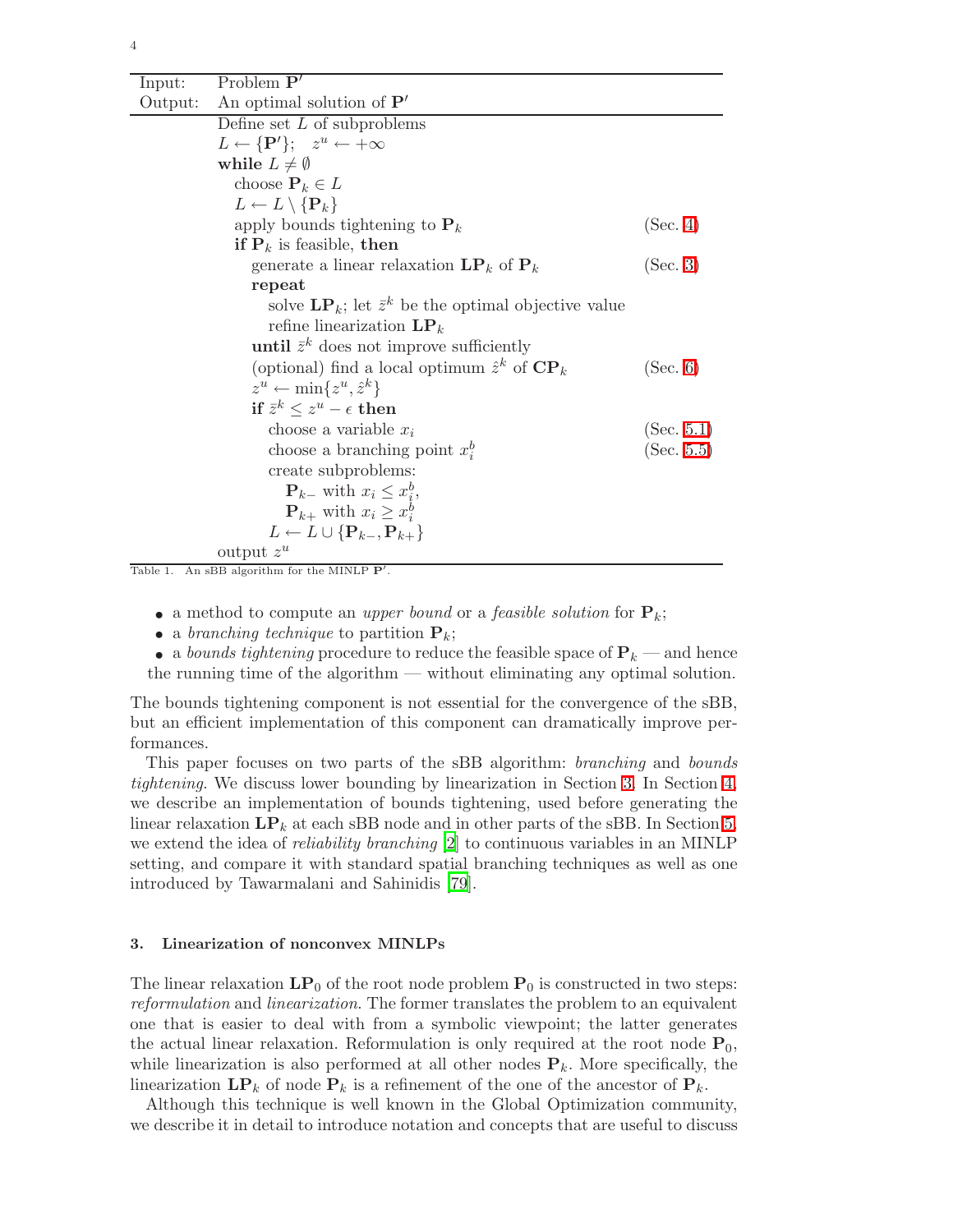| Input: | Problem $\mathbf{P}'$ | |
|---|---|---|
| Output: | An optimal solution of $\mathbf{P}'$ | |
| | Define set $L$ of subproblems | |
| | $L \leftarrow \{\mathbf{P}'\}$; $z^u \leftarrow +\infty$ | |
| | **while** $L \neq \emptyset$ | |
| | choose $\mathbf{P}_k \in L$ | |
| | $L \leftarrow L \setminus \{\mathbf{P}_k\}$ | |
| | apply bounds tightening to $\mathbf{P}_k$ | (Sec. 4) |
| | **if** $\mathbf{P}_k$ is feasible, **then** | |
| | generate a linear relaxation $\mathbf{LP}_k$ of $\mathbf{P}_k$ | (Sec. 3) |
| | **repeat** | |
| | solve $\mathbf{LP}_k$; let $\bar{z}^k$ be the optimal objective value | |
| | refine linearization $\mathbf{LP}_k$ | |
| | **until** $\bar{z}^k$ does not improve sufficiently | |
| | (optional) find a local optimum $\hat{z}^k$ of $\mathbf{CP}_k$ | (Sec. 6) |
| | $z^u \leftarrow \min\{z^u, \hat{z}^k\}$ | |
| | **if** $\bar{z}^k \leq z^u - \epsilon$ **then** | |
| | choose a variable $x_i$ | (Sec. 5.1) |
| | choose a branching point $x_i^b$ | (Sec. 5.5) |
| | create subproblems: | |
| | $\mathbf{P}_{k-}$ with $x_i \leq x_i^b$, | |
| | $\mathbf{P}_{k+}$ with $x_i \geq x_i^b$ | |
| | $L \leftarrow L \cup \{\mathbf{P}_{k-}, \mathbf{P}_{k+}\}$ | |
| | output $z^u$ | |

Table 1. An sBB algorithm for the MINLP $\mathbf{P}'$.

- a method to compute an *upper bound* or a *feasible solution* for $\mathbf{P}_k$;
- a *branching technique* to partition $\mathbf{P}_k$;
- a *bounds tightening* procedure to reduce the feasible space of $\mathbf{P}_k$ — and hence the running time of the algorithm — without eliminating any optimal solution.

The bounds tightening component is not essential for the convergence of the sBB, but an efficient implementation of this component can dramatically improve performances.

This paper focuses on two parts of the sBB algorithm: *branching* and *bounds tightening*. We discuss lower bounding by linearization in Section 3. In Section 4, we describe an implementation of bounds tightening, used before generating the linear relaxation $\mathbf{LP}_k$ at each sBB node and in other parts of the sBB. In Section 5, we extend the idea of *reliability branching* [2] to continuous variables in an MINLP setting, and compare it with standard spatial branching techniques as well as one introduced by Tawarmalani and Sahinidis [79].

## 3. Linearization of nonconvex MINLPs

The linear relaxation $\mathbf{LP}_0$ of the root node problem $\mathbf{P}_0$ is constructed in two steps: *reformulation* and *linearization*. The former translates the problem to an equivalent one that is easier to deal with from a symbolic viewpoint; the latter generates the actual linear relaxation. Reformulation is only required at the root node $\mathbf{P}_0$, while linearization is also performed at all other nodes $\mathbf{P}_k$. More specifically, the linearization $\mathbf{LP}_k$ of node $\mathbf{P}_k$ is a refinement of the one of the ancestor of $\mathbf{P}_k$.

Although this technique is well known in the Global Optimization community, we describe it in detail to introduce notation and concepts that are useful to discuss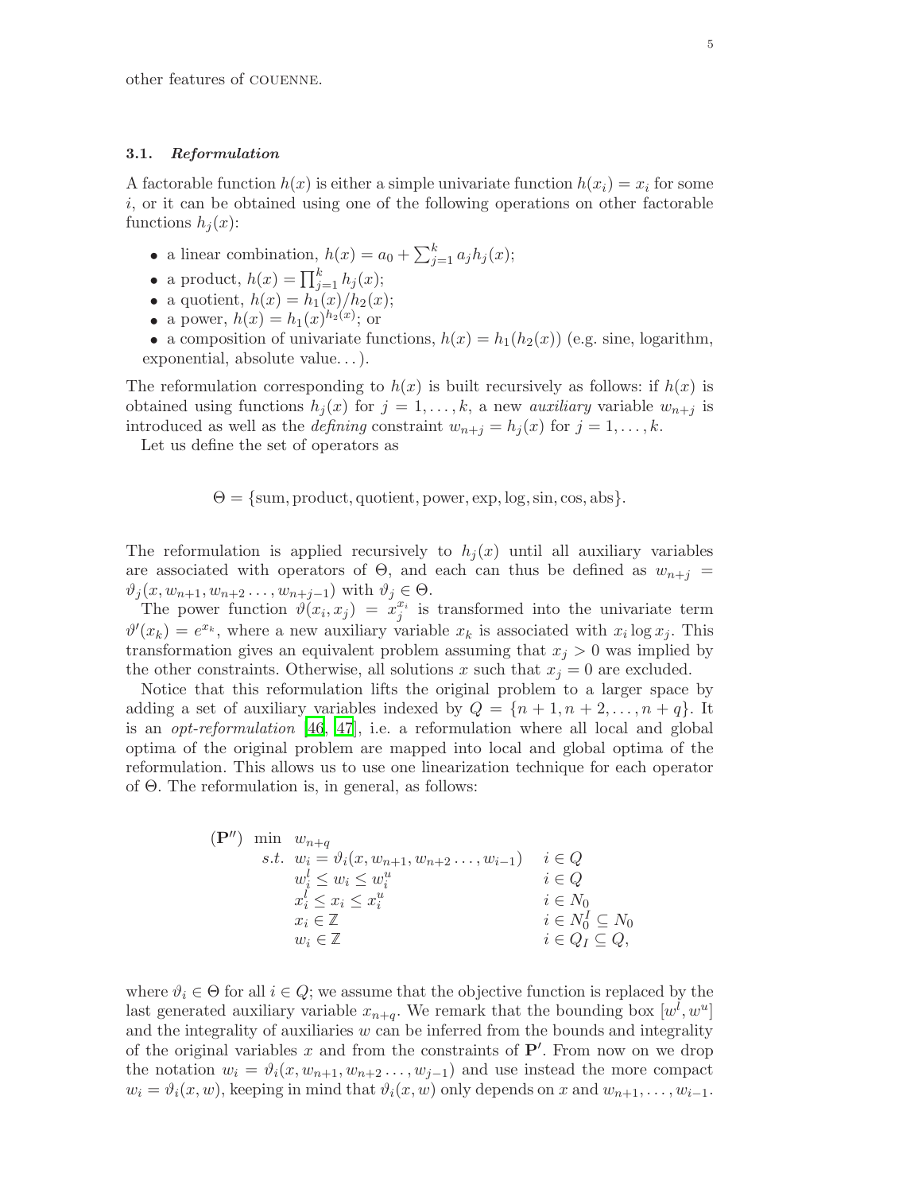other features of COUENNE.

### 3.1. *Reformulation*

A factorable function $h(x)$ is either a simple univariate function $h(x_i) = x_i$ for some $i$, or it can be obtained using one of the following operations on other factorable functions $h_j(x)$:

- a linear combination, $h(x) = a_0 + \sum_{j=1}^{k} a_j h_j(x)$;
- a product, $h(x) = \prod_{j=1}^{k} h_j(x)$;
- a quotient, $h(x) = h_1(x)/h_2(x)$;
- a power, $h(x) = h_1(x)^{h_2(x)}$; or
- a composition of univariate functions, $h(x) = h_1(h_2(x))$ (e.g. sine, logarithm, exponential, absolute value. . . ).

The reformulation corresponding to $h(x)$ is built recursively as follows: if $h(x)$ is obtained using functions $h_j(x)$ for $j = 1, \ldots, k$, a new *auxiliary* variable $w_{n+j}$ is introduced as well as the *defining* constraint $w_{n+j} = h_j(x)$ for $j = 1, \ldots, k$.

Let us define the set of operators as

$$\Theta = \{\text{sum}, \text{product}, \text{quotient}, \text{power}, \exp, \log, \sin, \cos, \text{abs}\}.$$

The reformulation is applied recursively to $h_j(x)$ until all auxiliary variables are associated with operators of $\Theta$, and each can thus be defined as $w_{n+j} = \vartheta_j(x, w_{n+1}, w_{n+2} \ldots, w_{n+j-1})$ with $\vartheta_j \in \Theta$.

The power function $\vartheta(x_i, x_j) = x_j^{x_i}$ is transformed into the univariate term $\vartheta'(x_k) = e^{x_k}$, where a new auxiliary variable $x_k$ is associated with $x_i \log x_j$. This transformation gives an equivalent problem assuming that $x_j > 0$ was implied by the other constraints. Otherwise, all solutions $x$ such that $x_j = 0$ are excluded.

Notice that this reformulation lifts the original problem to a larger space by adding a set of auxiliary variables indexed by $Q = \{n + 1, n + 2, \ldots, n + q\}$. It is an *opt-reformulation* [46, 47], i.e. a reformulation where all local and global optima of the original problem are mapped into local and global optima of the reformulation. This allows us to use one linearization technique for each operator of $\Theta$. The reformulation is, in general, as follows:

$$
\begin{array}{llll}
(\mathbf{P}'') & \min & w_{n+q} & \\
& s.t. & w_i = \vartheta_i(x, w_{n+1}, w_{n+2} \ldots, w_{i-1}) & i \in Q \\
& & w_i^l \le w_i \le w_i^u & i \in Q \\
& & x_i^l \le x_i \le x_i^u & i \in N_0 \\
& & x_i \in \mathbb{Z} & i \in N_0^I \subseteq N_0 \\
& & w_i \in \mathbb{Z} & i \in Q_I \subseteq Q,
\end{array}
$$

where $\vartheta_i \in \Theta$ for all $i \in Q$; we assume that the objective function is replaced by the last generated auxiliary variable $x_{n+q}$. We remark that the bounding box $[w^l, w^u]$ and the integrality of auxiliaries $w$ can be inferred from the bounds and integrality of the original variables $x$ and from the constraints of $\mathbf{P}'$. From now on we drop the notation $w_i = \vartheta_i(x, w_{n+1}, w_{n+2} \ldots, w_{j-1})$ and use instead the more compact $w_i = \vartheta_i(x, w)$, keeping in mind that $\vartheta_i(x, w)$ only depends on $x$ and $w_{n+1}, \ldots, w_{i-1}$.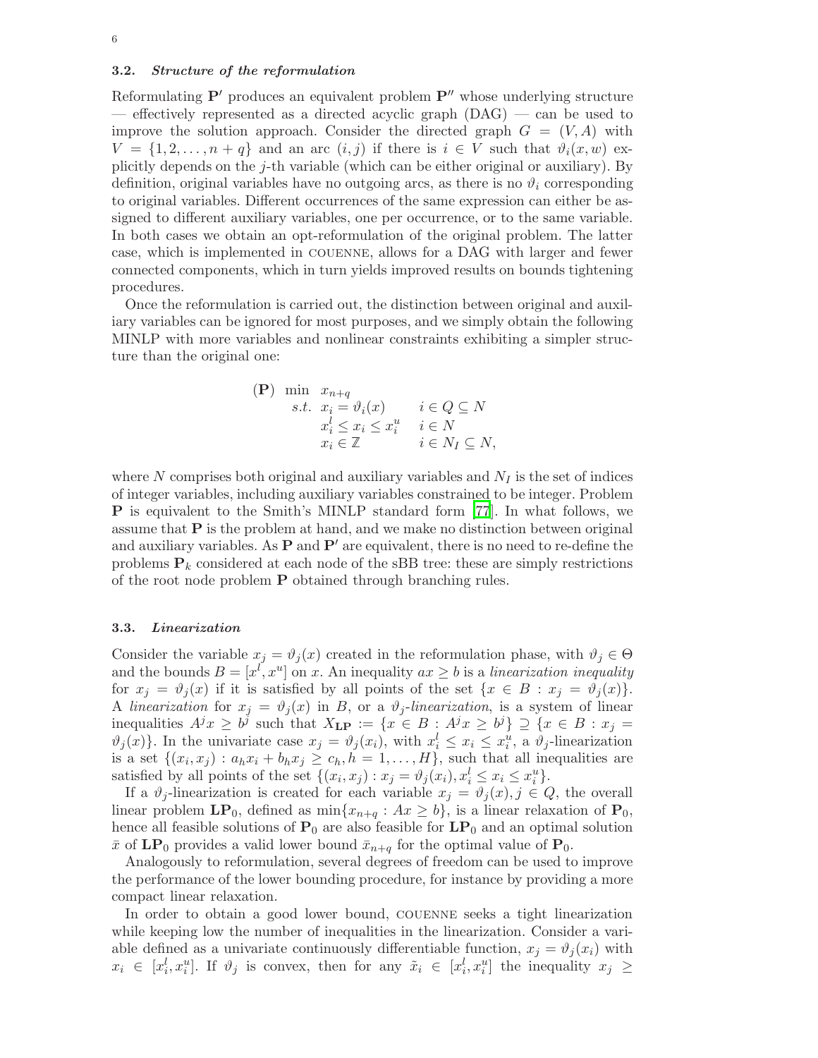### 3.2. *Structure of the reformulation*

Reformulating $\mathbf{P}'$ produces an equivalent problem $\mathbf{P}''$ whose underlying structure — effectively represented as a directed acyclic graph (DAG) — can be used to improve the solution approach. Consider the directed graph $G = (V, A)$ with $V = \{1, 2, \ldots, n+q\}$ and an arc $(i, j)$ if there is $i \in V$ such that $\vartheta_i(x, w)$ explicitly depends on the $j$-th variable (which can be either original or auxiliary). By definition, original variables have no outgoing arcs, as there is no $\vartheta_i$ corresponding to original variables. Different occurrences of the same expression can either be assigned to different auxiliary variables, one per occurrence, or to the same variable. In both cases we obtain an opt-reformulation of the original problem. The latter case, which is implemented in COUENNE, allows for a DAG with larger and fewer connected components, which in turn yields improved results on bounds tightening procedures.

Once the reformulation is carried out, the distinction between original and auxiliary variables can be ignored for most purposes, and we simply obtain the following MINLP with more variables and nonlinear constraints exhibiting a simpler structure than the original one:

$$
\begin{array}{llll}
(\mathbf{P}) & \min & x_{n+q} & \\
& s.t. & x_i = \vartheta_i(x) & i \in Q \subseteq N \\
& & x_i^l \leq x_i \leq x_i^u & i \in N \\
& & x_i \in \mathbb{Z} & i \in N_I \subseteq N,
\end{array}
$$

where $N$ comprises both original and auxiliary variables and $N_I$ is the set of indices of integer variables, including auxiliary variables constrained to be integer. Problem $\mathbf{P}$ is equivalent to the Smith's MINLP standard form [77]. In what follows, we assume that $\mathbf{P}$ is the problem at hand, and we make no distinction between original and auxiliary variables. As $\mathbf{P}$ and $\mathbf{P}'$ are equivalent, there is no need to re-define the problems $\mathbf{P}_k$ considered at each node of the sBB tree: these are simply restrictions of the root node problem $\mathbf{P}$ obtained through branching rules.

### 3.3. *Linearization*

Consider the variable $x_j = \vartheta_j(x)$ created in the reformulation phase, with $\vartheta_j \in \Theta$ and the bounds $B = [x^l, x^u]$ on $x$. An inequality $ax \geq b$ is a *linearization inequality* for $x_j = \vartheta_j(x)$ if it is satisfied by all points of the set $\{x \in B : x_j = \vartheta_j(x)\}$. A *linearization* for $x_j = \vartheta_j(x)$ in $B$, or a *$\vartheta_j$-linearization*, is a system of linear inequalities $A^j x \geq b^j$ such that $X_{\mathbf{LP}} := \{x \in B : A^j x \geq b^j\} \supseteq \{x \in B : x_j = \vartheta_j(x)\}$. In the univariate case $x_j = \vartheta_j(x_i)$, with $x_i^l \leq x_i \leq x_i^u$, a $\vartheta_j$-linearization is a set $\{(x_i, x_j) : a_h x_i + b_h x_j \geq c_h, h = 1, \ldots, H\}$, such that all inequalities are satisfied by all points of the set $\{(x_i, x_j) : x_j = \vartheta_j(x_i), x_i^l \leq x_i \leq x_i^u\}$.

If a $\vartheta_j$-linearization is created for each variable $x_j = \vartheta_j(x), j \in Q$, the overall linear problem $\mathbf{LP}_0$, defined as $\min\{x_{n+q} : Ax \geq b\}$, is a linear relaxation of $\mathbf{P}_0$, hence all feasible solutions of $\mathbf{P}_0$ are also feasible for $\mathbf{LP}_0$ and an optimal solution $\bar{x}$ of $\mathbf{LP}_0$ provides a valid lower bound $\bar{x}_{n+q}$ for the optimal value of $\mathbf{P}_0$.

Analogously to reformulation, several degrees of freedom can be used to improve the performance of the lower bounding procedure, for instance by providing a more compact linear relaxation.

In order to obtain a good lower bound, COUENNE seeks a tight linearization while keeping low the number of inequalities in the linearization. Consider a variable defined as a univariate continuously differentiable function, $x_j = \vartheta_j(x_i)$ with $x_i \in [x_i^l, x_i^u]$. If $\vartheta_j$ is convex, then for any $\tilde{x}_i \in [x_i^l, x_i^u]$ the inequality $x_j \geq$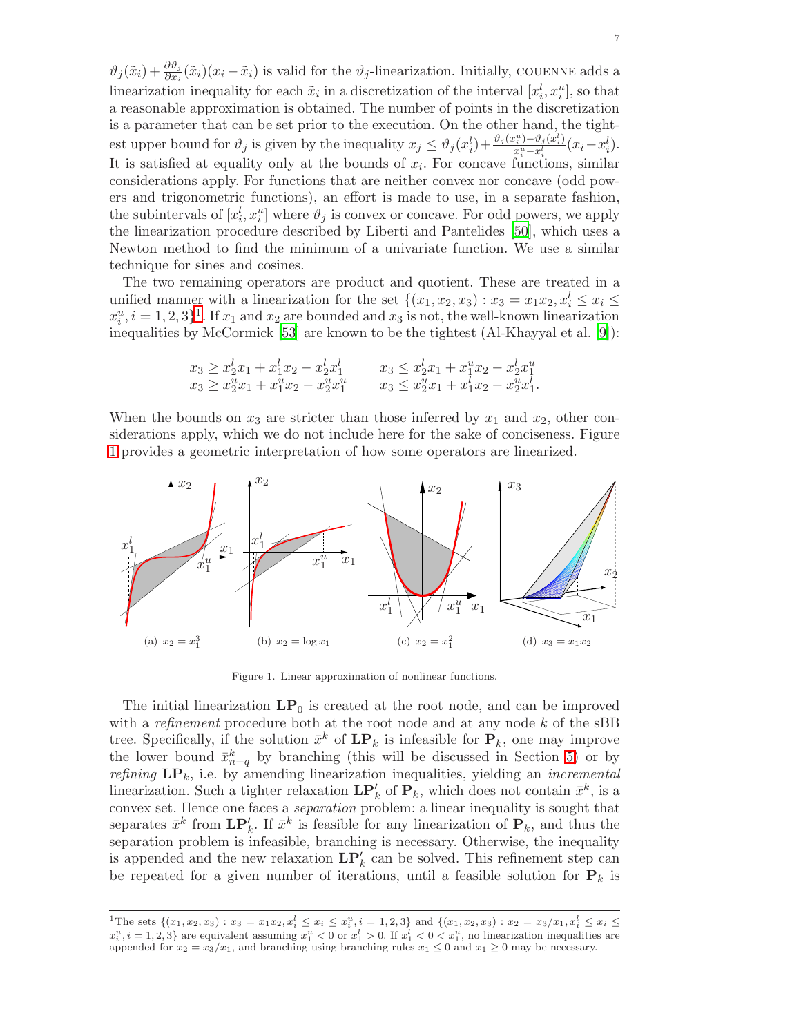$\vartheta_j(\tilde{x}_i) + \frac{\partial \vartheta_j}{\partial x_i}(\tilde{x}_i)(x_i - \tilde{x}_i)$ is valid for the $\vartheta_j$-linearization. Initially, COUENNE adds a linearization inequality for each $\tilde{x}_i$ in a discretization of the interval $[x_i^l, x_i^u]$, so that a reasonable approximation is obtained. The number of points in the discretization is a parameter that can be set prior to the execution. On the other hand, the tightest upper bound for $\vartheta_j$ is given by the inequality $x_j \leq \vartheta_j(x_i^l) + \frac{\vartheta_j(x_i^u) - \vartheta_j(x_i^l)}{x_i^u - x_i^l}(x_i - x_i^l)$. It is satisfied at equality only at the bounds of $x_i$. For concave functions, similar considerations apply. For functions that are neither convex nor concave (odd powers and trigonometric functions), an effort is made to use, in a separate fashion, the subintervals of $[x_i^l, x_i^u]$ where $\vartheta_j$ is convex or concave. For odd powers, we apply the linearization procedure described by Liberti and Pantelides [50], which uses a Newton method to find the minimum of a univariate function. We use a similar technique for sines and cosines.

The two remaining operators are product and quotient. These are treated in a unified manner with a linearization for the set $\{(x_1, x_2, x_3) : x_3 = x_1 x_2, x_i^l \leq x_i \leq x_i^u, i = 1, 2, 3\}$[1]. If $x_1$ and $x_2$ are bounded and $x_3$ is not, the well-known linearization inequalities by McCormick [53] are known to be the tightest (Al-Khayyal et al. [9]):

$$
\begin{array}{ll}
x_3 \geq x_2^l x_1 + x_1^l x_2 - x_2^l x_1^l & \qquad x_3 \leq x_2^l x_1 + x_1^u x_2 - x_2^l x_1^u \\
x_3 \geq x_2^u x_1 + x_1^u x_2 - x_2^u x_1^u & \qquad x_3 \leq x_2^u x_1 + x_1^l x_2 - x_2^u x_1^l .
\end{array}
$$

When the bounds on $x_3$ are stricter than those inferred by $x_1$ and $x_2$, other considerations apply, which we do not include here for the sake of conciseness. Figure 1 provides a geometric interpretation of how some operators are linearized.

(a) $x_2 = x_1^3$ (b) $x_2 = \log x_1$ (c) $x_2 = x_1^2$ (d) $x_3 = x_1 x_2$

Figure 1. Linear approximation of nonlinear functions.

The initial linearization $\mathbf{LP}_0$ is created at the root node, and can be improved with a *refinement* procedure both at the root node and at any node $k$ of the sBB tree. Specifically, if the solution $\bar{x}^k$ of $\mathbf{LP}_k$ is infeasible for $\mathbf{P}_k$, one may improve the lower bound $\bar{x}_{n+q}^k$ by branching (this will be discussed in Section 5) or by *refining* $\mathbf{LP}_k$, i.e. by amending linearization inequalities, yielding an *incremental* linearization. Such a tighter relaxation $\mathbf{LP}_k'$ of $\mathbf{P}_k$, which does not contain $\bar{x}^k$, is a convex set. Hence one faces a *separation* problem: a linear inequality is sought that separates $\bar{x}^k$ from $\mathbf{LP}_k'$. If $\bar{x}^k$ is feasible for any linearization of $\mathbf{P}_k$, and thus the separation problem is infeasible, branching is necessary. Otherwise, the inequality is appended and the new relaxation $\mathbf{LP}_k'$ can be solved. This refinement step can be repeated for a given number of iterations, until a feasible solution for $\mathbf{P}_k$ is

[1] The sets $\{(x_1, x_2, x_3) : x_3 = x_1 x_2, x_i^l \leq x_i \leq x_i^u, i = 1, 2, 3\}$ and $\{(x_1, x_2, x_3) : x_2 = x_3/x_1, x_i^l \leq x_i \leq x_i^u, i = 1, 2, 3\}$ are equivalent assuming $x_1^u < 0$ or $x_1^l > 0$. If $x_1^l < 0 < x_1^u$, no linearization inequalities are appended for $x_2 = x_3/x_1$, and branching using branching rules $x_1 \leq 0$ and $x_1 \geq 0$ may be necessary.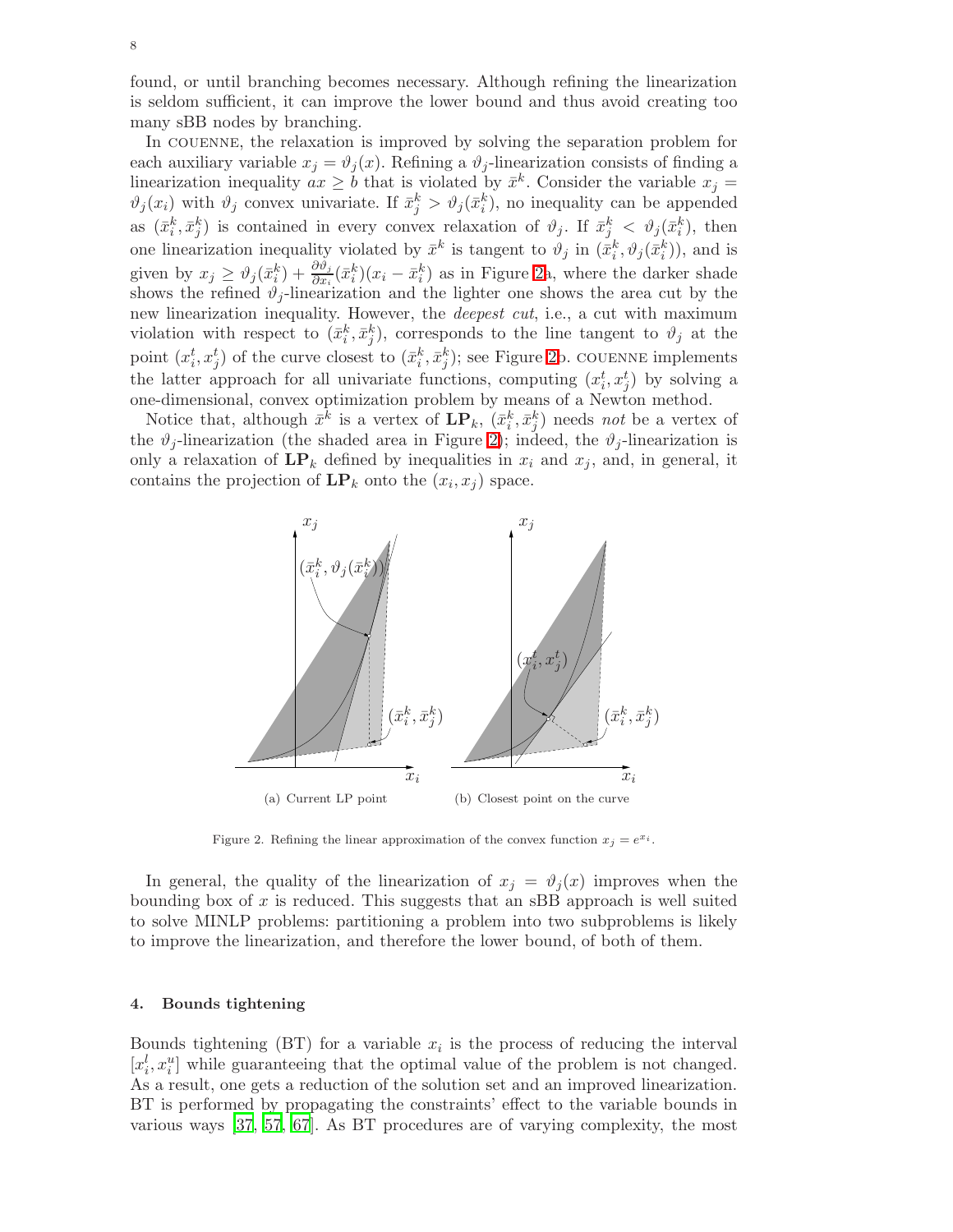found, or until branching becomes necessary. Although refining the linearization is seldom sufficient, it can improve the lower bound and thus avoid creating too many sBB nodes by branching.

In COUENNE, the relaxation is improved by solving the separation problem for each auxiliary variable $x_j = \vartheta_j(x)$. Refining a $\vartheta_j$-linearization consists of finding a linearization inequality $ax \geq b$ that is violated by $\bar{x}^k$. Consider the variable $x_j = \vartheta_j(x_i)$ with $\vartheta_j$ convex univariate. If $\bar{x}^k_j > \vartheta_j(\bar{x}^k_i)$, no inequality can be appended as $(\bar{x}^k_i, \bar{x}^k_j)$ is contained in every convex relaxation of $\vartheta_j$. If $\bar{x}^k_j < \vartheta_j(\bar{x}^k_i)$, then one linearization inequality violated by $\bar{x}^k$ is tangent to $\vartheta_j$ in $(\bar{x}^k_i, \vartheta_j(\bar{x}^k_i))$, and is given by $x_j \geq \vartheta_j(\bar{x}^k_i) + \frac{\partial \vartheta_j}{\partial x_i}(\bar{x}^k_i)(x_i - \bar{x}^k_i)$ as in Figure 2a, where the darker shade shows the refined $\vartheta_j$-linearization and the lighter one shows the area cut by the new linearization inequality. However, the *deepest cut*, i.e., a cut with maximum violation with respect to $(\bar{x}^k_i, \bar{x}^k_j)$, corresponds to the line tangent to $\vartheta_j$ at the point $(x^t_i, x^t_j)$ of the curve closest to $(\bar{x}^k_i, \bar{x}^k_j)$; see Figure 2b. COUENNE implements the latter approach for all univariate functions, computing $(x^t_i, x^t_j)$ by solving a one-dimensional, convex optimization problem by means of a Newton method.

Notice that, although $\bar{x}^k$ is a vertex of $\mathbf{LP}_k$, $(\bar{x}^k_i, \bar{x}^k_j)$ needs *not* be a vertex of the $\vartheta_j$-linearization (the shaded area in Figure 2); indeed, the $\vartheta_j$-linearization is only a relaxation of $\mathbf{LP}_k$ defined by inequalities in $x_i$ and $x_j$, and, in general, it contains the projection of $\mathbf{LP}_k$ onto the $(x_i, x_j)$ space.

(a) Current LP point (b) Closest point on the curve

Figure 2. Refining the linear approximation of the convex function $x_j = e^{x_i}$.

In general, the quality of the linearization of $x_j = \vartheta_j(x)$ improves when the bounding box of $x$ is reduced. This suggests that an sBB approach is well suited to solve MINLP problems: partitioning a problem into two subproblems is likely to improve the linearization, and therefore the lower bound, of both of them.

## 4. Bounds tightening

Bounds tightening (BT) for a variable $x_i$ is the process of reducing the interval $[x^l_i, x^u_i]$ while guaranteeing that the optimal value of the problem is not changed. As a result, one gets a reduction of the solution set and an improved linearization. BT is performed by propagating the constraints' effect to the variable bounds in various ways [37, 57, 67]. As BT procedures are of varying complexity, the most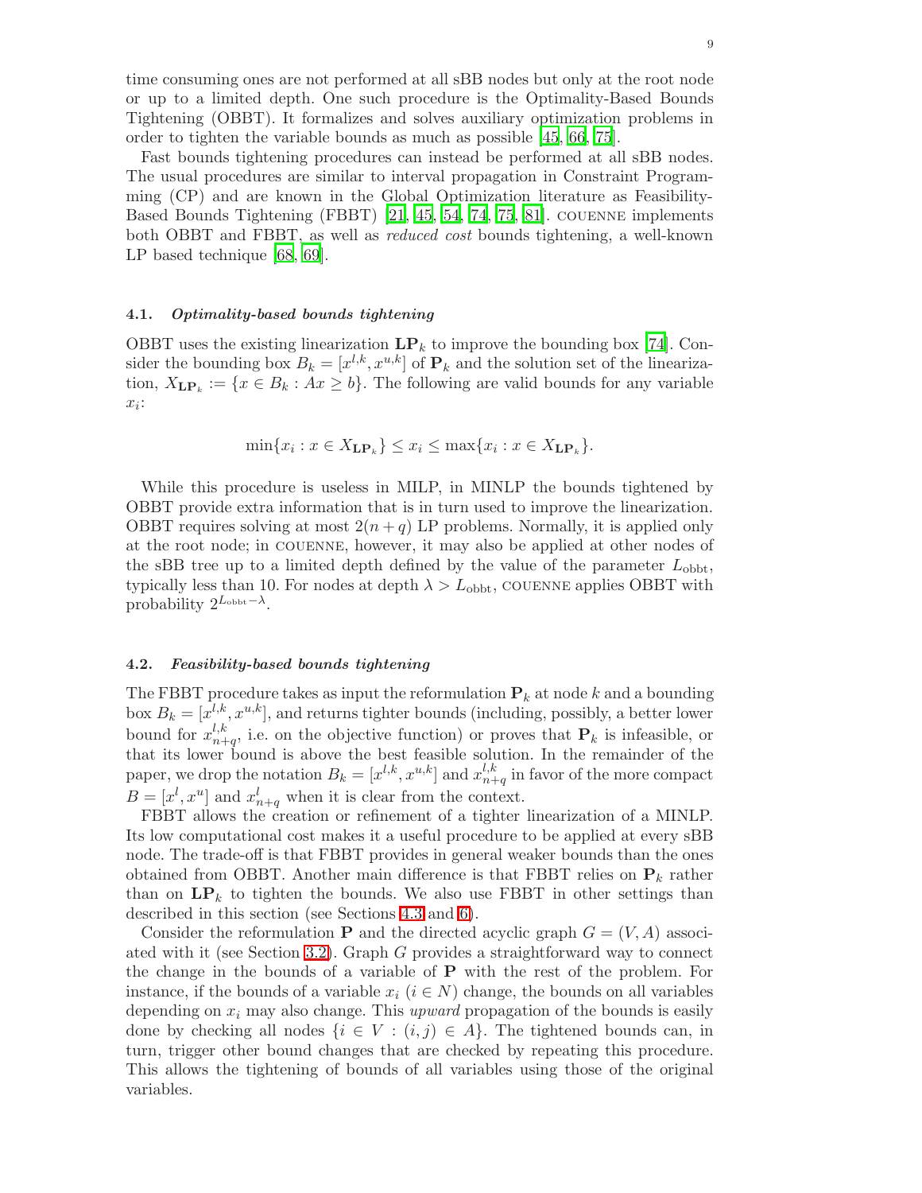time consuming ones are not performed at all sBB nodes but only at the root node or up to a limited depth. One such procedure is the Optimality-Based Bounds Tightening (OBBT). It formalizes and solves auxiliary optimization problems in order to tighten the variable bounds as much as possible [45, 66, 75].

Fast bounds tightening procedures can instead be performed at all sBB nodes. The usual procedures are similar to interval propagation in Constraint Programming (CP) and are known in the Global Optimization literature as Feasibility-Based Bounds Tightening (FBBT) [21, 45, 54, 74, 75, 81]. COUENNE implements both OBBT and FBBT, as well as *reduced cost* bounds tightening, a well-known LP based technique [68, 69].

### 4.1. *Optimality-based bounds tightening*

OBBT uses the existing linearization $\mathbf{LP}_k$ to improve the bounding box [74]. Consider the bounding box $B_k = [x^{l,k}, x^{u,k}]$ of $\mathbf{P}_k$ and the solution set of the linearization, $X_{\mathbf{LP}_k} := \{x \in B_k : Ax \geq b\}$. The following are valid bounds for any variable $x_i$:

$$\min\{x_i : x \in X_{\mathbf{LP}_k}\} \leq x_i \leq \max\{x_i : x \in X_{\mathbf{LP}_k}\}.$$

While this procedure is useless in MILP, in MINLP the bounds tightened by OBBT provide extra information that is in turn used to improve the linearization. OBBT requires solving at most $2(n+q)$ LP problems. Normally, it is applied only at the root node; in COUENNE, however, it may also be applied at other nodes of the sBB tree up to a limited depth defined by the value of the parameter $L_{\text{obbt}}$, typically less than 10. For nodes at depth $\lambda > L_{\text{obbt}}$, COUENNE applies OBBT with probability $2^{L_{\text{obbt}}-\lambda}$.

### 4.2. *Feasibility-based bounds tightening*

The FBBT procedure takes as input the reformulation $\mathbf{P}_k$ at node $k$ and a bounding box $B_k = [x^{l,k}, x^{u,k}]$, and returns tighter bounds (including, possibly, a better lower bound for $x^{l,k}_{n+q}$, i.e. on the objective function) or proves that $\mathbf{P}_k$ is infeasible, or that its lower bound is above the best feasible solution. In the remainder of the paper, we drop the notation $B_k = [x^{l,k}, x^{u,k}]$ and $x^{l,k}_{n+q}$ in favor of the more compact $B = [x^l, x^u]$ and $x^l_{n+q}$ when it is clear from the context.

FBBT allows the creation or refinement of a tighter linearization of a MINLP. Its low computational cost makes it a useful procedure to be applied at every sBB node. The trade-off is that FBBT provides in general weaker bounds than the ones obtained from OBBT. Another main difference is that FBBT relies on $\mathbf{P}_k$ rather than on $\mathbf{LP}_k$ to tighten the bounds. We also use FBBT in other settings than described in this section (see Sections 4.3 and 6).

Consider the reformulation $\mathbf{P}$ and the directed acyclic graph $G = (V, A)$ associated with it (see Section 3.2). Graph $G$ provides a straightforward way to connect the change in the bounds of a variable of $\mathbf{P}$ with the rest of the problem. For instance, if the bounds of a variable $x_i$ ($i \in N$) change, the bounds on all variables depending on $x_i$ may also change. This *upward* propagation of the bounds is easily done by checking all nodes $\{i \in V : (i, j) \in A\}$. The tightened bounds can, in turn, trigger other bound changes that are checked by repeating this procedure. This allows the tightening of bounds of all variables using those of the original variables.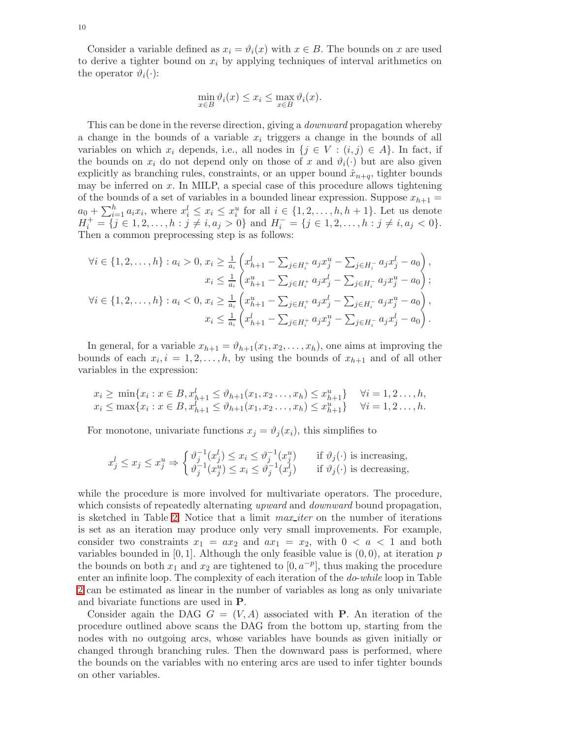Consider a variable defined as $x_i = \vartheta_i(x)$ with $x \in B$. The bounds on $x$ are used to derive a tighter bound on $x_i$ by applying techniques of interval arithmetics on the operator $\vartheta_i(\cdot)$:

$$\min_{x \in B} \vartheta_i(x) \leq x_i \leq \max_{x \in B} \vartheta_i(x).$$

This can be done in the reverse direction, giving a *downward* propagation whereby a change in the bounds of a variable $x_i$ triggers a change in the bounds of all variables on which $x_i$ depends, i.e., all nodes in $\{j \in V : (i,j) \in A\}$. In fact, if the bounds on $x_i$ do not depend only on those of $x$ and $\vartheta_i(\cdot)$ but are also given explicitly as branching rules, constraints, or an upper bound $\hat{x}_{n+q}$, tighter bounds may be inferred on $x$. In MILP, a special case of this procedure allows tightening of the bounds of a set of variables in a bounded linear expression. Suppose $x_{h+1} = a_0 + \sum_{i=1}^{h} a_i x_i$, where $x_i^l \leq x_i \leq x_i^u$ for all $i \in \{1, 2, \ldots, h, h+1\}$. Let us denote $H_i^+ = \{j \in 1, 2, \ldots, h : j \neq i, a_j > 0\}$ and $H_i^- = \{j \in 1, 2, \ldots, h : j \neq i, a_j < 0\}$. Then a common preprocessing step is as follows:

$$
\begin{aligned}
\forall i \in \{1, 2, \ldots, h\} : a_i > 0,\ & x_i \geq \tfrac{1}{a_i}\left(x_{h+1}^l - \textstyle\sum_{j \in H_i^+} a_j x_j^u - \sum_{j \in H_i^-} a_j x_j^l - a_0\right), \\
& x_i \leq \tfrac{1}{a_i}\left(x_{h+1}^u - \textstyle\sum_{j \in H_i^+} a_j x_j^l - \sum_{j \in H_i^-} a_j x_j^u - a_0\right); \\
\forall i \in \{1, 2, \ldots, h\} : a_i < 0,\ & x_i \geq \tfrac{1}{a_i}\left(x_{h+1}^u - \textstyle\sum_{j \in H_i^+} a_j x_j^l - \sum_{j \in H_i^-} a_j x_j^u - a_0\right), \\
& x_i \leq \tfrac{1}{a_i}\left(x_{h+1}^l - \textstyle\sum_{j \in H_i^+} a_j x_j^u - \sum_{j \in H_i^-} a_j x_j^l - a_0\right).
\end{aligned}
$$

In general, for a variable $x_{h+1} = \vartheta_{h+1}(x_1, x_2, \ldots, x_h)$, one aims at improving the bounds of each $x_i, i = 1, 2, \ldots, h$, by using the bounds of $x_{h+1}$ and of all other variables in the expression:

$$
\begin{aligned}
x_i &\geq \min\{x_i : x \in B, x_{h+1}^l \leq \vartheta_{h+1}(x_1, x_2 \ldots, x_h) \leq x_{h+1}^u\} \quad \forall i = 1, 2 \ldots, h, \\
x_i &\leq \max\{x_i : x \in B, x_{h+1}^l \leq \vartheta_{h+1}(x_1, x_2 \ldots, x_h) \leq x_{h+1}^u\} \quad \forall i = 1, 2 \ldots, h.
\end{aligned}
$$

For monotone, univariate functions $x_j = \vartheta_j(x_i)$, this simplifies to

$$
x_j^l \leq x_j \leq x_j^u \Rightarrow \begin{cases} \vartheta_j^{-1}(x_j^l) \leq x_i \leq \vartheta_j^{-1}(x_j^u) & \text{if } \vartheta_j(\cdot) \text{ is increasing,} \\ \vartheta_j^{-1}(x_j^u) \leq x_i \leq \vartheta_j^{-1}(x_j^l) & \text{if } \vartheta_j(\cdot) \text{ is decreasing,} \end{cases}
$$

while the procedure is more involved for multivariate operators. The procedure, which consists of repeatedly alternating *upward* and *downward* bound propagation, is sketched in Table 2. Notice that a limit *max_iter* on the number of iterations is set as an iteration may produce only very small improvements. For example, consider two constraints $x_1 = ax_2$ and $ax_1 = x_2$, with $0 < a < 1$ and both variables bounded in $[0, 1]$. Although the only feasible value is $(0, 0)$, at iteration $p$ the bounds on both $x_1$ and $x_2$ are tightened to $[0, a^{-p}]$, thus making the procedure enter an infinite loop. The complexity of each iteration of the *do-while* loop in Table 2 can be estimated as linear in the number of variables as long as only univariate and bivariate functions are used in $\mathbf{P}$.

Consider again the DAG $G = (V, A)$ associated with $\mathbf{P}$. An iteration of the procedure outlined above scans the DAG from the bottom up, starting from the nodes with no outgoing arcs, whose variables have bounds as given initially or changed through branching rules. Then the downward pass is performed, where the bounds on the variables with no entering arcs are used to infer tighter bounds on other variables.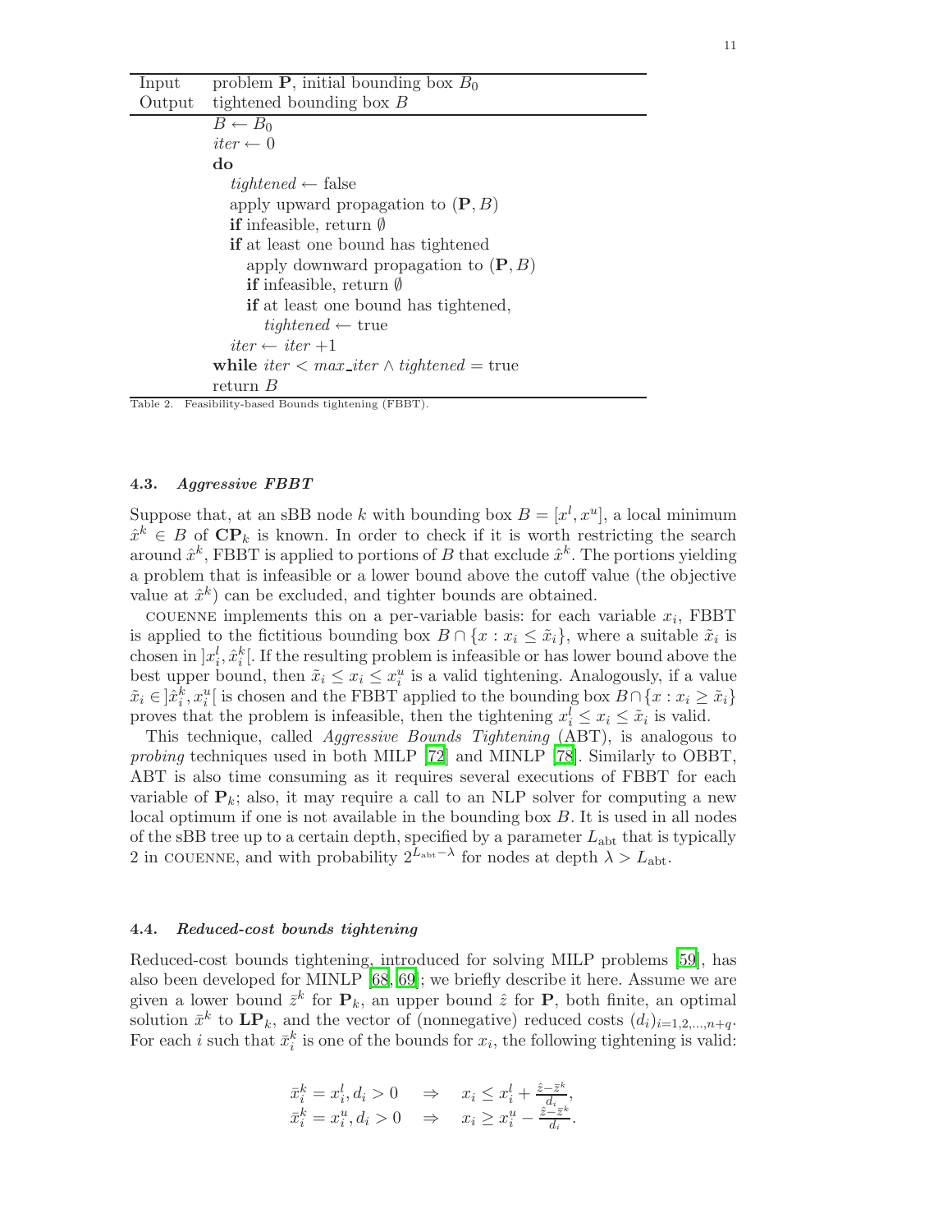| Input | problem $\mathbf{P}$, initial bounding box $B_0$ |
|---|---|
| Output | tightened bounding box $B$ |
| | $B \leftarrow B_0$ |
| | $iter \leftarrow 0$ |
| | **do** |
| | $\quad tightened \leftarrow$ false |
| | $\quad$ apply upward propagation to $(\mathbf{P}, B)$ |
| | $\quad$ **if** infeasible, return $\emptyset$ |
| | $\quad$ **if** at least one bound has tightened |
| | $\quad\quad$ apply downward propagation to $(\mathbf{P}, B)$ |
| | $\quad\quad$ **if** infeasible, return $\emptyset$ |
| | $\quad\quad$ **if** at least one bound has tightened, |
| | $\quad\quad\quad tightened \leftarrow$ true |
| | $\quad iter \leftarrow iter + 1$ |
| | **while** $iter < max\_iter \wedge tightened =$ true |
| | return $B$ |

Table 2. Feasibility-based Bounds tightening (FBBT).

### 4.3. *Aggressive FBBT*

Suppose that, at an sBB node $k$ with bounding box $B = [x^l, x^u]$, a local minimum $\hat{x}^k \in B$ of $\mathbf{CP}_k$ is known. In order to check if it is worth restricting the search around $\hat{x}^k$, FBBT is applied to portions of $B$ that exclude $\hat{x}^k$. The portions yielding a problem that is infeasible or a lower bound above the cutoff value (the objective value at $\hat{x}^k$) can be excluded, and tighter bounds are obtained.

COUENNE implements this on a per-variable basis: for each variable $x_i$, FBBT is applied to the fictitious bounding box $B \cap \{x : x_i \leq \tilde{x}_i\}$, where a suitable $\tilde{x}_i$ is chosen in $]x_i^l, \hat{x}_i^k[$. If the resulting problem is infeasible or has lower bound above the best upper bound, then $\tilde{x}_i \leq x_i \leq x_i^u$ is a valid tightening. Analogously, if a value $\tilde{x}_i \in ]\hat{x}_i^k, x_i^u[$ is chosen and the FBBT applied to the bounding box $B \cap \{x : x_i \geq \tilde{x}_i\}$ proves that the problem is infeasible, then the tightening $x_i^l \leq x_i \leq \tilde{x}_i$ is valid.

This technique, called *Aggressive Bounds Tightening* (ABT), is analogous to *probing* techniques used in both MILP [72] and MINLP [78]. Similarly to OBBT, ABT is also time consuming as it requires several executions of FBBT for each variable of $\mathbf{P}_k$; also, it may require a call to an NLP solver for computing a new local optimum if one is not available in the bounding box $B$. It is used in all nodes of the sBB tree up to a certain depth, specified by a parameter $L_{\text{abt}}$ that is typically 2 in COUENNE, and with probability $2^{L_{\text{abt}}-\lambda}$ for nodes at depth $\lambda > L_{\text{abt}}$.

### 4.4. *Reduced-cost bounds tightening*

Reduced-cost bounds tightening, introduced for solving MILP problems [59], has also been developed for MINLP [68,69]; we briefly describe it here. Assume we are given a lower bound $\bar{z}^k$ for $\mathbf{P}_k$, an upper bound $\hat{z}$ for $\mathbf{P}$, both finite, an optimal solution $\bar{x}^k$ to $\mathbf{LP}_k$, and the vector of (nonnegative) reduced costs $(d_i)_{i=1,2,\dots,n+q}$. For each $i$ such that $\bar{x}_i^k$ is one of the bounds for $x_i$, the following tightening is valid:

$$
\begin{array}{lll}
\bar{x}_i^k = x_i^l, d_i > 0 & \Rightarrow & x_i \leq x_i^l + \frac{\hat{z} - \bar{z}^k}{d_i}, \\
\bar{x}_i^k = x_i^u, d_i > 0 & \Rightarrow & x_i \geq x_i^u - \frac{\hat{z} - \bar{z}^k}{d_i}.
\end{array}
$$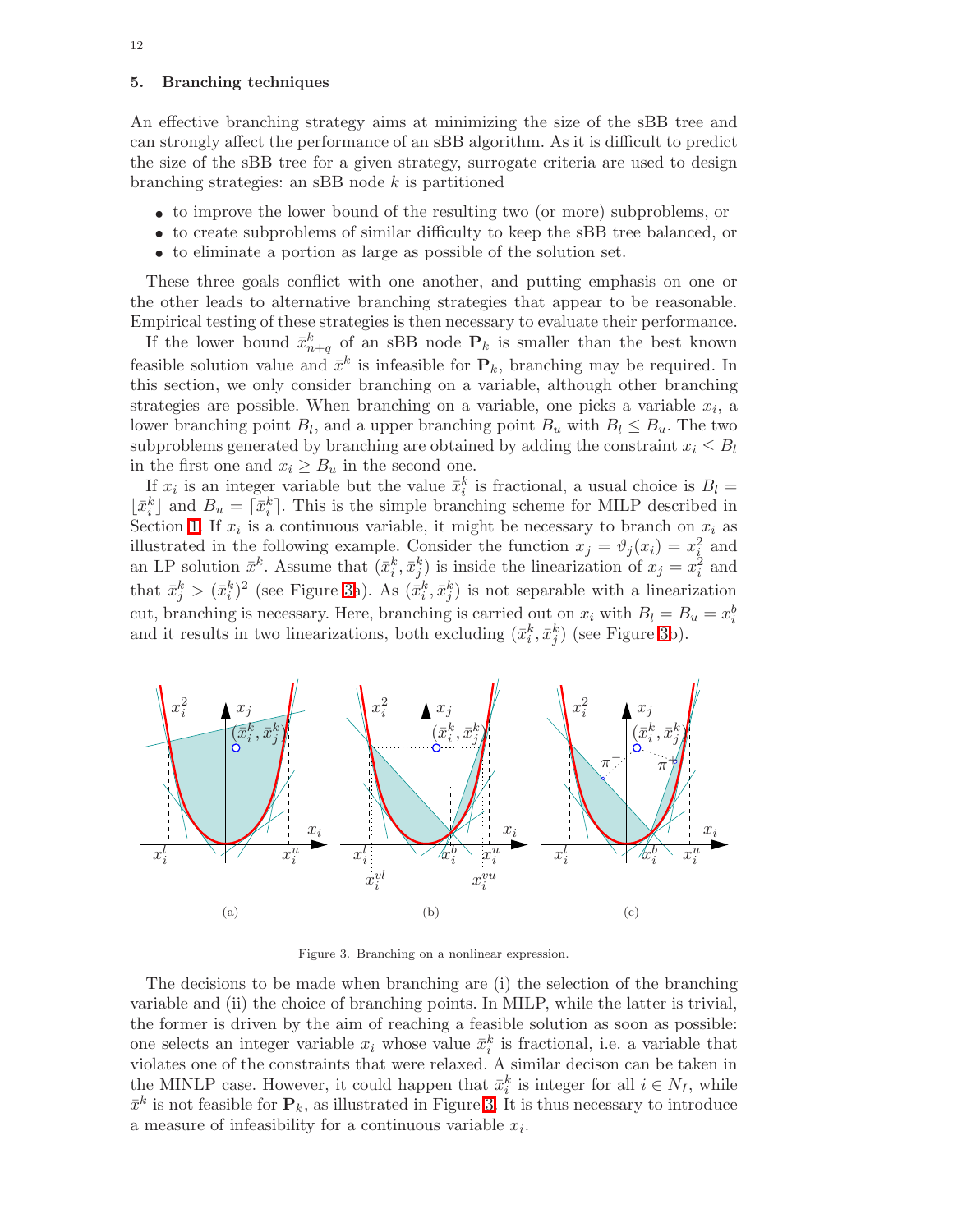## 5. Branching techniques

An effective branching strategy aims at minimizing the size of the sBB tree and can strongly affect the performance of an sBB algorithm. As it is difficult to predict the size of the sBB tree for a given strategy, surrogate criteria are used to design branching strategies: an sBB node $k$ is partitioned

- to improve the lower bound of the resulting two (or more) subproblems, or
- to create subproblems of similar difficulty to keep the sBB tree balanced, or
- to eliminate a portion as large as possible of the solution set.

These three goals conflict with one another, and putting emphasis on one or the other leads to alternative branching strategies that appear to be reasonable. Empirical testing of these strategies is then necessary to evaluate their performance.

If the lower bound $\bar{x}^k_{n+q}$ of an sBB node $\mathbf{P}_k$ is smaller than the best known feasible solution value and $\bar{x}^k$ is infeasible for $\mathbf{P}_k$, branching may be required. In this section, we only consider branching on a variable, although other branching strategies are possible. When branching on a variable, one picks a variable $x_i$, a lower branching point $B_l$, and a upper branching point $B_u$ with $B_l \leq B_u$. The two subproblems generated by branching are obtained by adding the constraint $x_i \leq B_l$ in the first one and $x_i \geq B_u$ in the second one.

If $x_i$ is an integer variable but the value $\bar{x}^k_i$ is fractional, a usual choice is $B_l = \lfloor \bar{x}^k_i \rfloor$ and $B_u = \lceil \bar{x}^k_i \rceil$. This is the simple branching scheme for MILP described in Section 1. If $x_i$ is a continuous variable, it might be necessary to branch on $x_i$ as illustrated in the following example. Consider the function $x_j = \vartheta_j(x_i) = x_i^2$ and an LP solution $\bar{x}^k$. Assume that $(\bar{x}^k_i, \bar{x}^k_j)$ is inside the linearization of $x_j = x_i^2$ and that $\bar{x}^k_j > (\bar{x}^k_i)^2$ (see Figure 3a). As $(\bar{x}^k_i, \bar{x}^k_j)$ is not separable with a linearization cut, branching is necessary. Here, branching is carried out on $x_i$ with $B_l = B_u = x^b_i$ and it results in two linearizations, both excluding $(\bar{x}^k_i, \bar{x}^k_j)$ (see Figure 3b).

(a) (b) (c)

Figure 3. Branching on a nonlinear expression.

The decisions to be made when branching are (i) the selection of the branching variable and (ii) the choice of branching points. In MILP, while the latter is trivial, the former is driven by the aim of reaching a feasible solution as soon as possible: one selects an integer variable $x_i$ whose value $\bar{x}^k_i$ is fractional, i.e. a variable that violates one of the constraints that were relaxed. A similar decison can be taken in the MINLP case. However, it could happen that $\bar{x}^k_i$ is integer for all $i \in N_I$, while $\bar{x}^k$ is not feasible for $\mathbf{P}_k$, as illustrated in Figure 3. It is thus necessary to introduce a measure of infeasibility for a continuous variable $x_i$.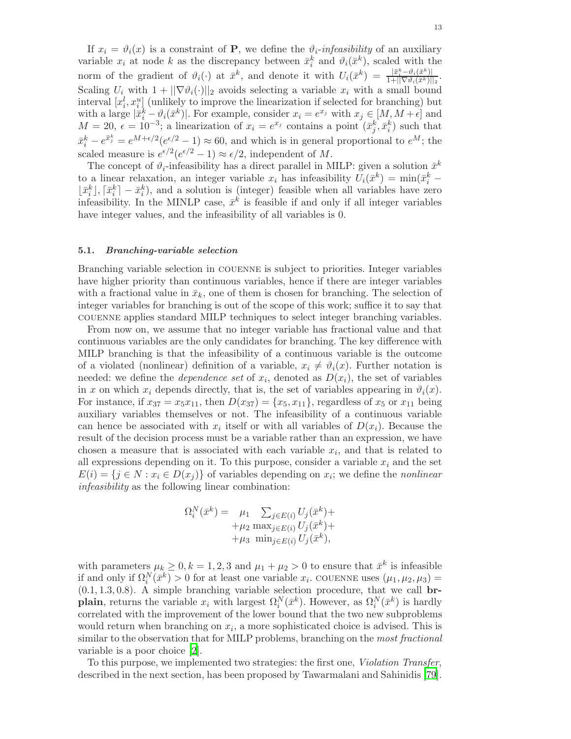If $x_i = \vartheta_i(x)$ is a constraint of $\mathbf{P}$, we define the $\vartheta_i$*-infeasibility* of an auxiliary variable $x_i$ at node $k$ as the discrepancy between $\bar{x}_i^k$ and $\vartheta_i(\bar{x}^k)$, scaled with the norm of the gradient of $\vartheta_i(\cdot)$ at $\bar{x}^k$, and denote it with $U_i(\bar{x}^k) = \frac{|\bar{x}_i^k - \vartheta_i(\bar{x}^k)|}{1+||\nabla\vartheta_i(\bar{x}^k)||_2}$. Scaling $U_i$ with $1 + ||\nabla\vartheta_i(\cdot)||_2$ avoids selecting a variable $x_i$ with a small bound interval $[x_i^l, x_i^u]$ (unlikely to improve the linearization if selected for branching) but with a large $|\bar{x}_i^k - \vartheta_i(\bar{x}^k)|$. For example, consider $x_i = e^{x_j}$ with $x_j \in [M, M+\epsilon]$ and $M = 20$, $\epsilon = 10^{-3}$; a linearization of $x_i = e^{x_j}$ contains a point $(\bar{x}_j^k, \bar{x}_i^k)$ such that $\bar{x}_i^k - e^{\bar{x}_j^k} = e^{M+\epsilon/2}(e^{\epsilon/2} - 1) \approx 60$, and which is in general proportional to $e^M$; the scaled measure is $e^{\epsilon/2}(e^{\epsilon/2} - 1) \approx \epsilon/2$, independent of $M$.

The concept of $\vartheta_i$-infeasibility has a direct parallel in MILP: given a solution $\bar{x}^k$ to a linear relaxation, an integer variable $x_i$ has infeasibility $U_i(\bar{x}^k) = \min(\bar{x}_i^k - \lfloor \bar{x}_i^k \rfloor, \lceil \bar{x}_i^k \rceil - \bar{x}_i^k)$, and a solution is (integer) feasible when all variables have zero infeasibility. In the MINLP case, $\bar{x}^k$ is feasible if and only if all integer variables have integer values, and the infeasibility of all variables is 0.

### 5.1. *Branching-variable selection*

Branching variable selection in COUENNE is subject to priorities. Integer variables have higher priority than continuous variables, hence if there are integer variables with a fractional value in $\bar{x}_k$, one of them is chosen for branching. The selection of integer variables for branching is out of the scope of this work; suffice it to say that COUENNE applies standard MILP techniques to select integer branching variables.

From now on, we assume that no integer variable has fractional value and that continuous variables are the only candidates for branching. The key difference with MILP branching is that the infeasibility of a continuous variable is the outcome of a violated (nonlinear) definition of a variable, $x_i \neq \vartheta_i(x)$. Further notation is needed: we define the *dependence set* of $x_i$, denoted as $D(x_i)$, the set of variables in $x$ on which $x_i$ depends directly, that is, the set of variables appearing in $\vartheta_i(x)$. For instance, if $x_{37} = x_5 x_{11}$, then $D(x_{37}) = \{x_5, x_{11}\}$, regardless of $x_5$ or $x_{11}$ being auxiliary variables themselves or not. The infeasibility of a continuous variable can hence be associated with $x_i$ itself or with all variables of $D(x_i)$. Because the result of the decision process must be a variable rather than an expression, we have chosen a measure that is associated with each variable $x_i$, and that is related to all expressions depending on it. To this purpose, consider a variable $x_i$ and the set $E(i) = \{j \in N : x_i \in D(x_j)\}$ of variables depending on $x_i$; we define the *nonlinear infeasibility* as the following linear combination:

$$
\begin{aligned}
\Omega_i^N(\bar{x}^k) = \quad & \mu_1 \quad \textstyle\sum_{j\in E(i)} U_j(\bar{x}^k) + \\
& + \mu_2 \max_{j\in E(i)} U_j(\bar{x}^k) + \\
& + \mu_3 \ \min_{j\in E(i)} U_j(\bar{x}^k),
\end{aligned}
$$

with parameters $\mu_k \geq 0, k = 1, 2, 3$ and $\mu_1 + \mu_2 > 0$ to ensure that $\bar{x}^k$ is infeasible if and only if $\Omega_i^N(\bar{x}^k) > 0$ for at least one variable $x_i$. COUENNE uses $(\mu_1, \mu_2, \mu_3) = (0.1, 1.3, 0.8)$. A simple branching variable selection procedure, that we call **br-plain**, returns the variable $x_i$ with largest $\Omega_i^N(\bar{x}^k)$. However, as $\Omega_i^N(\bar{x}^k)$ is hardly correlated with the improvement of the lower bound that the two new subproblems would return when branching on $x_i$, a more sophisticated choice is advised. This is similar to the observation that for MILP problems, branching on the *most fractional* variable is a poor choice [2].

To this purpose, we implemented two strategies: the first one, *Violation Transfer*, described in the next section, has been proposed by Tawarmalani and Sahinidis [79].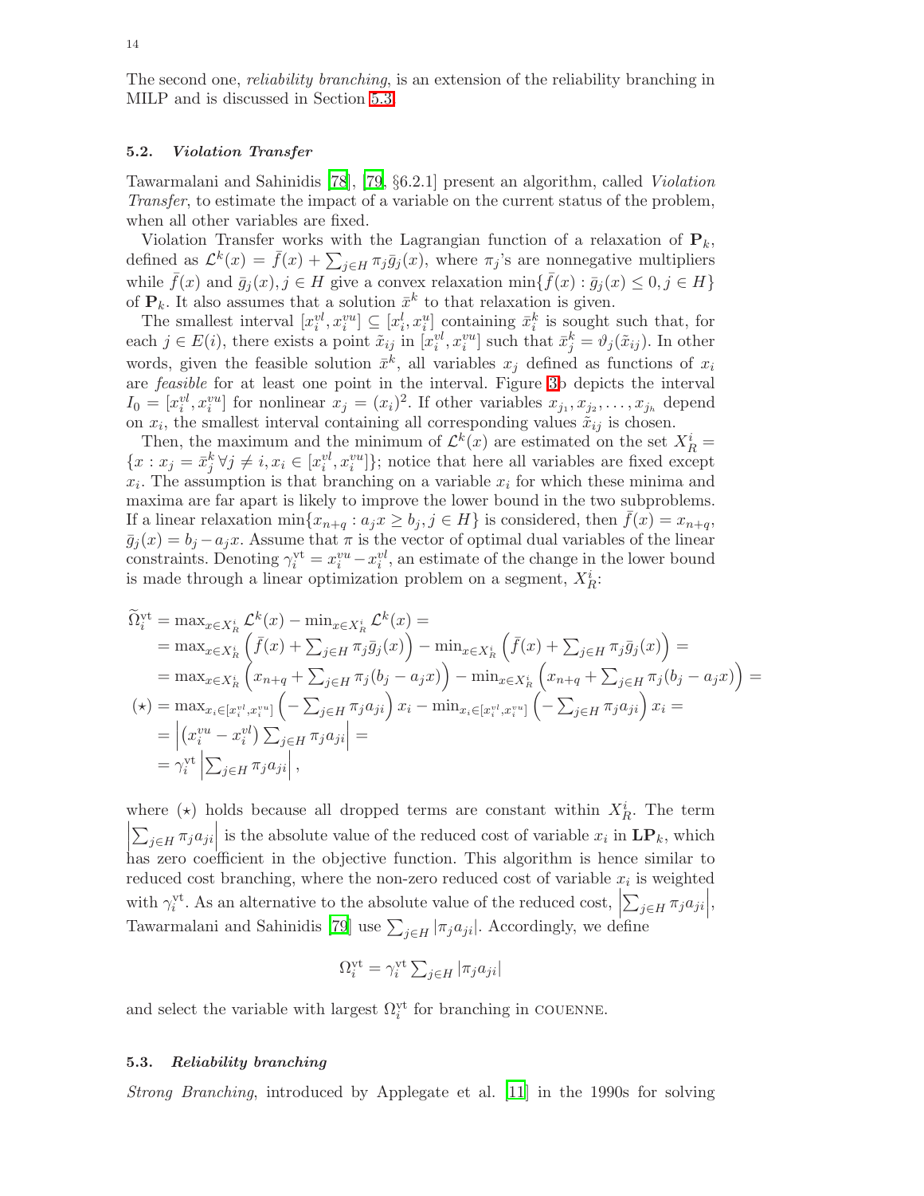The second one, *reliability branching*, is an extension of the reliability branching in MILP and is discussed in Section 5.3.

### 5.2. *Violation Transfer*

Tawarmalani and Sahinidis [78], [79, §6.2.1] present an algorithm, called *Violation Transfer*, to estimate the impact of a variable on the current status of the problem, when all other variables are fixed.

Violation Transfer works with the Lagrangian function of a relaxation of $\mathbf{P}_k$, defined as $\mathcal{L}^k(x) = \bar{f}(x) + \sum_{j \in H} \pi_j \bar{g}_j(x)$, where $\pi_j$'s are nonnegative multipliers while $\bar{f}(x)$ and $\bar{g}_j(x), j \in H$ give a convex relaxation $\min\{\bar{f}(x) : \bar{g}_j(x) \leq 0, j \in H\}$ of $\mathbf{P}_k$. It also assumes that a solution $\bar{x}^k$ to that relaxation is given.

The smallest interval $[x_i^{vl}, x_i^{vu}] \subseteq [x_i^l, x_i^u]$ containing $\bar{x}_i^k$ is sought such that, for each $j \in E(i)$, there exists a point $\tilde{x}_{ij}$ in $[x_i^{vl}, x_i^{vu}]$ such that $\bar{x}_j^k = \vartheta_j(\tilde{x}_{ij})$. In other words, given the feasible solution $\bar{x}^k$, all variables $x_j$ defined as functions of $x_i$ are *feasible* for at least one point in the interval. Figure 3b depicts the interval $I_0 = [x_i^{vl}, x_i^{vu}]$ for nonlinear $x_j = (x_i)^2$. If other variables $x_{j_1}, x_{j_2}, \ldots, x_{j_h}$ depend on $x_i$, the smallest interval containing all corresponding values $\tilde{x}_{ij}$ is chosen.

Then, the maximum and the minimum of $\mathcal{L}^k(x)$ are estimated on the set $X_R^i = \{x : x_j = \bar{x}_j^k \, \forall j \neq i, x_i \in [x_i^{vl}, x_i^{vu}]\}$; notice that here all variables are fixed except $x_i$. The assumption is that branching on a variable $x_i$ for which these minima and maxima are far apart is likely to improve the lower bound in the two subproblems. If a linear relaxation $\min\{x_{n+q} : a_j x \geq b_j, j \in H\}$ is considered, then $\bar{f}(x) = x_{n+q}$, $\bar{g}_j(x) = b_j - a_j x$. Assume that $\pi$ is the vector of optimal dual variables of the linear constraints. Denoting $\gamma_i^{\text{vt}} = x_i^{vu} - x_i^{vl}$, an estimate of the change in the lower bound is made through a linear optimization problem on a segment, $X_R^i$:

$$
\begin{aligned}
\widetilde{\Omega}_i^{\text{vt}} &= \max_{x \in X_R^i} \mathcal{L}^k(x) - \min_{x \in X_R^i} \mathcal{L}^k(x) = \\
&= \max_{x \in X_R^i} \left( \bar{f}(x) + \textstyle\sum_{j \in H} \pi_j \bar{g}_j(x) \right) - \min_{x \in X_R^i} \left( \bar{f}(x) + \textstyle\sum_{j \in H} \pi_j \bar{g}_j(x) \right) = \\
&= \max_{x \in X_R^i} \left( x_{n+q} + \textstyle\sum_{j \in H} \pi_j (b_j - a_j x) \right) - \min_{x \in X_R^i} \left( x_{n+q} + \textstyle\sum_{j \in H} \pi_j (b_j - a_j x) \right) = \\
(\star) &= \max_{x_i \in [x_i^{vl}, x_i^{vu}]} \left( - \textstyle\sum_{j \in H} \pi_j a_{ji} \right) x_i - \min_{x_i \in [x_i^{vl}, x_i^{vu}]} \left( - \textstyle\sum_{j \in H} \pi_j a_{ji} \right) x_i = \\
&= \left| \left( x_i^{vu} - x_i^{vl} \right) \textstyle\sum_{j \in H} \pi_j a_{ji} \right| = \\
&= \gamma_i^{\text{vt}} \left| \textstyle\sum_{j \in H} \pi_j a_{ji} \right|,
\end{aligned}
$$

where $(\star)$ holds because all dropped terms are constant within $X_R^i$. The term $\left| \sum_{j \in H} \pi_j a_{ji} \right|$ is the absolute value of the reduced cost of variable $x_i$ in $\mathbf{LP}_k$, which has zero coefficient in the objective function. This algorithm is hence similar to reduced cost branching, where the non-zero reduced cost of variable $x_i$ is weighted with $\gamma_i^{\text{vt}}$. As an alternative to the absolute value of the reduced cost, $\left| \sum_{j \in H} \pi_j a_{ji} \right|$, Tawarmalani and Sahinidis [79] use $\sum_{j \in H} |\pi_j a_{ji}|$. Accordingly, we define

$$
\Omega_i^{\text{vt}} = \gamma_i^{\text{vt}} \textstyle\sum_{j \in H} |\pi_j a_{ji}|
$$

and select the variable with largest $\Omega_i^{\text{vt}}$ for branching in COUENNE.

### 5.3. *Reliability branching*

*Strong Branching*, introduced by Applegate et al. [11] in the 1990s for solving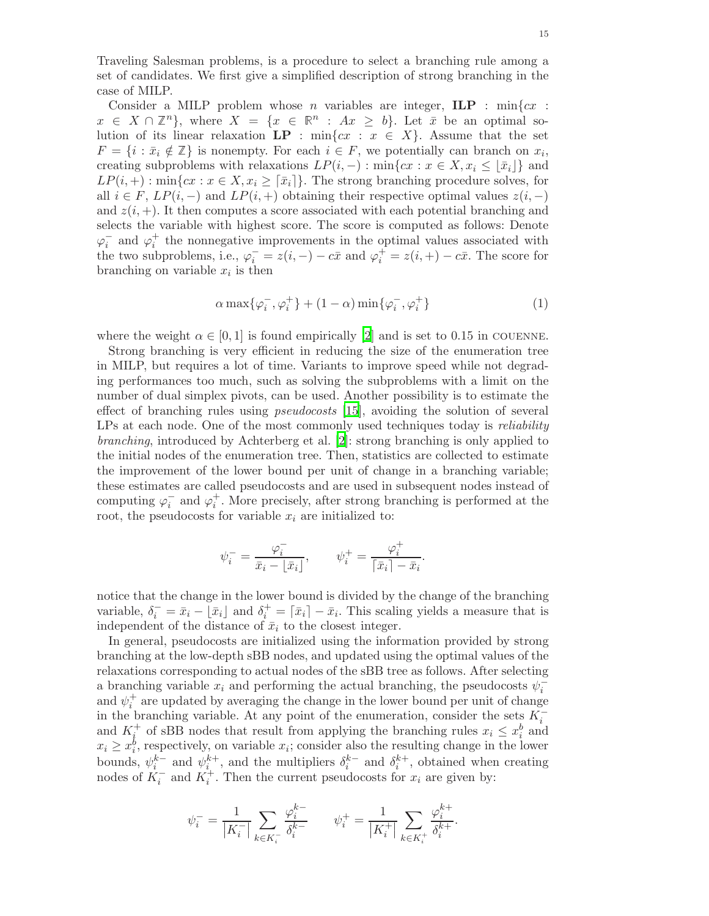Traveling Salesman problems, is a procedure to select a branching rule among a set of candidates. We first give a simplified description of strong branching in the case of MILP.

Consider a MILP problem whose $n$ variables are integer, **ILP** : $\min\{cx : x \in X \cap \mathbb{Z}^n\}$, where $X = \{x \in \mathbb{R}^n : Ax \geq b\}$. Let $\bar{x}$ be an optimal solution of its linear relaxation **LP** : $\min\{cx : x \in X\}$. Assume that the set $F = \{i : \bar{x}_i \notin \mathbb{Z}\}$ is nonempty. For each $i \in F$, we potentially can branch on $x_i$, creating subproblems with relaxations $LP(i,-) : \min\{cx : x \in X, x_i \leq \lfloor \bar{x}_i \rfloor\}$ and $LP(i,+) : \min\{cx : x \in X, x_i \geq \lceil \bar{x}_i \rceil\}$. The strong branching procedure solves, for all $i \in F$, $LP(i,-)$ and $LP(i,+)$ obtaining their respective optimal values $z(i,-)$ and $z(i,+)$. It then computes a score associated with each potential branching and selects the variable with highest score. The score is computed as follows: Denote $\varphi_i^-$ and $\varphi_i^+$ the nonnegative improvements in the optimal values associated with the two subproblems, i.e., $\varphi_i^- = z(i,-) - c\bar{x}$ and $\varphi_i^+ = z(i,+) - c\bar{x}$. The score for branching on variable $x_i$ is then

$$\alpha \max\{\varphi_i^-, \varphi_i^+\} + (1-\alpha)\min\{\varphi_i^-, \varphi_i^+\} \tag{1}$$

where the weight $\alpha \in [0,1]$ is found empirically [2] and is set to 0.15 in COUENNE.

Strong branching is very efficient in reducing the size of the enumeration tree in MILP, but requires a lot of time. Variants to improve speed while not degrading performances too much, such as solving the subproblems with a limit on the number of dual simplex pivots, can be used. Another possibility is to estimate the effect of branching rules using *pseudocosts* [15], avoiding the solution of several LPs at each node. One of the most commonly used techniques today is *reliability branching*, introduced by Achterberg et al. [2]: strong branching is only applied to the initial nodes of the enumeration tree. Then, statistics are collected to estimate the improvement of the lower bound per unit of change in a branching variable; these estimates are called pseudocosts and are used in subsequent nodes instead of computing $\varphi_i^-$ and $\varphi_i^+$. More precisely, after strong branching is performed at the root, the pseudocosts for variable $x_i$ are initialized to:

$$\psi_i^- = \frac{\varphi_i^-}{\bar{x}_i - \lfloor \bar{x}_i \rfloor}, \qquad \psi_i^+ = \frac{\varphi_i^+}{\lceil \bar{x}_i \rceil - \bar{x}_i}.$$

notice that the change in the lower bound is divided by the change of the branching variable, $\delta_i^- = \bar{x}_i - \lfloor \bar{x}_i \rfloor$ and $\delta_i^+ = \lceil \bar{x}_i \rceil - \bar{x}_i$. This scaling yields a measure that is independent of the distance of $\bar{x}_i$ to the closest integer.

In general, pseudocosts are initialized using the information provided by strong branching at the low-depth sBB nodes, and updated using the optimal values of the relaxations corresponding to actual nodes of the sBB tree as follows. After selecting a branching variable $x_i$ and performing the actual branching, the pseudocosts $\psi_i^-$ and $\psi_i^+$ are updated by averaging the change in the lower bound per unit of change in the branching variable. At any point of the enumeration, consider the sets $K_i^-$ and $K_i^+$ of sBB nodes that result from applying the branching rules $x_i \leq x_i^b$ and $x_i \geq x_i^b$, respectively, on variable $x_i$; consider also the resulting change in the lower bounds, $\psi_i^{k-}$ and $\psi_i^{k+}$, and the multipliers $\delta_i^{k-}$ and $\delta_i^{k+}$, obtained when creating nodes of $K_i^-$ and $K_i^+$. Then the current pseudocosts for $x_i$ are given by:

$$\psi_i^- = \frac{1}{|K_i^-|} \sum_{k \in K_i^-} \frac{\varphi_i^{k-}}{\delta_i^{k-}} \qquad \psi_i^+ = \frac{1}{|K_i^+|} \sum_{k \in K_i^+} \frac{\varphi_i^{k+}}{\delta_i^{k+}}.$$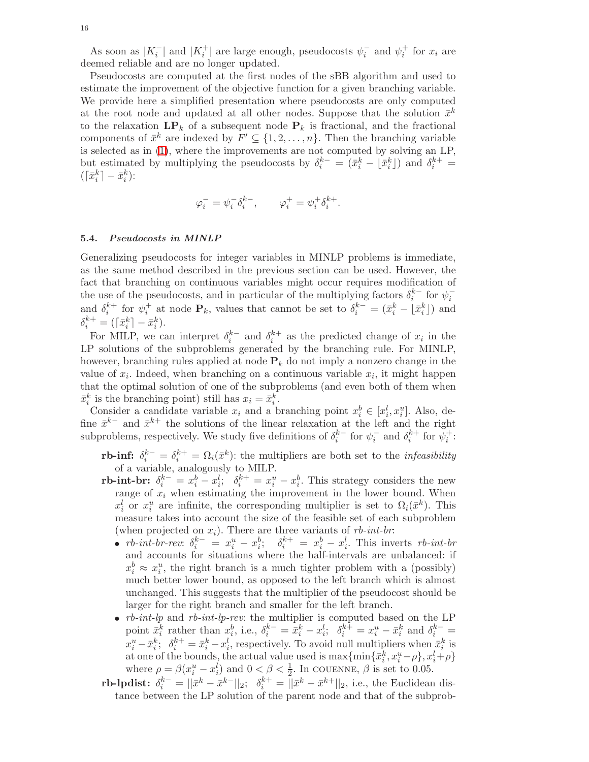As soon as $|K_i^-|$ and $|K_i^+|$ are large enough, pseudocosts $\psi_i^-$ and $\psi_i^+$ for $x_i$ are deemed reliable and are no longer updated.

Pseudocosts are computed at the first nodes of the sBB algorithm and used to estimate the improvement of the objective function for a given branching variable. We provide here a simplified presentation where pseudocosts are only computed at the root node and updated at all other nodes. Suppose that the solution $\bar{x}^k$ to the relaxation $\mathbf{LP}_k$ of a subsequent node $\mathbf{P}_k$ is fractional, and the fractional components of $\bar{x}^k$ are indexed by $F' \subseteq \{1, 2, \ldots, n\}$. Then the branching variable is selected as in (1), where the improvements are not computed by solving an LP, but estimated by multiplying the pseudocosts by $\delta_i^{k-} = (\bar{x}_i^k - \lfloor \bar{x}_i^k \rfloor)$ and $\delta_i^{k+} = (\lceil \bar{x}_i^k \rceil - \bar{x}_i^k)$:

$$\varphi_i^- = \psi_i^- \delta_i^{k-}, \qquad \varphi_i^+ = \psi_i^+ \delta_i^{k+}.$$

### 5.4. *Pseudocosts in MINLP*

Generalizing pseudocosts for integer variables in MINLP problems is immediate, as the same method described in the previous section can be used. However, the fact that branching on continuous variables might occur requires modification of the use of the pseudocosts, and in particular of the multiplying factors $\delta_i^{k-}$ for $\psi_i^-$ and $\delta_i^{k+}$ for $\psi_i^+$ at node $\mathbf{P}_k$, values that cannot be set to $\delta_i^{k-} = (\bar{x}_i^k - \lfloor \bar{x}_i^k \rfloor)$ and $\delta_i^{k+} = (\lceil \bar{x}_i^k \rceil - \bar{x}_i^k)$.

For MILP, we can interpret $\delta_i^{k-}$ and $\delta_i^{k+}$ as the predicted change of $x_i$ in the LP solutions of the subproblems generated by the branching rule. For MINLP, however, branching rules applied at node $\mathbf{P}_k$ do not imply a nonzero change in the value of $x_i$. Indeed, when branching on a continuous variable $x_i$, it might happen that the optimal solution of one of the subproblems (and even both of them when $\bar{x}_i^k$ is the branching point) still has $x_i = \bar{x}_i^k$.

Consider a candidate variable $x_i$ and a branching point $x_i^b \in [x_i^l, x_i^u]$. Also, define $\bar{x}^{k-}$ and $\bar{x}^{k+}$ the solutions of the linear relaxation at the left and the right subproblems, respectively. We study five definitions of $\delta_i^{k-}$ for $\psi_i^-$ and $\delta_i^{k+}$ for $\psi_i^+$:

**rb-inf:** $\delta_i^{k-} = \delta_i^{k+} = \Omega_i(\bar{x}^k)$: the multipliers are both set to the *infeasibility* of a variable, analogously to MILP.

**rb-int-br:** $\delta_i^{k-} = x_i^b - x_i^l$; $\delta_i^{k+} = x_i^u - x_i^b$. This strategy considers the new range of $x_i$ when estimating the improvement in the lower bound. When $x_i^l$ or $x_i^u$ are infinite, the corresponding multiplier is set to $\Omega_i(\bar{x}^k)$. This measure takes into account the size of the feasible set of each subproblem (when projected on $x_i$). There are three variants of *rb-int-br*:

- *rb-int-br-rev*: $\delta_i^{k-} = x_i^u - x_i^b$; $\delta_i^{k+} = x_i^b - x_i^l$. This inverts *rb-int-br* and accounts for situations where the half-intervals are unbalanced: if $x_i^b \approx x_i^u$, the right branch is a much tighter problem with a (possibly) much better lower bound, as opposed to the left branch which is almost unchanged. This suggests that the multiplier of the pseudocost should be larger for the right branch and smaller for the left branch.
- *rb-int-lp* and *rb-int-lp-rev*: the multiplier is computed based on the LP point $\bar{x}_i^k$ rather than $x_i^b$, i.e., $\delta_i^{k-} = \bar{x}_i^k - x_i^l$; $\delta_i^{k+} = x_i^u - \bar{x}_i^k$ and $\delta_i^{k-} = x_i^u - \bar{x}_i^k$; $\delta_i^{k+} = \bar{x}_i^k - x_i^l$, respectively. To avoid null multipliers when $\bar{x}_i^k$ is at one of the bounds, the actual value used is $\max\{\min\{\bar{x}_i^k, x_i^u - \rho\}, x_i^l + \rho\}$ where $\rho = \beta(x_i^u - x_i^l)$ and $0 < \beta < \frac{1}{2}$. In COUENNE, $\beta$ is set to 0.05.

**rb-lpdist:** $\delta_i^{k-} = ||\bar{x}^k - \bar{x}^{k-}||_2$; $\delta_i^{k+} = ||\bar{x}^k - \bar{x}^{k+}||_2$, i.e., the Euclidean distance between the LP solution of the parent node and that of the subprob-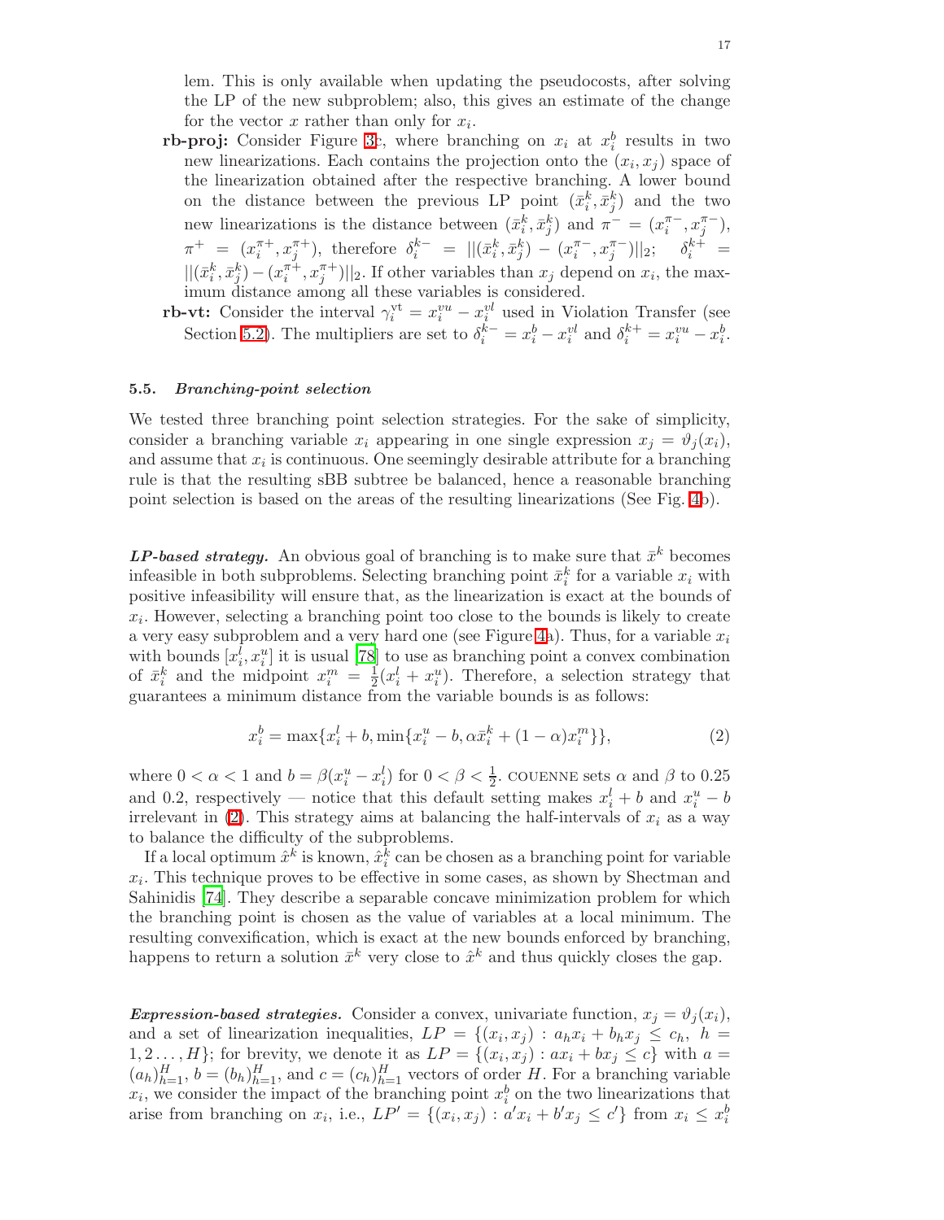lem. This is only available when updating the pseudocosts, after solving the LP of the new subproblem; also, this gives an estimate of the change for the vector $x$ rather than only for $x_i$.

- **rb-proj:** Consider Figure 3c, where branching on $x_i$ at $x_i^b$ results in two new linearizations. Each contains the projection onto the $(x_i, x_j)$ space of the linearization obtained after the respective branching. A lower bound on the distance between the previous LP point $(\bar{x}_i^k, \bar{x}_j^k)$ and the two new linearizations is the distance between $(\bar{x}_i^k, \bar{x}_j^k)$ and $\pi^- = (x_i^{\pi-}, x_j^{\pi-})$, $\pi^+ = (x_i^{\pi+}, x_j^{\pi+})$, therefore $\delta_i^{k-} = ||(\bar{x}_i^k, \bar{x}_j^k) - (x_i^{\pi-}, x_j^{\pi-})||_2$; $\delta_i^{k+} = ||(\bar{x}_i^k, \bar{x}_j^k) - (x_i^{\pi+}, x_j^{\pi+})||_2$. If other variables than $x_j$ depend on $x_i$, the maximum distance among all these variables is considered.
- **rb-vt:** Consider the interval $\gamma_i^{\text{vt}} = x_i^{vu} - x_i^{vl}$ used in Violation Transfer (see Section 5.2). The multipliers are set to $\delta_i^{k-} = x_i^b - x_i^{vl}$ and $\delta_i^{k+} = x_i^{vu} - x_i^b$.

### 5.5. *Branching-point selection*

We tested three branching point selection strategies. For the sake of simplicity, consider a branching variable $x_i$ appearing in one single expression $x_j = \vartheta_j(x_i)$, and assume that $x_i$ is continuous. One seemingly desirable attribute for a branching rule is that the resulting sBB subtree be balanced, hence a reasonable branching point selection is based on the areas of the resulting linearizations (See Fig. 4b).

***LP-based strategy.*** An obvious goal of branching is to make sure that $\bar{x}^k$ becomes infeasible in both subproblems. Selecting branching point $\bar{x}_i^k$ for a variable $x_i$ with positive infeasibility will ensure that, as the linearization is exact at the bounds of $x_i$. However, selecting a branching point too close to the bounds is likely to create a very easy subproblem and a very hard one (see Figure 4a). Thus, for a variable $x_i$ with bounds $[x_i^l, x_i^u]$ it is usual [78] to use as branching point a convex combination of $\bar{x}_i^k$ and the midpoint $x_i^m = \frac{1}{2}(x_i^l + x_i^u)$. Therefore, a selection strategy that guarantees a minimum distance from the variable bounds is as follows:

$$x_i^b = \max\{x_i^l + b, \min\{x_i^u - b, \alpha\bar{x}_i^k + (1-\alpha)x_i^m\}\}, \tag{2}$$

where $0 < \alpha < 1$ and $b = \beta(x_i^u - x_i^l)$ for $0 < \beta < \frac{1}{2}$. COUENNE sets $\alpha$ and $\beta$ to 0.25 and 0.2, respectively — notice that this default setting makes $x_i^l + b$ and $x_i^u - b$ irrelevant in (2). This strategy aims at balancing the half-intervals of $x_i$ as a way to balance the difficulty of the subproblems.

If a local optimum $\hat{x}^k$ is known, $\hat{x}_i^k$ can be chosen as a branching point for variable $x_i$. This technique proves to be effective in some cases, as shown by Shectman and Sahinidis [74]. They describe a separable concave minimization problem for which the branching point is chosen as the value of variables at a local minimum. The resulting convexification, which is exact at the new bounds enforced by branching, happens to return a solution $\bar{x}^k$ very close to $\hat{x}^k$ and thus quickly closes the gap.

***Expression-based strategies.*** Consider a convex, univariate function, $x_j = \vartheta_j(x_i)$, and a set of linearization inequalities, $LP = \{(x_i, x_j) : a_h x_i + b_h x_j \leq c_h,\ h = 1, 2 \ldots, H\}$; for brevity, we denote it as $LP = \{(x_i, x_j) : ax_i + bx_j \leq c\}$ with $a = (a_h)_{h=1}^H$, $b = (b_h)_{h=1}^H$, and $c = (c_h)_{h=1}^H$ vectors of order $H$. For a branching variable $x_i$, we consider the impact of the branching point $x_i^b$ on the two linearizations that arise from branching on $x_i$, i.e., $LP' = \{(x_i, x_j) : a'x_i + b'x_j \leq c'\}$ from $x_i \leq x_i^b$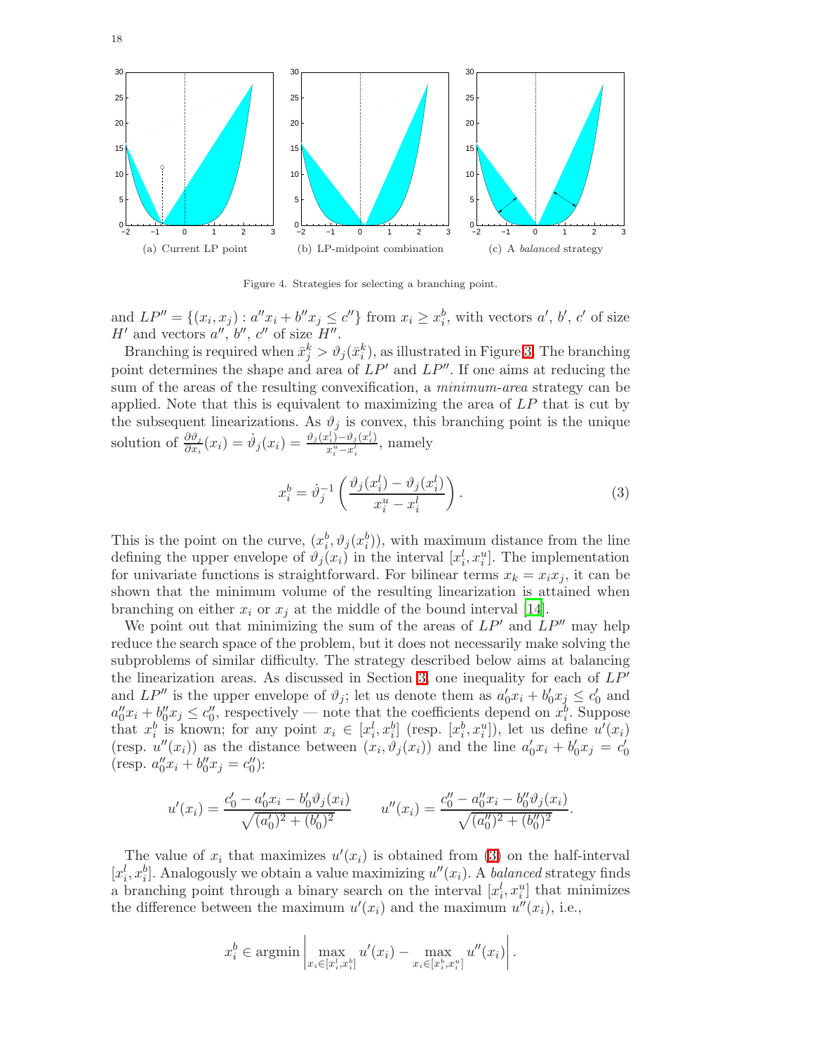(a) Current LP point

(b) LP-midpoint combination

(c) A *balanced* strategy

Figure 4. Strategies for selecting a branching point.

and $LP'' = \{(x_i, x_j) : a''x_i + b''x_j \leq c''\}$ from $x_i \geq x_i^b$, with vectors $a'$, $b'$, $c'$ of size $H'$ and vectors $a''$, $b''$, $c''$ of size $H''$.

Branching is required when $\bar{x}_j^k > \vartheta_j(\bar{x}_i^k)$, as illustrated in Figure 3. The branching point determines the shape and area of $LP'$ and $LP''$. If one aims at reducing the sum of the areas of the resulting convexification, a *minimum-area* strategy can be applied. Note that this is equivalent to maximizing the area of $LP$ that is cut by the subsequent linearizations. As $\vartheta_j$ is convex, this branching point is the unique solution of $\frac{\partial \vartheta_j}{\partial x_i}(x_i) = \dot{\vartheta}_j(x_i) = \frac{\vartheta_j(x_i^l) - \vartheta_j(x_i^l)}{x_i^u - x_i^l}$, namely

$$x_i^b = \dot{\vartheta}_j^{-1}\left(\frac{\vartheta_j(x_i^l) - \vartheta_j(x_i^l)}{x_i^u - x_i^l}\right). \tag{3}$$

This is the point on the curve, $(x_i^b, \vartheta_j(x_i^b))$, with maximum distance from the line defining the upper envelope of $\vartheta_j(x_i)$ in the interval $[x_i^l, x_i^u]$. The implementation for univariate functions is straightforward. For bilinear terms $x_k = x_i x_j$, it can be shown that the minimum volume of the resulting linearization is attained when branching on either $x_i$ or $x_j$ at the middle of the bound interval [14].

We point out that minimizing the sum of the areas of $LP'$ and $LP''$ may help reduce the search space of the problem, but it does not necessarily make solving the subproblems of similar difficulty. The strategy described below aims at balancing the linearization areas. As discussed in Section 3, one inequality for each of $LP'$ and $LP''$ is the upper envelope of $\vartheta_j$; let us denote them as $a_0'x_i + b_0'x_j \leq c_0'$ and $a_0''x_i + b_0''x_j \leq c_0''$, respectively — note that the coefficients depend on $x_i^b$. Suppose that $x_i^b$ is known; for any point $x_i \in [x_i^l, x_i^b]$ (resp. $[x_i^b, x_i^u]$), let us define $u'(x_i)$ (resp. $u''(x_i)$) as the distance between $(x_i, \vartheta_j(x_i))$ and the line $a_0'x_i + b_0'x_j = c_0'$ (resp. $a_0''x_i + b_0''x_j = c_0''$):

$$u'(x_i) = \frac{c_0' - a_0'x_i - b_0'\vartheta_j(x_i)}{\sqrt{(a_0')^2 + (b_0')^2}} \qquad u''(x_i) = \frac{c_0'' - a_0''x_i - b_0''\vartheta_j(x_i)}{\sqrt{(a_0'')^2 + (b_0'')^2}}.$$

The value of $x_i$ that maximizes $u'(x_i)$ is obtained from (3) on the half-interval $[x_i^l, x_i^b]$. Analogously we obtain a value maximizing $u''(x_i)$. A *balanced* strategy finds a branching point through a binary search on the interval $[x_i^l, x_i^u]$ that minimizes the difference between the maximum $u'(x_i)$ and the maximum $u''(x_i)$, i.e.,

$$x_i^b \in \operatorname{argmin} \left| \max_{x_i \in [x_i^l, x_i^b]} u'(x_i) - \max_{x_i \in [x_i^b, x_i^u]} u''(x_i) \right|.$$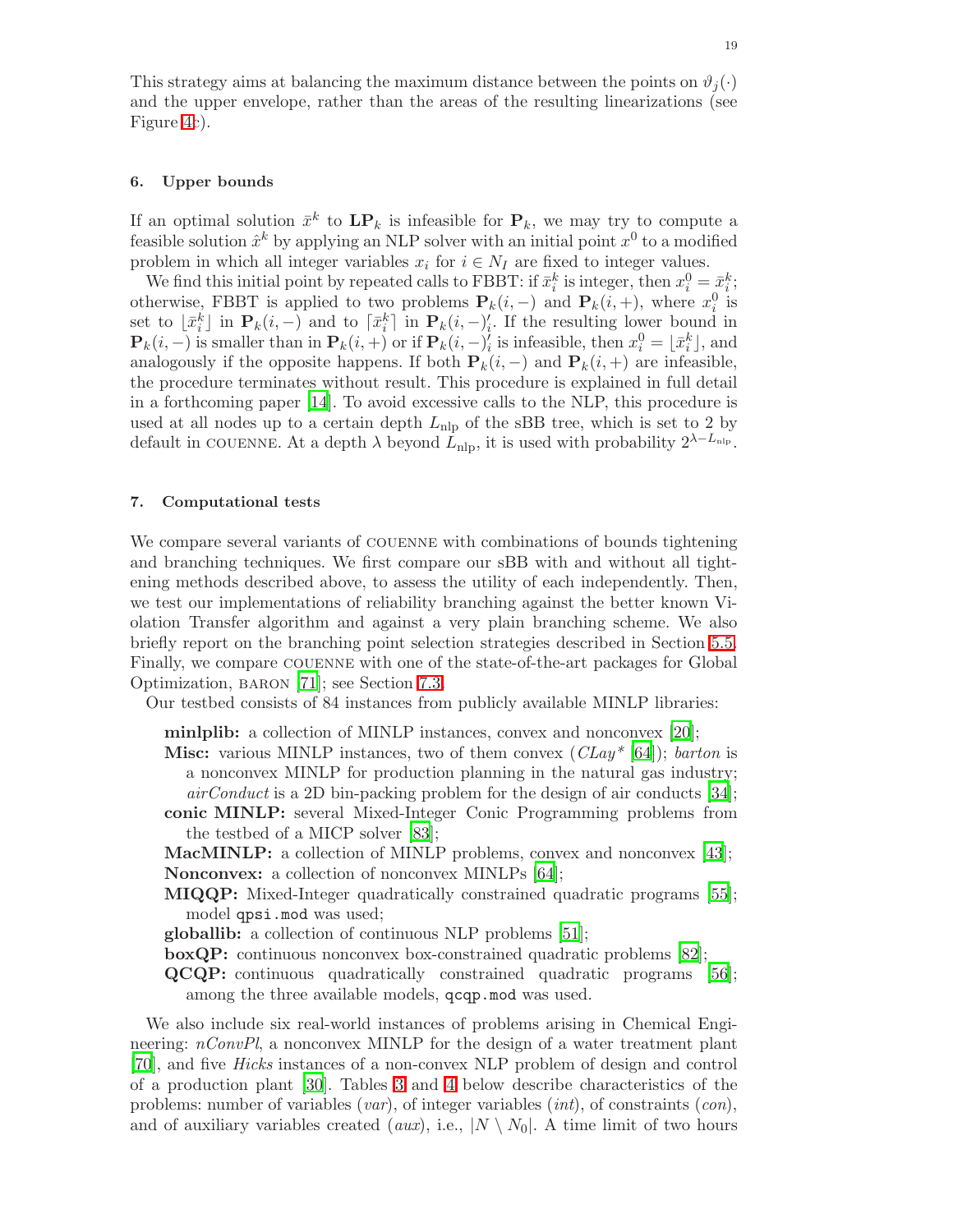This strategy aims at balancing the maximum distance between the points on $\vartheta_j(\cdot)$ and the upper envelope, rather than the areas of the resulting linearizations (see Figure 4c).

## 6. Upper bounds

If an optimal solution $\bar{x}^k$ to $\mathbf{LP}_k$ is infeasible for $\mathbf{P}_k$, we may try to compute a feasible solution $\hat{x}^k$ by applying an NLP solver with an initial point $x^0$ to a modified problem in which all integer variables $x_i$ for $i \in N_I$ are fixed to integer values.

We find this initial point by repeated calls to FBBT: if $\bar{x}_i^k$ is integer, then $x_i^0 = \bar{x}_i^k$; otherwise, FBBT is applied to two problems $\mathbf{P}_k(i,-)$ and $\mathbf{P}_k(i,+)$, where $x_i^0$ is set to $\lfloor \bar{x}_i^k \rfloor$ in $\mathbf{P}_k(i,-)$ and to $\lceil \bar{x}_i^k \rceil$ in $\mathbf{P}_k(i,-)_i'$. If the resulting lower bound in $\mathbf{P}_k(i,-)$ is smaller than in $\mathbf{P}_k(i,+)$ or if $\mathbf{P}_k(i,-)_i'$ is infeasible, then $x_i^0 = \lfloor \bar{x}_i^k \rfloor$, and analogously if the opposite happens. If both $\mathbf{P}_k(i,-)$ and $\mathbf{P}_k(i,+)$ are infeasible, the procedure terminates without result. This procedure is explained in full detail in a forthcoming paper [14]. To avoid excessive calls to the NLP, this procedure is used at all nodes up to a certain depth $L_{\text{nlp}}$ of the sBB tree, which is set to 2 by default in COUENNE. At a depth $\lambda$ beyond $L_{\text{nlp}}$, it is used with probability $2^{\lambda - L_{\text{nlp}}}$.

## 7. Computational tests

We compare several variants of COUENNE with combinations of bounds tightening and branching techniques. We first compare our sBB with and without all tightening methods described above, to assess the utility of each independently. Then, we test our implementations of reliability branching against the better known Violation Transfer algorithm and against a very plain branching scheme. We also briefly report on the branching point selection strategies described in Section 5.5. Finally, we compare COUENNE with one of the state-of-the-art packages for Global Optimization, BARON [71]; see Section 7.3.

Our testbed consists of 84 instances from publicly available MINLP libraries:

- **minlplib:** a collection of MINLP instances, convex and nonconvex [20];
- **Misc:** various MINLP instances, two of them convex (*CLay\** [64]); *barton* is a nonconvex MINLP for production planning in the natural gas industry; *airConduct* is a 2D bin-packing problem for the design of air conducts [34];
- **conic MINLP:** several Mixed-Integer Conic Programming problems from the testbed of a MICP solver [83];
- **MacMINLP:** a collection of MINLP problems, convex and nonconvex [43];
- **Nonconvex:** a collection of nonconvex MINLPs [64];
- **MIQQP:** Mixed-Integer quadratically constrained quadratic programs [55]; model `qpsi.mod` was used;
- **globallib:** a collection of continuous NLP problems [51];
- **boxQP:** continuous nonconvex box-constrained quadratic problems [82];
- **QCQP:** continuous quadratically constrained quadratic programs [56]; among the three available models, `qcqp.mod` was used.

We also include six real-world instances of problems arising in Chemical Engineering: *nConvPl*, a nonconvex MINLP for the design of a water treatment plant [70], and five *Hicks* instances of a non-convex NLP problem of design and control of a production plant [30]. Tables 3 and 4 below describe characteristics of the problems: number of variables (*var*), of integer variables (*int*), of constraints (*con*), and of auxiliary variables created (*aux*), i.e., $|N \setminus N_0|$. A time limit of two hours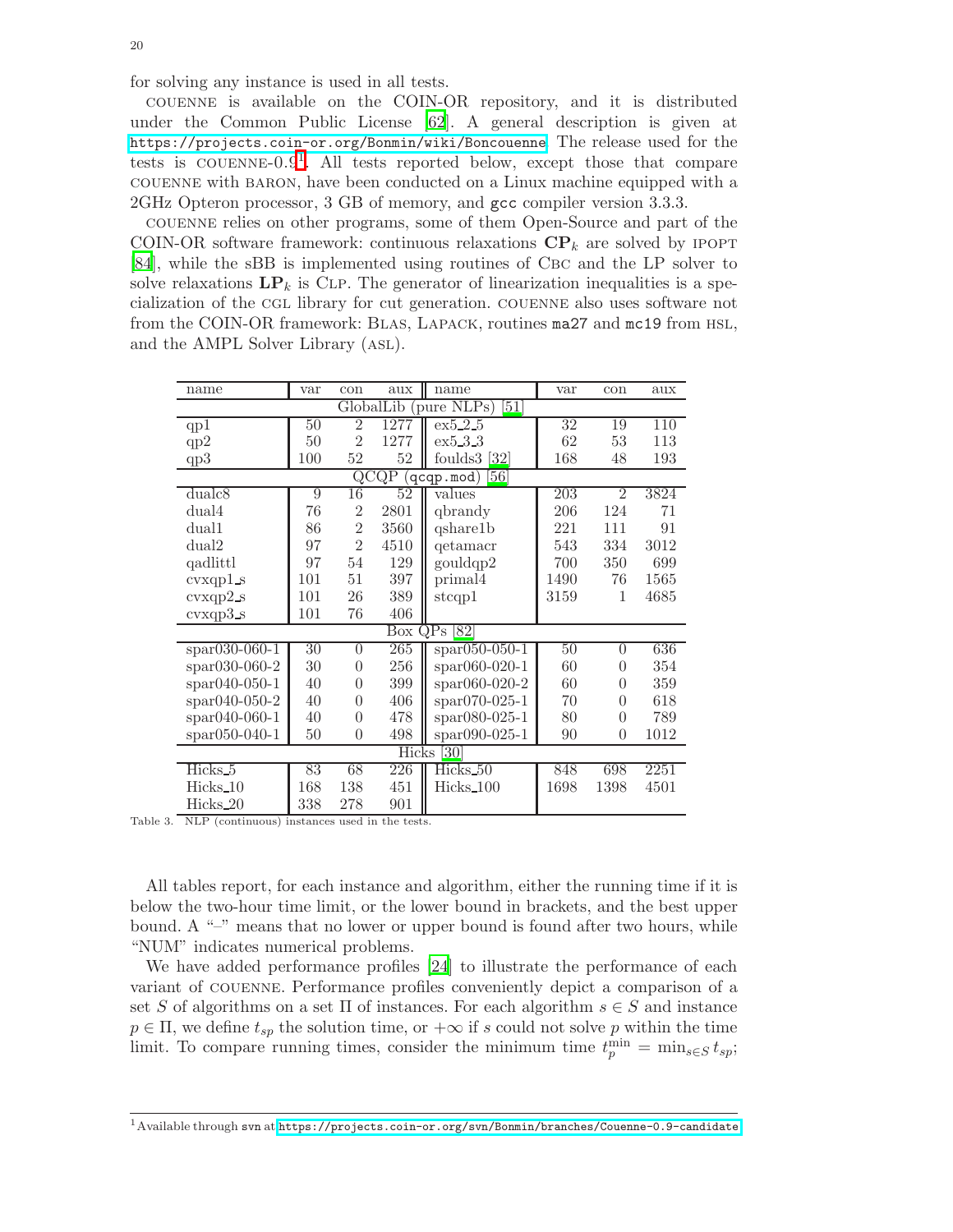for solving any instance is used in all tests.

COUENNE is available on the COIN-OR repository, and it is distributed under the Common Public License [62]. A general description is given at https://projects.coin-or.org/Bonmin/wiki/Boncouenne. The release used for the tests is COUENNE-0.9[1]. All tests reported below, except those that compare COUENNE with BARON, have been conducted on a Linux machine equipped with a 2GHz Opteron processor, 3 GB of memory, and gcc compiler version 3.3.3.

COUENNE relies on other programs, some of them Open-Source and part of the COIN-OR software framework: continuous relaxations $\mathbf{CP}_k$ are solved by IPOPT [84], while the sBB is implemented using routines of CBC and the LP solver to solve relaxations $\mathbf{LP}_k$ is CLP. The generator of linearization inequalities is a specialization of the CGL library for cut generation. COUENNE also uses software not from the COIN-OR framework: BLAS, LAPACK, routines ma27 and mc19 from HSL, and the AMPL Solver Library (ASL).

| name | var | con | aux | name | var | con | aux |
|---|---|---|---|---|---|---|---|
| GlobalLib (pure NLPs) [51] | | | | | | | |
| qp1 | 50 | 2 | 1277 | ex5_2_5 | 32 | 19 | 110 |
| qp2 | 50 | 2 | 1277 | ex5_3_3 | 62 | 53 | 113 |
| qp3 | 100 | 52 | 52 | foulds3 [32] | 168 | 48 | 193 |
| QCQP (qcqp.mod) [56] | | | | | | | |
| dualc8 | 9 | 16 | 52 | values | 203 | 2 | 3824 |
| dual4 | 76 | 2 | 2801 | qbrandy | 206 | 124 | 71 |
| dual1 | 86 | 2 | 3560 | qshare1b | 221 | 111 | 91 |
| dual2 | 97 | 2 | 4510 | qetamacr | 543 | 334 | 3012 |
| qadlittl | 97 | 54 | 129 | gouldqp2 | 700 | 350 | 699 |
| cvxqp1_s | 101 | 51 | 397 | primal4 | 1490 | 76 | 1565 |
| cvxqp2_s | 101 | 26 | 389 | stcqp1 | 3159 | 1 | 4685 |
| cvxqp3_s | 101 | 76 | 406 | | | | |
| Box QPs [82] | | | | | | | |
| spar030-060-1 | 30 | 0 | 265 | spar050-050-1 | 50 | 0 | 636 |
| spar030-060-2 | 30 | 0 | 256 | spar060-020-1 | 60 | 0 | 354 |
| spar040-050-1 | 40 | 0 | 399 | spar060-020-2 | 60 | 0 | 359 |
| spar040-050-2 | 40 | 0 | 406 | spar070-025-1 | 70 | 0 | 618 |
| spar040-060-1 | 40 | 0 | 478 | spar080-025-1 | 80 | 0 | 789 |
| spar050-040-1 | 50 | 0 | 498 | spar090-025-1 | 90 | 0 | 1012 |
| Hicks [30] | | | | | | | |
| Hicks_5 | 83 | 68 | 226 | Hicks_50 | 848 | 698 | 2251 |
| Hicks_10 | 168 | 138 | 451 | Hicks_100 | 1698 | 1398 | 4501 |
| Hicks_20 | 338 | 278 | 901 | | | | |

Table 3. NLP (continuous) instances used in the tests.

All tables report, for each instance and algorithm, either the running time if it is below the two-hour time limit, or the lower bound in brackets, and the best upper bound. A "–" means that no lower or upper bound is found after two hours, while "NUM" indicates numerical problems.

We have added performance profiles [24] to illustrate the performance of each variant of COUENNE. Performance profiles conveniently depict a comparison of a set $S$ of algorithms on a set $\Pi$ of instances. For each algorithm $s \in S$ and instance $p \in \Pi$, we define $t_{sp}$ the solution time, or $+\infty$ if $s$ could not solve $p$ within the time limit. To compare running times, consider the minimum time $t_p^{\min} = \min_{s \in S} t_{sp}$;

[1] Available through svn at https://projects.coin-or.org/svn/Bonmin/branches/Couenne-0.9-candidate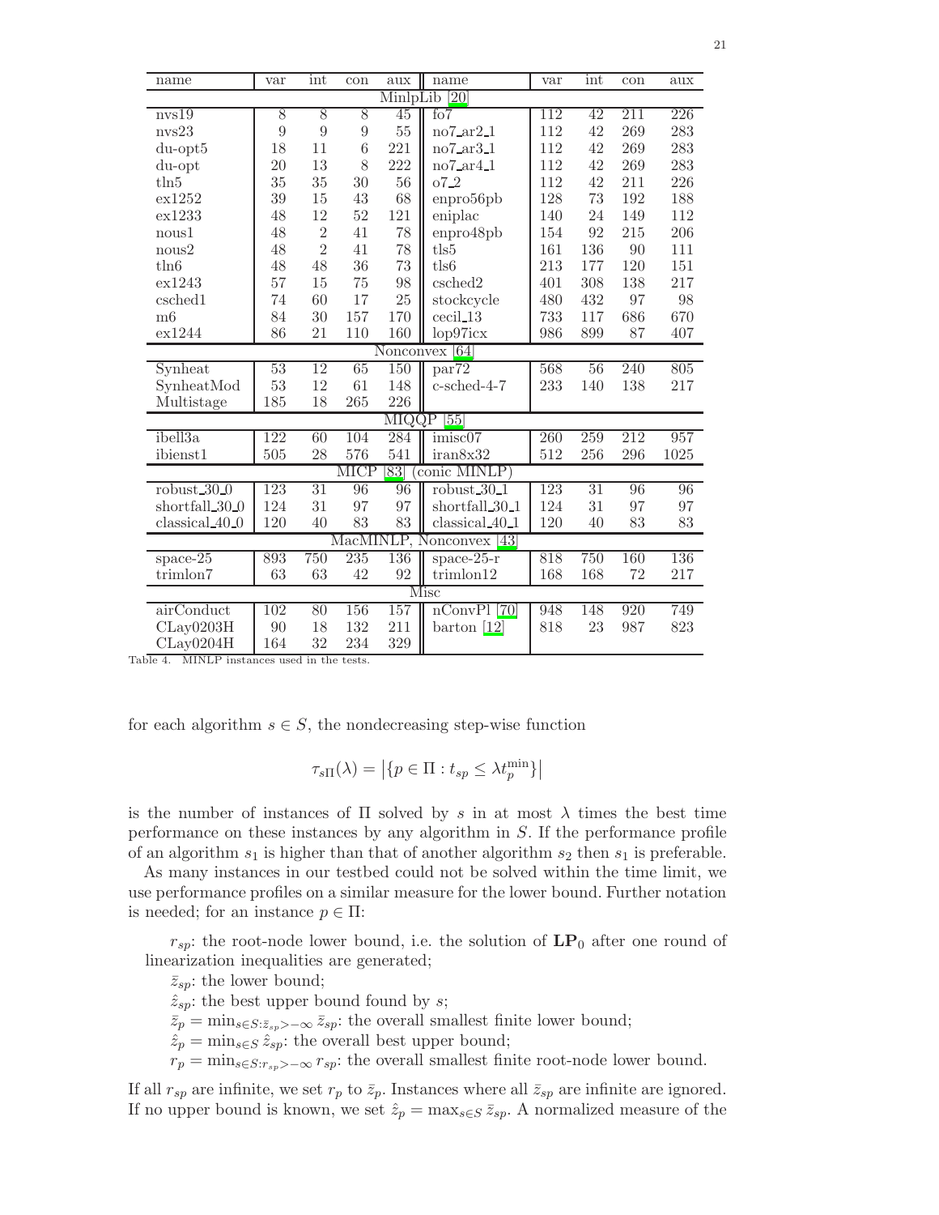| name | var | int | con | aux | name | var | int | con | aux |
|---|---|---|---|---|---|---|---|---|---|
| MinlpLib [20] | | | | | | | | | |
| nvs19 | 8 | 8 | 8 | 45 | fo7 | 112 | 42 | 211 | 226 |
| nvs23 | 9 | 9 | 9 | 55 | no7_ar2_1 | 112 | 42 | 269 | 283 |
| du-opt5 | 18 | 11 | 6 | 221 | no7_ar3_1 | 112 | 42 | 269 | 283 |
| du-opt | 20 | 13 | 8 | 222 | no7_ar4_1 | 112 | 42 | 269 | 283 |
| tln5 | 35 | 35 | 30 | 56 | o7_2 | 112 | 42 | 211 | 226 |
| ex1252 | 39 | 15 | 43 | 68 | enpro56pb | 128 | 73 | 192 | 188 |
| ex1233 | 48 | 12 | 52 | 121 | eniplac | 140 | 24 | 149 | 112 |
| nous1 | 48 | 2 | 41 | 78 | enpro48pb | 154 | 92 | 215 | 206 |
| nous2 | 48 | 2 | 41 | 78 | tls5 | 161 | 136 | 90 | 111 |
| tln6 | 48 | 48 | 36 | 73 | tls6 | 213 | 177 | 120 | 151 |
| ex1243 | 57 | 15 | 75 | 98 | csched2 | 401 | 308 | 138 | 217 |
| csched1 | 74 | 60 | 17 | 25 | stockcycle | 480 | 432 | 97 | 98 |
| m6 | 84 | 30 | 157 | 170 | cecil_13 | 733 | 117 | 686 | 670 |
| ex1244 | 86 | 21 | 110 | 160 | lop97icx | 986 | 899 | 87 | 407 |
| Nonconvex [64] | | | | | | | | | |
| Synheat | 53 | 12 | 65 | 150 | par72 | 568 | 56 | 240 | 805 |
| SynheatMod | 53 | 12 | 61 | 148 | c-sched-4-7 | 233 | 140 | 138 | 217 |
| Multistage | 185 | 18 | 265 | 226 | | | | | |
| MIQQP [55] | | | | | | | | | |
| ibell3a | 122 | 60 | 104 | 284 | imisc07 | 260 | 259 | 212 | 957 |
| ibienst1 | 505 | 28 | 576 | 541 | iran8x32 | 512 | 256 | 296 | 1025 |
| MICP [83] (conic MINLP) | | | | | | | | | |
| robust_30_0 | 123 | 31 | 96 | 96 | robust_30_1 | 123 | 31 | 96 | 96 |
| shortfall_30_0 | 124 | 31 | 97 | 97 | shortfall_30_1 | 124 | 31 | 97 | 97 |
| classical_40_0 | 120 | 40 | 83 | 83 | classical_40_1 | 120 | 40 | 83 | 83 |
| MacMINLP, Nonconvex [43] | | | | | | | | | |
| space-25 | 893 | 750 | 235 | 136 | space-25-r | 818 | 750 | 160 | 136 |
| trimlon7 | 63 | 63 | 42 | 92 | trimlon12 | 168 | 168 | 72 | 217 |
| Misc | | | | | | | | | |
| airConduct | 102 | 80 | 156 | 157 | nConvPl [70] | 948 | 148 | 920 | 749 |
| CLay0203H | 90 | 18 | 132 | 211 | barton [12] | 818 | 23 | 987 | 823 |
| CLay0204H | 164 | 32 | 234 | 329 | | | | | |

Table 4. MINLP instances used in the tests.

for each algorithm $s \in S$, the nondecreasing step-wise function

$$\tau_{s\Pi}(\lambda) = \left|\{p \in \Pi : t_{sp} \leq \lambda t_p^{\min}\}\right|$$

is the number of instances of $\Pi$ solved by $s$ in at most $\lambda$ times the best time performance on these instances by any algorithm in $S$. If the performance profile of an algorithm $s_1$ is higher than that of another algorithm $s_2$ then $s_1$ is preferable.

As many instances in our testbed could not be solved within the time limit, we use performance profiles on a similar measure for the lower bound. Further notation is needed; for an instance $p \in \Pi$:

$r_{sp}$: the root-node lower bound, i.e. the solution of $\mathbf{LP}_0$ after one round of linearization inequalities are generated;

$\bar{z}_{sp}$: the lower bound;

$\hat{z}_{sp}$: the best upper bound found by $s$;

$\bar{z}_p = \min_{s \in S : \bar{z}_{sp} > -\infty} \bar{z}_{sp}$: the overall smallest finite lower bound;

$\hat{z}_p = \min_{s \in S} \hat{z}_{sp}$: the overall best upper bound;

$r_p = \min_{s \in S : r_{sp} > -\infty} r_{sp}$: the overall smallest finite root-node lower bound.

If all $r_{sp}$ are infinite, we set $r_p$ to $\bar{z}_p$. Instances where all $\bar{z}_{sp}$ are infinite are ignored. If no upper bound is known, we set $\hat{z}_p = \max_{s \in S} \bar{z}_{sp}$. A normalized measure of the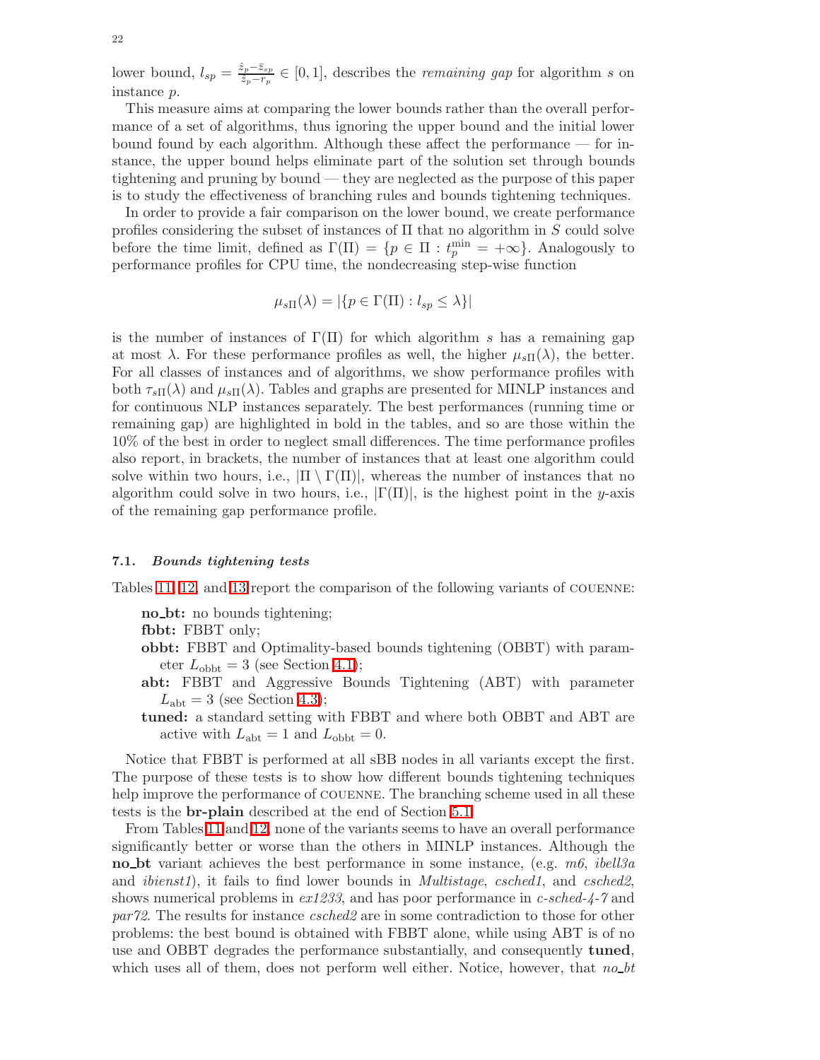lower bound, $l_{sp} = \frac{\hat{z}_p - \bar{z}_{sp}}{\hat{z}_p - r_p} \in [0, 1]$, describes the *remaining gap* for algorithm $s$ on instance $p$.

This measure aims at comparing the lower bounds rather than the overall performance of a set of algorithms, thus ignoring the upper bound and the initial lower bound found by each algorithm. Although these affect the performance — for instance, the upper bound helps eliminate part of the solution set through bounds tightening and pruning by bound — they are neglected as the purpose of this paper is to study the effectiveness of branching rules and bounds tightening techniques.

In order to provide a fair comparison on the lower bound, we create performance profiles considering the subset of instances of $\Pi$ that no algorithm in $S$ could solve before the time limit, defined as $\Gamma(\Pi) = \{p \in \Pi : t_p^{\min} = +\infty\}$. Analogously to performance profiles for CPU time, the nondecreasing step-wise function

$$\mu_{s\Pi}(\lambda) = |\{p \in \Gamma(\Pi) : l_{sp} \leq \lambda\}|$$

is the number of instances of $\Gamma(\Pi)$ for which algorithm $s$ has a remaining gap at most $\lambda$. For these performance profiles as well, the higher $\mu_{s\Pi}(\lambda)$, the better. For all classes of instances and of algorithms, we show performance profiles with both $\tau_{s\Pi}(\lambda)$ and $\mu_{s\Pi}(\lambda)$. Tables and graphs are presented for MINLP instances and for continuous NLP instances separately. The best performances (running time or remaining gap) are highlighted in bold in the tables, and so are those within the 10% of the best in order to neglect small differences. The time performance profiles also report, in brackets, the number of instances that at least one algorithm could solve within two hours, i.e., $|\Pi \setminus \Gamma(\Pi)|$, whereas the number of instances that no algorithm could solve in two hours, i.e., $|\Gamma(\Pi)|$, is the highest point in the $y$-axis of the remaining gap performance profile.

### 7.1. *Bounds tightening tests*

Tables 11, 12, and 13 report the comparison of the following variants of COUENNE:

- **no_bt:** no bounds tightening;
- **fbbt:** FBBT only;
- **obbt:** FBBT and Optimality-based bounds tightening (OBBT) with parameter $L_{\text{obbt}} = 3$ (see Section 4.1);
- **abt:** FBBT and Aggressive Bounds Tightening (ABT) with parameter $L_{\text{abt}} = 3$ (see Section 4.3);
- **tuned:** a standard setting with FBBT and where both OBBT and ABT are active with $L_{\text{abt}} = 1$ and $L_{\text{obbt}} = 0$.

Notice that FBBT is performed at all sBB nodes in all variants except the first. The purpose of these tests is to show how different bounds tightening techniques help improve the performance of COUENNE. The branching scheme used in all these tests is the **br-plain** described at the end of Section 5.1.

From Tables 11 and 12, none of the variants seems to have an overall performance significantly better or worse than the others in MINLP instances. Although the **no_bt** variant achieves the best performance in some instance, (e.g. *m6*, *ibell3a* and *ibienst1*), it fails to find lower bounds in *Multistage*, *csched1*, and *csched2*, shows numerical problems in *ex1233*, and has poor performance in *c-sched-4-7* and *par72*. The results for instance *csched2* are in some contradiction to those for other problems: the best bound is obtained with FBBT alone, while using ABT is of no use and OBBT degrades the performance substantially, and consequently **tuned**, which uses all of them, does not perform well either. Notice, however, that *no_bt*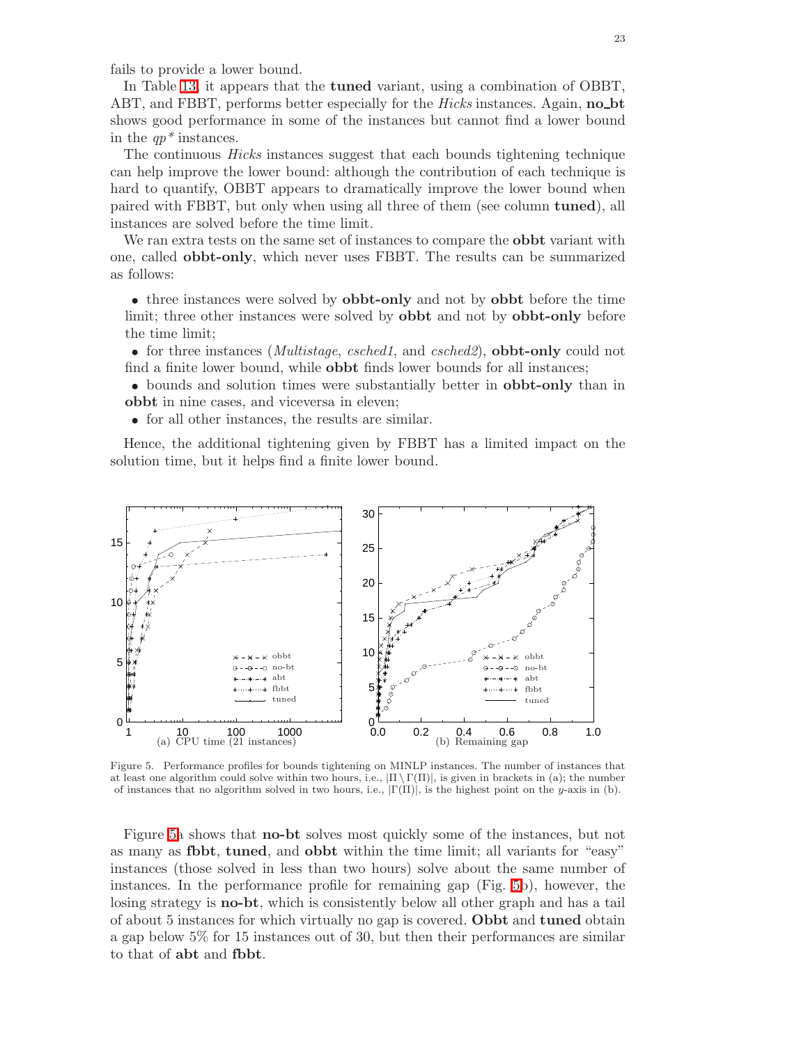fails to provide a lower bound.

In Table 13, it appears that the **tuned** variant, using a combination of OBBT, ABT, and FBBT, performs better especially for the *Hicks* instances. Again, **no_bt** shows good performance in some of the instances but cannot find a lower bound in the *qp\** instances.

The continuous *Hicks* instances suggest that each bounds tightening technique can help improve the lower bound: although the contribution of each technique is hard to quantify, OBBT appears to dramatically improve the lower bound when paired with FBBT, but only when using all three of them (see column **tuned**), all instances are solved before the time limit.

We ran extra tests on the same set of instances to compare the **obbt** variant with one, called **obbt-only**, which never uses FBBT. The results can be summarized as follows:

- three instances were solved by **obbt-only** and not by **obbt** before the time limit; three other instances were solved by **obbt** and not by **obbt-only** before the time limit;
- for three instances (*Multistage*, *csched1*, and *csched2*), **obbt-only** could not find a finite lower bound, while **obbt** finds lower bounds for all instances;
- bounds and solution times were substantially better in **obbt-only** than in **obbt** in nine cases, and viceversa in eleven;
- for all other instances, the results are similar.

Hence, the additional tightening given by FBBT has a limited impact on the solution time, but it helps find a finite lower bound.

(a) CPU time (21 instances) (b) Remaining gap

Figure 5. Performance profiles for bounds tightening on MINLP instances. The number of instances that at least one algorithm could solve within two hours, i.e., $|\Pi \setminus \Gamma(\Pi)|$, is given in brackets in (a); the number of instances that no algorithm solved in two hours, i.e., $|\Gamma(\Pi)|$, is the highest point on the $y$-axis in (b).

Figure 5a shows that **no-bt** solves most quickly some of the instances, but not as many as **fbbt**, **tuned**, and **obbt** within the time limit; all variants for "easy" instances (those solved in less than two hours) solve about the same number of instances. In the performance profile for remaining gap (Fig. 5b), however, the losing strategy is **no-bt**, which is consistently below all other graph and has a tail of about 5 instances for which virtually no gap is covered. **Obbt** and **tuned** obtain a gap below 5% for 15 instances out of 30, but then their performances are similar to that of **abt** and **fbbt**.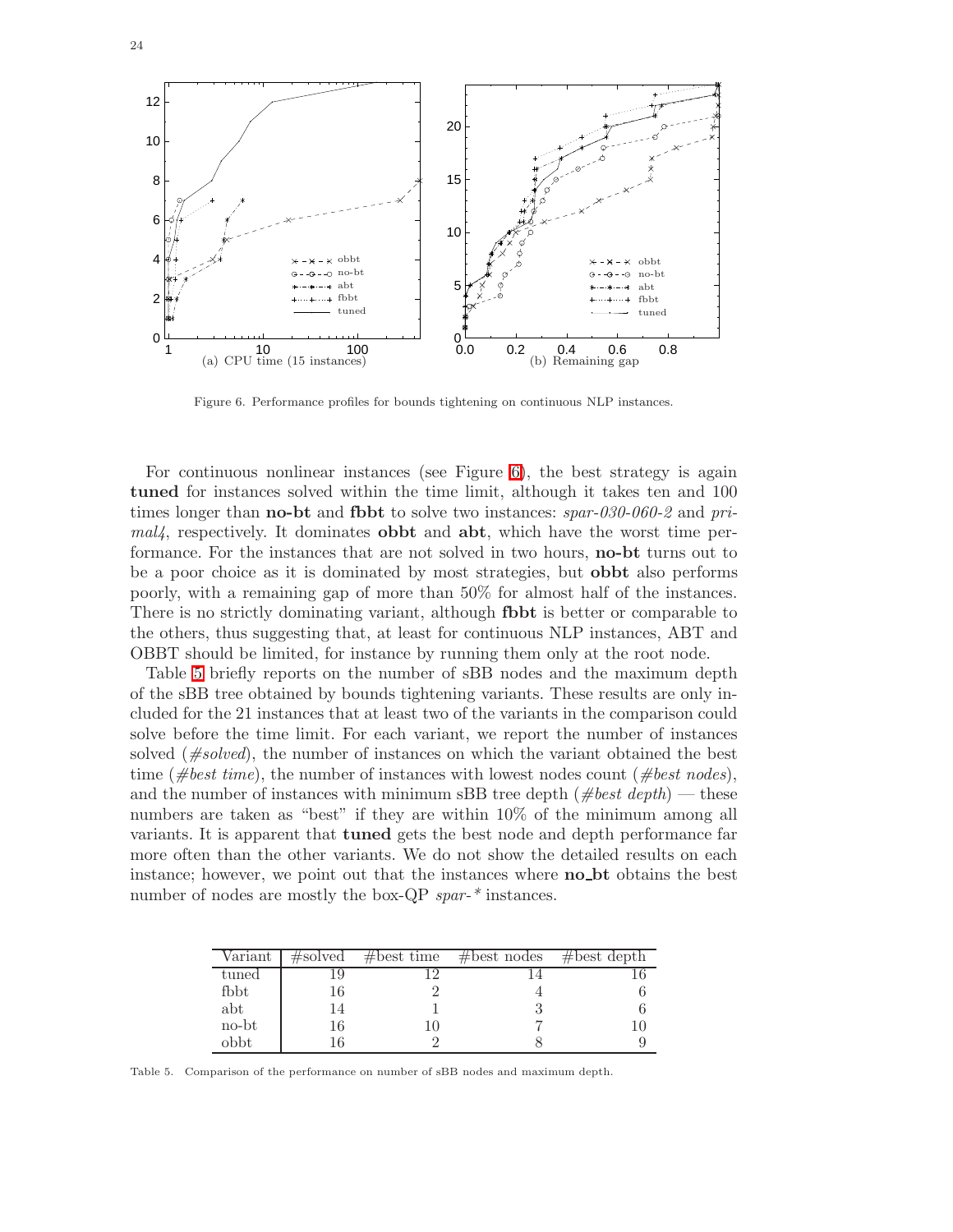Figure 6. Performance profiles for bounds tightening on continuous NLP instances.

For continuous nonlinear instances (see Figure 6), the best strategy is again **tuned** for instances solved within the time limit, although it takes ten and 100 times longer than **no-bt** and **fbbt** to solve two instances: *spar-030-060-2* and *primal4*, respectively. It dominates **obbt** and **abt**, which have the worst time performance. For the instances that are not solved in two hours, **no-bt** turns out to be a poor choice as it is dominated by most strategies, but **obbt** also performs poorly, with a remaining gap of more than 50% for almost half of the instances. There is no strictly dominating variant, although **fbbt** is better or comparable to the others, thus suggesting that, at least for continuous NLP instances, ABT and OBBT should be limited, for instance by running them only at the root node.

Table 5 briefly reports on the number of sBB nodes and the maximum depth of the sBB tree obtained by bounds tightening variants. These results are only included for the 21 instances that at least two of the variants in the comparison could solve before the time limit. For each variant, we report the number of instances solved (*#solved*), the number of instances on which the variant obtained the best time (*#best time*), the number of instances with lowest nodes count (*#best nodes*), and the number of instances with minimum sBB tree depth (*#best depth*) — these numbers are taken as "best" if they are within 10% of the minimum among all variants. It is apparent that **tuned** gets the best node and depth performance far more often than the other variants. We do not show the detailed results on each instance; however, we point out that the instances where **no_bt** obtains the best number of nodes are mostly the box-QP *spar-\** instances.

| Variant | #solved | #best time | #best nodes | #best depth |
|---|---|---|---|---|
| tuned | 19 | 12 | 14 | 16 |
| fbbt | 16 | 2 | 4 | 6 |
| abt | 14 | 1 | 3 | 6 |
| no-bt | 16 | 10 | 7 | 10 |
| obbt | 16 | 2 | 8 | 9 |

Table 5. Comparison of the performance on number of sBB nodes and maximum depth.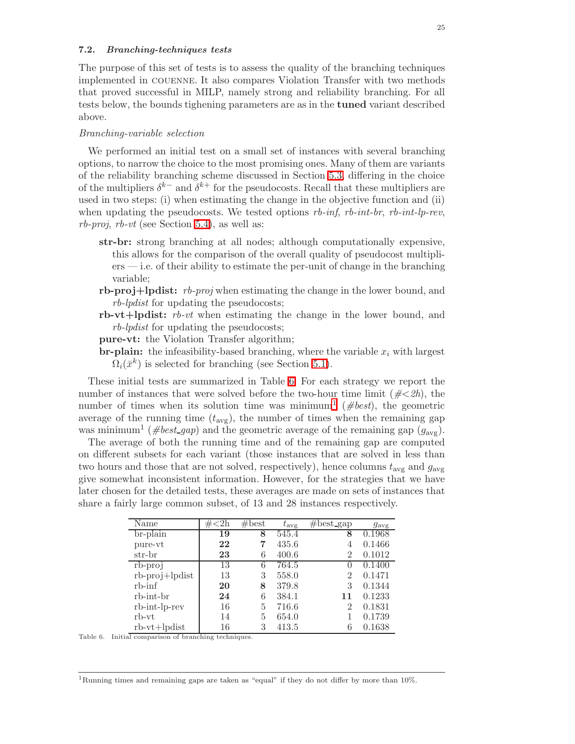### 7.2. *Branching-techniques tests*

The purpose of this set of tests is to assess the quality of the branching techniques implemented in COUENNE. It also compares Violation Transfer with two methods that proved successful in MILP, namely strong and reliability branching. For all tests below, the bounds tighening parameters are as in the **tuned** variant described above.

*Branching-variable selection*

We performed an initial test on a small set of instances with several branching options, to narrow the choice to the most promising ones. Many of them are variants of the reliability branching scheme discussed in Section 5.3, differing in the choice of the multipliers $\delta^{k-}$ and $\delta^{k+}$ for the pseudocosts. Recall that these multipliers are used in two steps: (i) when estimating the change in the objective function and (ii) when updating the pseudocosts. We tested options *rb-inf*, *rb-int-br*, *rb-int-lp-rev*, *rb-proj*, *rb-vt* (see Section 5.4), as well as:

- **str-br:** strong branching at all nodes; although computationally expensive, this allows for the comparison of the overall quality of pseudocost multipliers — i.e. of their ability to estimate the per-unit of change in the branching variable;
- **rb-proj+lpdist:** *rb-proj* when estimating the change in the lower bound, and *rb-lpdist* for updating the pseudocosts;
- **rb-vt+lpdist:** *rb-vt* when estimating the change in the lower bound, and *rb-lpdist* for updating the pseudocosts;
- **pure-vt:** the Violation Transfer algorithm;
- **br-plain:** the infeasibility-based branching, where the variable $x_i$ with largest $\Omega_i(\bar{x}^k)$ is selected for branching (see Section 5.1).

These initial tests are summarized in Table 6. For each strategy we report the number of instances that were solved before the two-hour time limit (*#<2h*), the number of times when its solution time was minimum[1] (*#best*), the geometric average of the running time ($t_{\text{avg}}$), the number of times when the remaining gap was minimum[1] (*#best_gap*) and the geometric average of the remaining gap ($g_{\text{avg}}$).

The average of both the running time and of the remaining gap are computed on different subsets for each variant (those instances that are solved in less than two hours and those that are not solved, respectively), hence columns $t_{\text{avg}}$ and $g_{\text{avg}}$ give somewhat inconsistent information. However, for the strategies that we have later chosen for the detailed tests, these averages are made on sets of instances that share a fairly large common subset, of 13 and 28 instances respectively.

| Name | #<2h | #best | $t_{\text{avg}}$ | #best_gap | $g_{\text{avg}}$ |
|---|---|---|---|---|---|
| br-plain | **19** | **8** | 545.4 | **8** | 0.1968 |
| pure-vt | **22** | 7 | 435.6 | 4 | 0.1466 |
| str-br | **23** | 6 | 400.6 | 2 | 0.1012 |
| rb-proj | 13 | 6 | 764.5 | 0 | 0.1400 |
| rb-proj+lpdist | 13 | 3 | 558.0 | 2 | 0.1471 |
| rb-inf | **20** | **8** | 379.8 | 3 | 0.1344 |
| rb-int-br | **24** | 6 | 384.1 | **11** | 0.1233 |
| rb-int-lp-rev | 16 | 5 | 716.6 | 2 | 0.1831 |
| rb-vt | 14 | 5 | 654.0 | 1 | 0.1739 |
| rb-vt+lpdist | 16 | 3 | 413.5 | 6 | 0.1638 |

Table 6. Initial comparison of branching techniques.

[1] Running times and remaining gaps are taken as "equal" if they do not differ by more than 10%.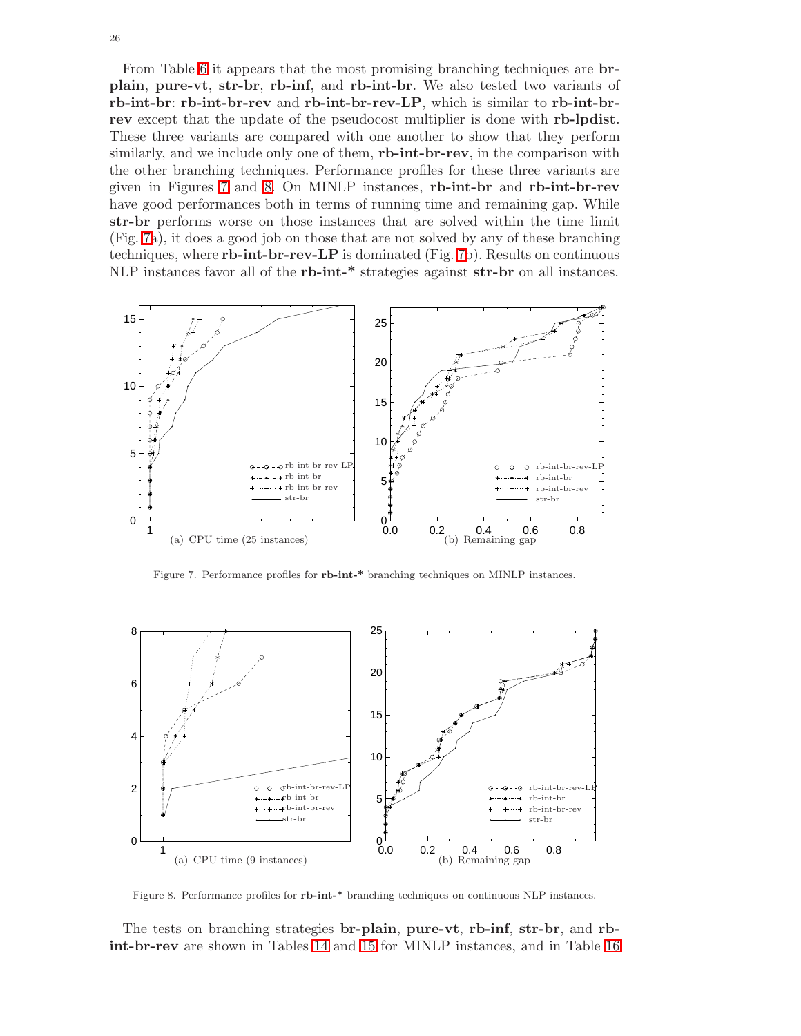From Table 6 it appears that the most promising branching techniques are **br-plain**, **pure-vt**, **str-br**, **rb-inf**, and **rb-int-br**. We also tested two variants of **rb-int-br**: **rb-int-br-rev** and **rb-int-br-rev-LP**, which is similar to **rb-int-br-rev** except that the update of the pseudocost multiplier is done with **rb-lpdist**. These three variants are compared with one another to show that they perform similarly, and we include only one of them, **rb-int-br-rev**, in the comparison with the other branching techniques. Performance profiles for these three variants are given in Figures 7 and 8. On MINLP instances, **rb-int-br** and **rb-int-br-rev** have good performances both in terms of running time and remaining gap. While **str-br** performs worse on those instances that are solved within the time limit (Fig. 7a), it does a good job on those that are not solved by any of these branching techniques, where **rb-int-br-rev-LP** is dominated (Fig. 7b). Results on continuous NLP instances favor all of the **rb-int-*** strategies against **str-br** on all instances.

(a) CPU time (25 instances) (b) Remaining gap

Figure 7. Performance profiles for **rb-int-*** branching techniques on MINLP instances.

(a) CPU time (9 instances) (b) Remaining gap

Figure 8. Performance profiles for **rb-int-*** branching techniques on continuous NLP instances.

The tests on branching strategies **br-plain**, **pure-vt**, **rb-inf**, **str-br**, and **rb-int-br-rev** are shown in Tables 14 and 15 for MINLP instances, and in Table 16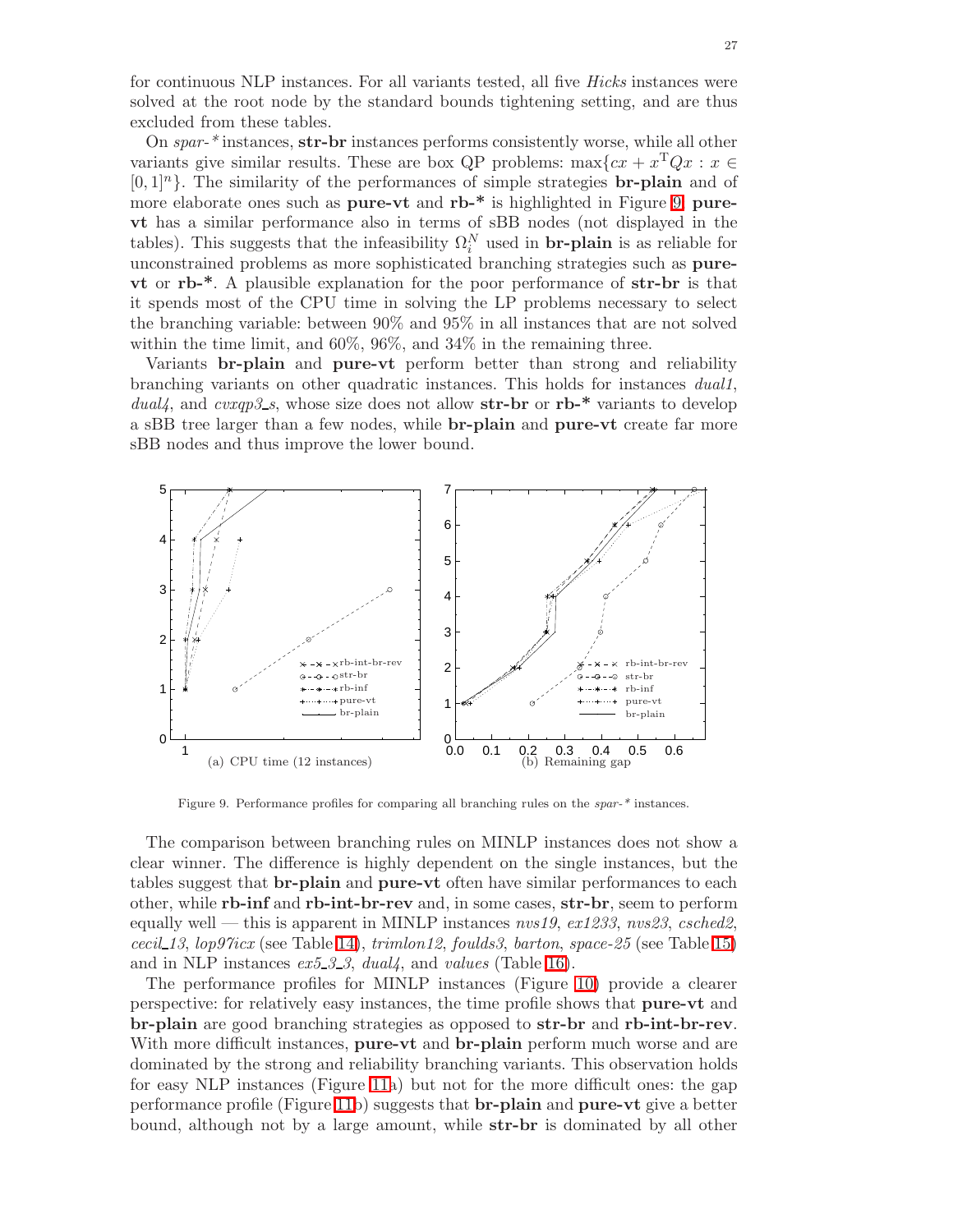for continuous NLP instances. For all variants tested, all five *Hicks* instances were solved at the root node by the standard bounds tightening setting, and are thus excluded from these tables.

On *spar-** instances, **str-br** instances performs consistently worse, while all other variants give similar results. These are box QP problems: $\max\{cx + x^{\mathrm{T}}Qx : x \in [0,1]^n\}$. The similarity of the performances of simple strategies **br-plain** and of more elaborate ones such as **pure-vt** and **rb-*** is highlighted in Figure 9. **pure-vt** has a similar performance also in terms of sBB nodes (not displayed in the tables). This suggests that the infeasibility $\Omega_i^N$ used in **br-plain** is as reliable for unconstrained problems as more sophisticated branching strategies such as **pure-vt** or **rb-***. A plausible explanation for the poor performance of **str-br** is that it spends most of the CPU time in solving the LP problems necessary to select the branching variable: between 90% and 95% in all instances that are not solved within the time limit, and 60%, 96%, and 34% in the remaining three.

Variants **br-plain** and **pure-vt** perform better than strong and reliability branching variants on other quadratic instances. This holds for instances *dual1*, *dual4*, and *cvxqp3_s*, whose size does not allow **str-br** or **rb-*** variants to develop a sBB tree larger than a few nodes, while **br-plain** and **pure-vt** create far more sBB nodes and thus improve the lower bound.

(a) CPU time (12 instances) (b) Remaining gap

Figure 9. Performance profiles for comparing all branching rules on the *spar-** instances.

The comparison between branching rules on MINLP instances does not show a clear winner. The difference is highly dependent on the single instances, but the tables suggest that **br-plain** and **pure-vt** often have similar performances to each other, while **rb-inf** and **rb-int-br-rev** and, in some cases, **str-br**, seem to perform equally well — this is apparent in MINLP instances *nvs19*, *ex1233*, *nvs23*, *csched2*, *cecil_13*, *lop97icx* (see Table 14), *trimlon12*, *foulds3*, *barton*, *space-25* (see Table 15) and in NLP instances *ex5_3_3*, *dual4*, and *values* (Table 16).

The performance profiles for MINLP instances (Figure 10) provide a clearer perspective: for relatively easy instances, the time profile shows that **pure-vt** and **br-plain** are good branching strategies as opposed to **str-br** and **rb-int-br-rev**. With more difficult instances, **pure-vt** and **br-plain** perform much worse and are dominated by the strong and reliability branching variants. This observation holds for easy NLP instances (Figure 11a) but not for the more difficult ones: the gap performance profile (Figure 11b) suggests that **br-plain** and **pure-vt** give a better bound, although not by a large amount, while **str-br** is dominated by all other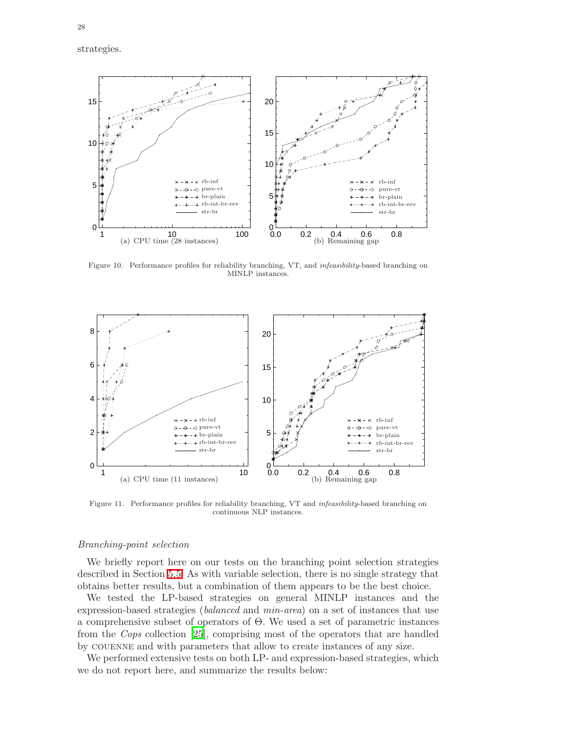strategies.

(a) CPU time (28 instances)

(b) Remaining gap

Figure 10. Performance profiles for reliability branching, VT, and *infeasibility*-based branching on MINLP instances.

(a) CPU time (11 instances)

(b) Remaining gap

Figure 11. Performance profiles for reliability branching, VT and *infeasibility*-based branching on continuous NLP instances.

### *Branching-point selection*

We briefly report here on our tests on the branching point selection strategies described in Section 5.5. As with variable selection, there is no single strategy that obtains better results, but a combination of them appears to be the best choice.

We tested the LP-based strategies on general MINLP instances and the expression-based strategies (*balanced* and *min-area*) on a set of instances that use a comprehensive subset of operators of $\Theta$. We used a set of parametric instances from the *Cops* collection [25], comprising most of the operators that are handled by COUENNE and with parameters that allow to create instances of any size.

We performed extensive tests on both LP- and expression-based strategies, which we do not report here, and summarize the results below: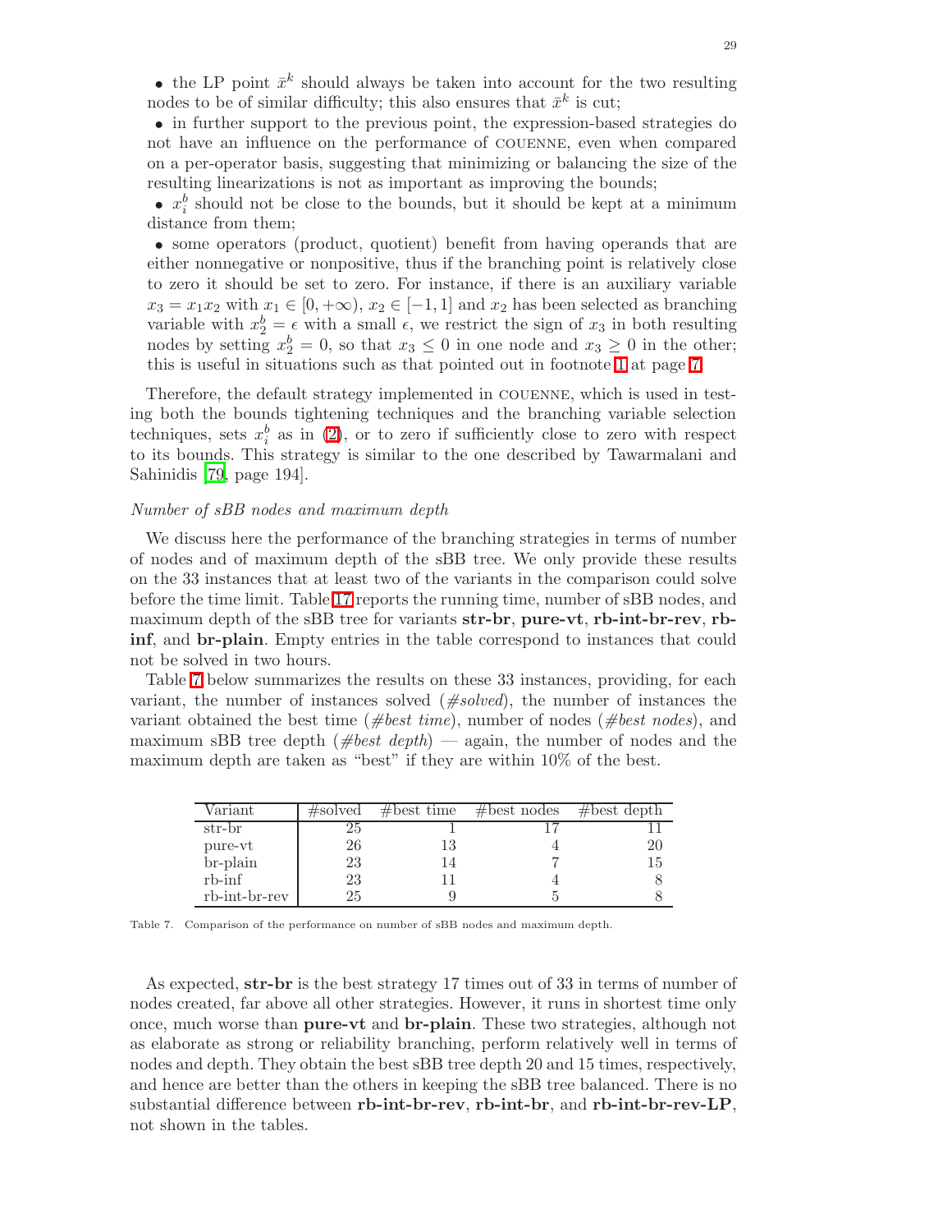- the LP point $\bar{x}^k$ should always be taken into account for the two resulting nodes to be of similar difficulty; this also ensures that $\bar{x}^k$ is cut;
- in further support to the previous point, the expression-based strategies do not have an influence on the performance of COUENNE, even when compared on a per-operator basis, suggesting that minimizing or balancing the size of the resulting linearizations is not as important as improving the bounds;
- $x_i^b$ should not be close to the bounds, but it should be kept at a minimum distance from them;
- some operators (product, quotient) benefit from having operands that are either nonnegative or nonpositive, thus if the branching point is relatively close to zero it should be set to zero. For instance, if there is an auxiliary variable $x_3 = x_1 x_2$ with $x_1 \in [0, +\infty)$, $x_2 \in [-1, 1]$ and $x_2$ has been selected as branching variable with $x_2^b = \epsilon$ with a small $\epsilon$, we restrict the sign of $x_3$ in both resulting nodes by setting $x_2^b = 0$, so that $x_3 \leq 0$ in one node and $x_3 \geq 0$ in the other; this is useful in situations such as that pointed out in footnote 1 at page 7.

Therefore, the default strategy implemented in COUENNE, which is used in testing both the bounds tightening techniques and the branching variable selection techniques, sets $x_i^b$ as in (2), or to zero if sufficiently close to zero with respect to its bounds. This strategy is similar to the one described by Tawarmalani and Sahinidis [79, page 194].

*Number of sBB nodes and maximum depth*

We discuss here the performance of the branching strategies in terms of number of nodes and of maximum depth of the sBB tree. We only provide these results on the 33 instances that at least two of the variants in the comparison could solve before the time limit. Table 17 reports the running time, number of sBB nodes, and maximum depth of the sBB tree for variants **str-br**, **pure-vt**, **rb-int-br-rev**, **rb-inf**, and **br-plain**. Empty entries in the table correspond to instances that could not be solved in two hours.

Table 7 below summarizes the results on these 33 instances, providing, for each variant, the number of instances solved (*#solved*), the number of instances the variant obtained the best time (*#best time*), number of nodes (*#best nodes*), and maximum sBB tree depth (*#best depth*) — again, the number of nodes and the maximum depth are taken as "best" if they are within 10% of the best.

| Variant | #solved | #best time | #best nodes | #best depth |
|---|---|---|---|---|
| str-br | 25 | 1 | 17 | 11 |
| pure-vt | 26 | 13 | 4 | 20 |
| br-plain | 23 | 14 | 7 | 15 |
| rb-inf | 23 | 11 | 4 | 8 |
| rb-int-br-rev | 25 | 9 | 5 | 8 |

Table 7. Comparison of the performance on number of sBB nodes and maximum depth.

As expected, **str-br** is the best strategy 17 times out of 33 in terms of number of nodes created, far above all other strategies. However, it runs in shortest time only once, much worse than **pure-vt** and **br-plain**. These two strategies, although not as elaborate as strong or reliability branching, perform relatively well in terms of nodes and depth. They obtain the best sBB tree depth 20 and 15 times, respectively, and hence are better than the others in keeping the sBB tree balanced. There is no substantial difference between **rb-int-br-rev**, **rb-int-br**, and **rb-int-br-rev-LP**, not shown in the tables.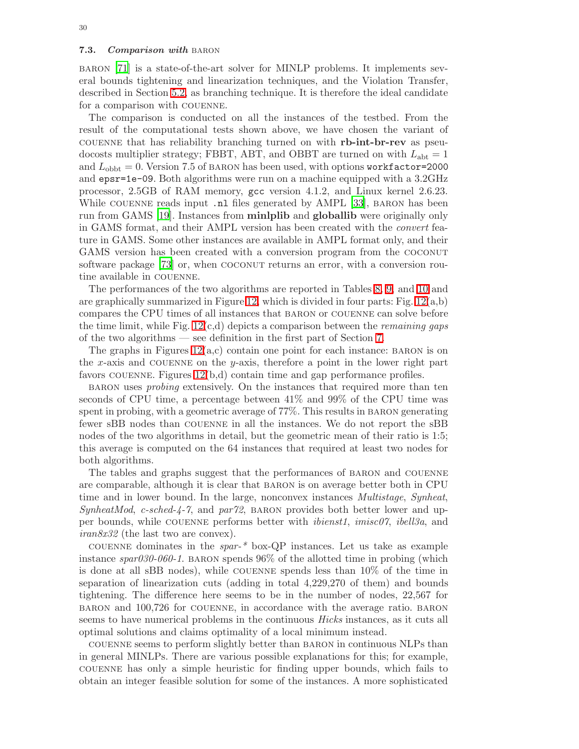### 7.3. *Comparison with* BARON

BARON [71] is a state-of-the-art solver for MINLP problems. It implements several bounds tightening and linearization techniques, and the Violation Transfer, described in Section 5.2, as branching technique. It is therefore the ideal candidate for a comparison with COUENNE.

The comparison is conducted on all the instances of the testbed. From the result of the computational tests shown above, we have chosen the variant of COUENNE that has reliability branching turned on with **rb-int-br-rev** as pseudocosts multiplier strategy; FBBT, ABT, and OBBT are turned on with $L_{\text{abt}} = 1$ and $L_{\text{obbt}} = 0$. Version 7.5 of BARON has been used, with options `workfactor=2000` and `epsr=1e-09`. Both algorithms were run on a machine equipped with a 3.2GHz processor, 2.5GB of RAM memory, `gcc` version 4.1.2, and Linux kernel 2.6.23. While COUENNE reads input `.nl` files generated by AMPL [33], BARON has been run from GAMS [19]. Instances from **minlplib** and **globallib** were originally only in GAMS format, and their AMPL version has been created with the *convert* feature in GAMS. Some other instances are available in AMPL format only, and their GAMS version has been created with a conversion program from the COCONUT software package [73] or, when COCONUT returns an error, with a conversion routine available in COUENNE.

The performances of the two algorithms are reported in Tables 8, 9, and 10 and are graphically summarized in Figure 12, which is divided in four parts: Fig. 12(a,b) compares the CPU times of all instances that BARON or COUENNE can solve before the time limit, while Fig. 12(c,d) depicts a comparison between the *remaining gaps* of the two algorithms — see definition in the first part of Section 7.

The graphs in Figures 12(a,c) contain one point for each instance: BARON is on the $x$-axis and COUENNE on the $y$-axis, therefore a point in the lower right part favors COUENNE. Figures 12(b,d) contain time and gap performance profiles.

BARON uses *probing* extensively. On the instances that required more than ten seconds of CPU time, a percentage between 41% and 99% of the CPU time was spent in probing, with a geometric average of 77%. This results in BARON generating fewer sBB nodes than COUENNE in all the instances. We do not report the sBB nodes of the two algorithms in detail, but the geometric mean of their ratio is 1:5; this average is computed on the 64 instances that required at least two nodes for both algorithms.

The tables and graphs suggest that the performances of BARON and COUENNE are comparable, although it is clear that BARON is on average better both in CPU time and in lower bound. In the large, nonconvex instances *Multistage*, *Synheat*, *SynheatMod*, *c-sched-4-7*, and *par72*, BARON provides both better lower and upper bounds, while COUENNE performs better with *ibienst1*, *imisc07*, *ibell3a*, and *iran8x32* (the last two are convex).

COUENNE dominates in the *spar-** box-QP instances. Let us take as example instance *spar030-060-1*. BARON spends 96% of the allotted time in probing (which is done at all sBB nodes), while COUENNE spends less than 10% of the time in separation of linearization cuts (adding in total 4,229,270 of them) and bounds tightening. The difference here seems to be in the number of nodes, 22,567 for BARON and 100,726 for COUENNE, in accordance with the average ratio. BARON seems to have numerical problems in the continuous *Hicks* instances, as it cuts all optimal solutions and claims optimality of a local minimum instead.

COUENNE seems to perform slightly better than BARON in continuous NLPs than in general MINLPs. There are various possible explanations for this; for example, COUENNE has only a simple heuristic for finding upper bounds, which fails to obtain an integer feasible solution for some of the instances. A more sophisticated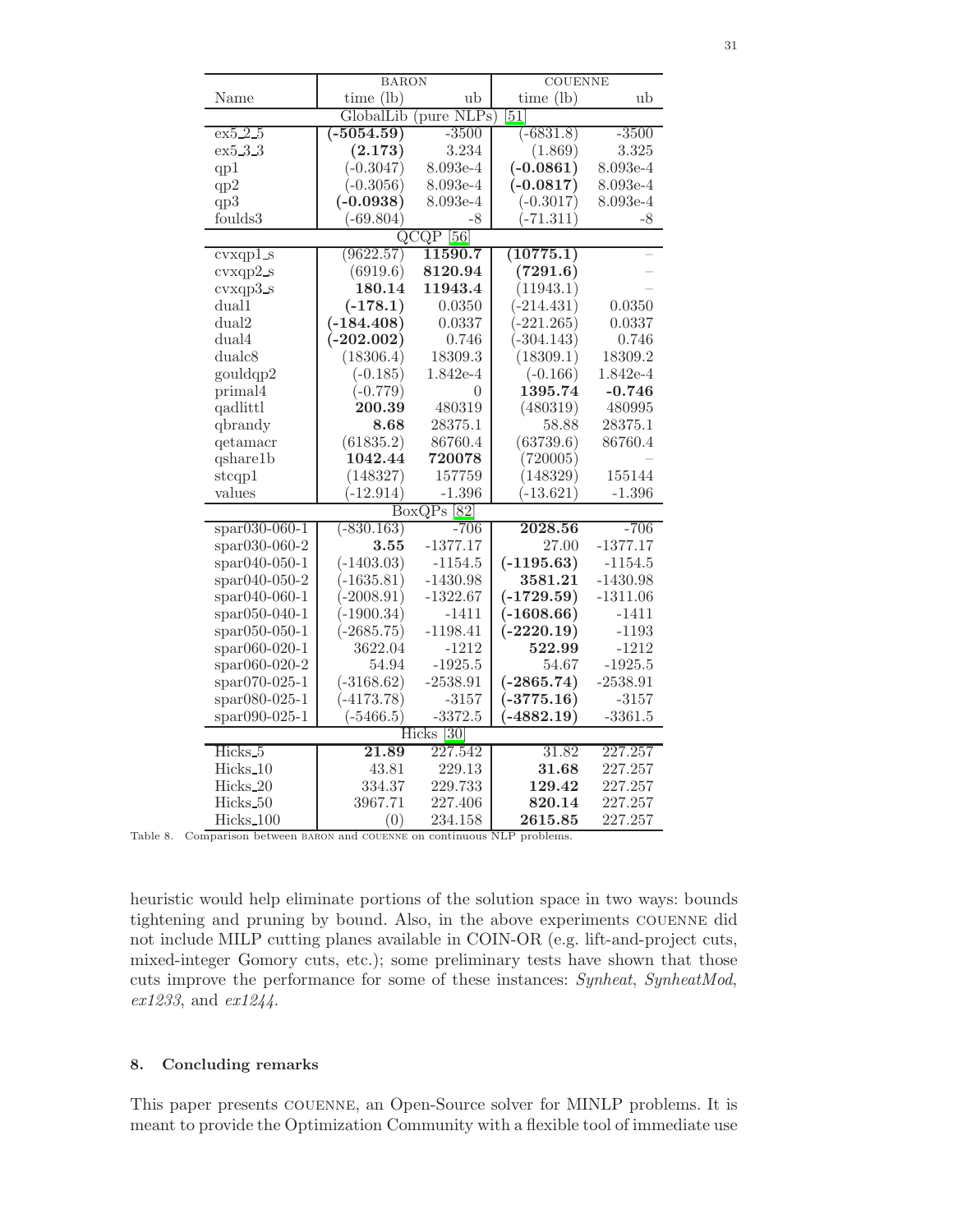| Name | BARON time (lb) | BARON ub | COUENNE time (lb) | COUENNE ub |
|---|---|---|---|---|
| GlobalLib (pure NLPs) [51] | | | | |
| ex5_2_5 | **(-5054.59)** | -3500 | (-6831.8) | -3500 |
| ex5_3_3 | **(2.173)** | 3.234 | (1.869) | 3.325 |
| qp1 | (-0.3047) | 8.093e-4 | **(-0.0861)** | 8.093e-4 |
| qp2 | (-0.3056) | 8.093e-4 | **(-0.0817)** | 8.093e-4 |
| qp3 | **(-0.0938)** | 8.093e-4 | (-0.3017) | 8.093e-4 |
| foulds3 | (-69.804) | -8 | (-71.311) | -8 |
| QCQP [56] | | | | |
| cvxqp1_s | (9622.57) | **11590.7** | **(10775.1)** | – |
| cvxqp2_s | (6919.6) | **8120.94** | **(7291.6)** | – |
| cvxqp3_s | **180.14** | **11943.4** | (11943.1) | – |
| dual1 | **(-178.1)** | 0.0350 | (-214.431) | 0.0350 |
| dual2 | **(-184.408)** | 0.0337 | (-221.265) | 0.0337 |
| dual4 | **(-202.002)** | 0.746 | (-304.143) | 0.746 |
| dualc8 | (18306.4) | 18309.3 | (18309.1) | 18309.2 |
| gouldqp2 | (-0.185) | 1.842e-4 | (-0.166) | 1.842e-4 |
| primal4 | (-0.779) | 0 | **1395.74** | **-0.746** |
| qadlittl | **200.39** | 480319 | (480319) | 480995 |
| qbrandy | **8.68** | 28375.1 | 58.88 | 28375.1 |
| qetamacr | (61835.2) | 86760.4 | (63739.6) | 86760.4 |
| qshare1b | **1042.44** | **720078** | (720005) | – |
| stcqp1 | (148327) | 157759 | (148329) | 155144 |
| values | (-12.914) | -1.396 | (-13.621) | -1.396 |
| BoxQPs [82] | | | | |
| spar030-060-1 | (-830.163) | -706 | **2028.56** | -706 |
| spar030-060-2 | **3.55** | -1377.17 | 27.00 | -1377.17 |
| spar040-050-1 | (-1403.03) | -1154.5 | **(-1195.63)** | -1154.5 |
| spar040-050-2 | (-1635.81) | -1430.98 | **3581.21** | -1430.98 |
| spar040-060-1 | (-2008.91) | -1322.67 | **(-1729.59)** | -1311.06 |
| spar050-040-1 | (-1900.34) | -1411 | **(-1608.66)** | -1411 |
| spar050-050-1 | (-2685.75) | -1198.41 | **(-2220.19)** | -1193 |
| spar060-020-1 | 3622.04 | -1212 | **522.99** | -1212 |
| spar060-020-2 | 54.94 | -1925.5 | 54.67 | -1925.5 |
| spar070-025-1 | (-3168.62) | -2538.91 | **(-2865.74)** | -2538.91 |
| spar080-025-1 | (-4173.78) | -3157 | **(-3775.16)** | -3157 |
| spar090-025-1 | (-5466.5) | -3372.5 | **(-4882.19)** | -3361.5 |
| Hicks [30] | | | | |
| Hicks_5 | **21.89** | 227.542 | 31.82 | 227.257 |
| Hicks_10 | 43.81 | 229.13 | **31.68** | 227.257 |
| Hicks_20 | 334.37 | 229.733 | **129.42** | 227.257 |
| Hicks_50 | 3967.71 | 227.406 | **820.14** | 227.257 |
| Hicks_100 | (0) | 234.158 | **2615.85** | 227.257 |

Table 8. Comparison between BARON and COUENNE on continuous NLP problems.

heuristic would help eliminate portions of the solution space in two ways: bounds tightening and pruning by bound. Also, in the above experiments COUENNE did not include MILP cutting planes available in COIN-OR (e.g. lift-and-project cuts, mixed-integer Gomory cuts, etc.); some preliminary tests have shown that those cuts improve the performance for some of these instances: *Synheat*, *SynheatMod*, *ex1233*, and *ex1244*.

## 8. Concluding remarks

This paper presents COUENNE, an Open-Source solver for MINLP problems. It is meant to provide the Optimization Community with a flexible tool of immediate use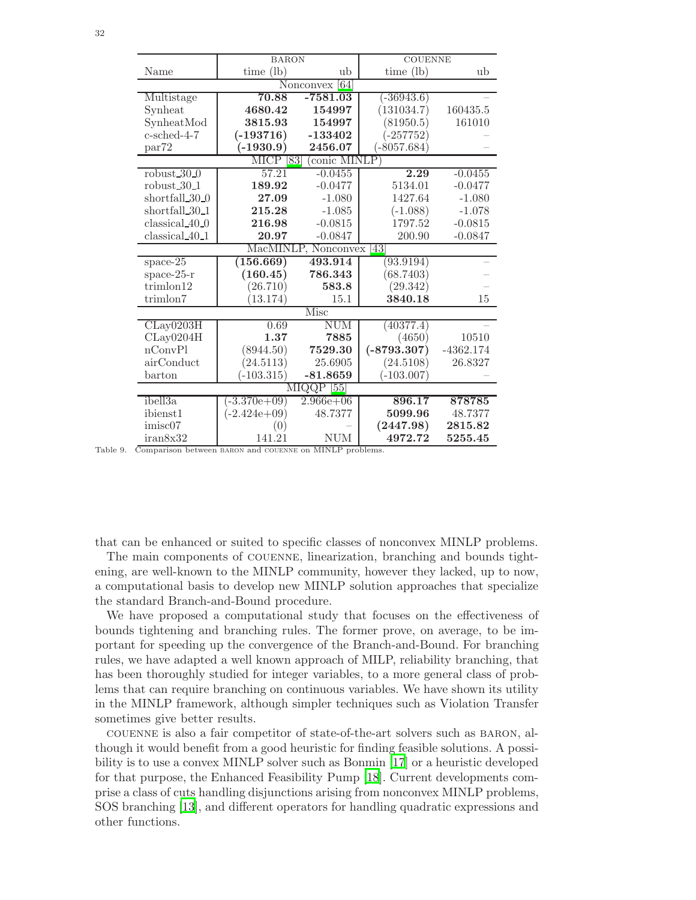| | BARON | | COUENNE | |
|---|---|---|---|---|
| Name | time (lb) | ub | time (lb) | ub |
| Nonconvex [64] | | | | |
| Multistage | **70.88** | **-7581.03** | (-36943.6) | – |
| Synheat | **4680.42** | **154997** | (131034.7) | 160435.5 |
| SynheatMod | **3815.93** | **154997** | (81950.5) | 161010 |
| c-sched-4-7 | **(-193716)** | **-133402** | (-257752) | – |
| par72 | **(-1930.9)** | **2456.07** | (-8057.684) | – |
| MICP [83] (conic MINLP) | | | | |
| robust_30_0 | 57.21 | -0.0455 | **2.29** | -0.0455 |
| robust_30_1 | **189.92** | -0.0477 | 5134.01 | -0.0477 |
| shortfall_30_0 | **27.09** | -1.080 | 1427.64 | -1.080 |
| shortfall_30_1 | **215.28** | -1.085 | (-1.088) | -1.078 |
| classical_40_0 | **216.98** | -0.0815 | 1797.52 | -0.0815 |
| classical_40_1 | **20.97** | -0.0847 | 200.90 | -0.0847 |
| MacMINLP, Nonconvex [43] | | | | |
| space-25 | **(156.669)** | **493.914** | (93.9194) | – |
| space-25-r | **(160.45)** | **786.343** | (68.7403) | – |
| trimlon12 | (26.710) | **583.8** | (29.342) | – |
| trimlon7 | (13.174) | 15.1 | **3840.18** | 15 |
| Misc | | | | |
| CLay0203H | 0.69 | NUM | (40377.4) | – |
| CLay0204H | **1.37** | **7885** | (4650) | 10510 |
| nConvPl | (8944.50) | **7529.30** | **(-8793.307)** | -4362.174 |
| airConduct | (24.5113) | 25.6905 | (24.5108) | 26.8327 |
| barton | (-103.315) | **-81.8659** | (-103.007) | – |
| MIQQP [55] | | | | |
| ibell3a | (-3.370e+09) | 2.966e+06 | **896.17** | **878785** |
| ibienst1 | (-2.424e+09) | 48.7377 | **5099.96** | 48.7377 |
| imisc07 | (0) | – | **(2447.98)** | **2815.82** |
| iran8x32 | 141.21 | NUM | **4972.72** | **5255.45** |

Table 9. Comparison between BARON and COUENNE on MINLP problems.

that can be enhanced or suited to specific classes of nonconvex MINLP problems.

The main components of COUENNE, linearization, branching and bounds tightening, are well-known to the MINLP community, however they lacked, up to now, a computational basis to develop new MINLP solution approaches that specialize the standard Branch-and-Bound procedure.

We have proposed a computational study that focuses on the effectiveness of bounds tightening and branching rules. The former prove, on average, to be important for speeding up the convergence of the Branch-and-Bound. For branching rules, we have adapted a well known approach of MILP, reliability branching, that has been thoroughly studied for integer variables, to a more general class of problems that can require branching on continuous variables. We have shown its utility in the MINLP framework, although simpler techniques such as Violation Transfer sometimes give better results.

COUENNE is also a fair competitor of state-of-the-art solvers such as BARON, although it would benefit from a good heuristic for finding feasible solutions. A possibility is to use a convex MINLP solver such as Bonmin [17] or a heuristic developed for that purpose, the Enhanced Feasibility Pump [18]. Current developments comprise a class of cuts handling disjunctions arising from nonconvex MINLP problems, SOS branching [13], and different operators for handling quadratic expressions and other functions.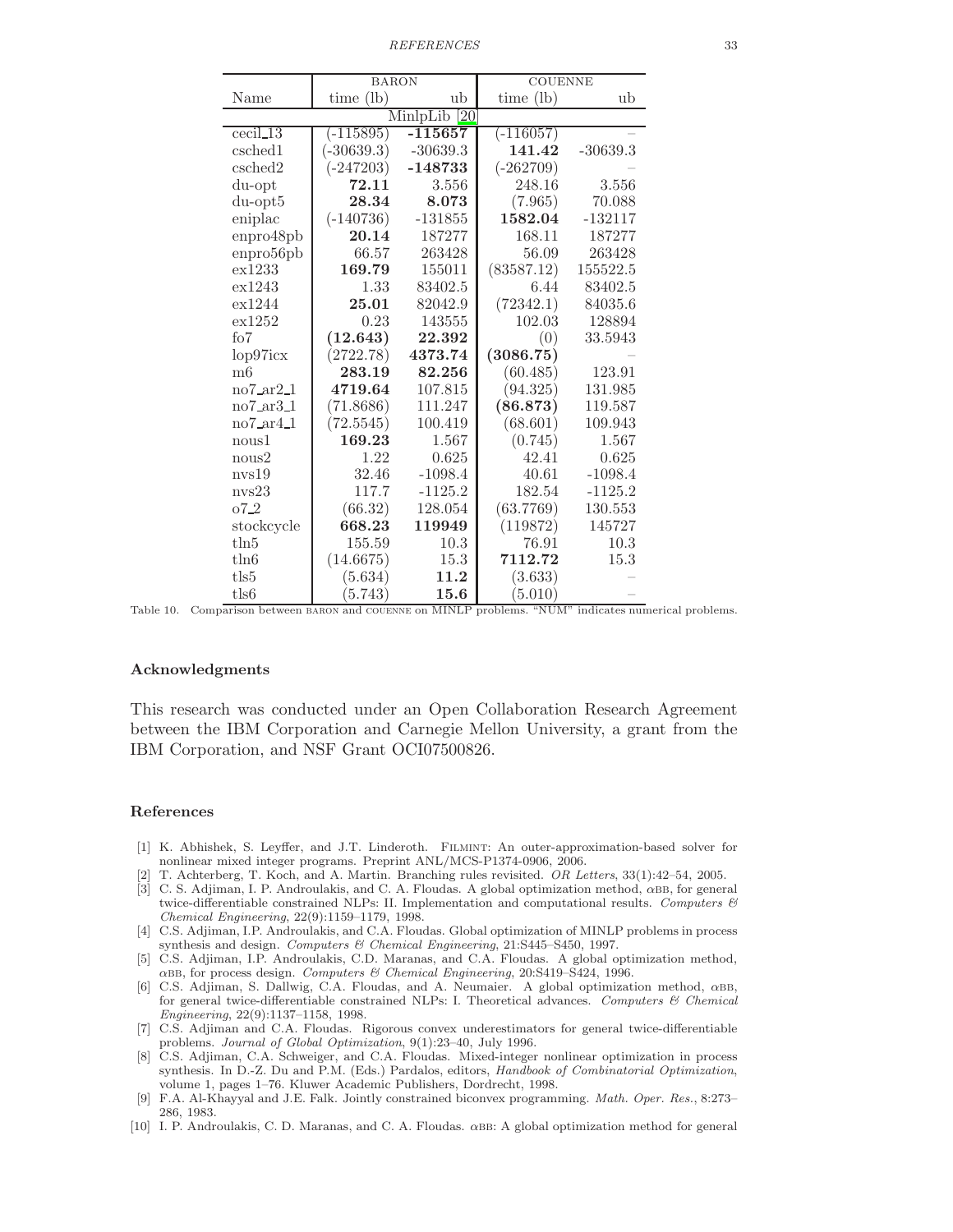| Name | BARON time (lb) | BARON ub | COUENNE time (lb) | COUENNE ub |
|---|---|---|---|---|
| MinlpLib [20] | | | | |
| cecil_13 | (-115895) | **-115657** | (-116057) | – |
| csched1 | (-30639.3) | -30639.3 | **141.42** | -30639.3 |
| csched2 | (-247203) | **-148733** | (-262709) | – |
| du-opt | **72.11** | 3.556 | 248.16 | 3.556 |
| du-opt5 | **28.34** | **8.073** | (7.965) | 70.088 |
| eniplac | (-140736) | -131855 | **1582.04** | -132117 |
| enpro48pb | **20.14** | 187277 | 168.11 | 187277 |
| enpro56pb | 66.57 | 263428 | 56.09 | 263428 |
| ex1233 | **169.79** | 155011 | (83587.12) | 155522.5 |
| ex1243 | 1.33 | 83402.5 | 6.44 | 83402.5 |
| ex1244 | **25.01** | 82042.9 | (72342.1) | 84035.6 |
| ex1252 | 0.23 | 143555 | 102.03 | 128894 |
| fo7 | **(12.643)** | **22.392** | (0) | 33.5943 |
| lop97icx | (2722.78) | **4373.74** | **(3086.75)** | – |
| m6 | **283.19** | **82.256** | (60.485) | 123.91 |
| no7_ar2_1 | **4719.64** | 107.815 | (94.325) | 131.985 |
| no7_ar3_1 | (71.8686) | 111.247 | **(86.873)** | 119.587 |
| no7_ar4_1 | (72.5545) | 100.419 | (68.601) | 109.943 |
| nous1 | **169.23** | 1.567 | (0.745) | 1.567 |
| nous2 | 1.22 | 0.625 | 42.41 | 0.625 |
| nvs19 | 32.46 | -1098.4 | 40.61 | -1098.4 |
| nvs23 | 117.7 | -1125.2 | 182.54 | -1125.2 |
| o7_2 | (66.32) | 128.054 | (63.7769) | 130.553 |
| stockcycle | **668.23** | **119949** | (119872) | 145727 |
| tln5 | 155.59 | 10.3 | 76.91 | 10.3 |
| tln6 | (14.6675) | 15.3 | **7112.72** | 15.3 |
| tls5 | (5.634) | **11.2** | (3.633) | – |
| tls6 | (5.743) | **15.6** | (5.010) | – |

Table 10. Comparison between BARON and COUENNE on MINLP problems. "NUM" indicates numerical problems.

## Acknowledgments

This research was conducted under an Open Collaboration Research Agreement between the IBM Corporation and Carnegie Mellon University, a grant from the IBM Corporation, and NSF Grant OCI07500826.

## References

[1] K. Abhishek, S. Leyffer, and J.T. Linderoth. FILMINT: An outer-approximation-based solver for nonlinear mixed integer programs. Preprint ANL/MCS-P1374-0906, 2006.

[2] T. Achterberg, T. Koch, and A. Martin. Branching rules revisited. *OR Letters*, 33(1):42–54, 2005.

[3] C. S. Adjiman, I. P. Androulakis, and C. A. Floudas. A global optimization method, $\alpha$BB, for general twice-differentiable constrained NLPs: II. Implementation and computational results. *Computers & Chemical Engineering*, 22(9):1159–1179, 1998.

[4] C.S. Adjiman, I.P. Androulakis, and C.A. Floudas. Global optimization of MINLP problems in process synthesis and design. *Computers & Chemical Engineering*, 21:S445–S450, 1997.

[5] C.S. Adjiman, I.P. Androulakis, C.D. Maranas, and C.A. Floudas. A global optimization method, $\alpha$BB, for process design. *Computers & Chemical Engineering*, 20:S419–S424, 1996.

[6] C.S. Adjiman, S. Dallwig, C.A. Floudas, and A. Neumaier. A global optimization method, $\alpha$BB, for general twice-differentiable constrained NLPs: I. Theoretical advances. *Computers & Chemical Engineering*, 22(9):1137–1158, 1998.

[7] C.S. Adjiman and C.A. Floudas. Rigorous convex underestimators for general twice-differentiable problems. *Journal of Global Optimization*, 9(1):23–40, July 1996.

[8] C.S. Adjiman, C.A. Schweiger, and C.A. Floudas. Mixed-integer nonlinear optimization in process synthesis. In D.-Z. Du and P.M. (Eds.) Pardalos, editors, *Handbook of Combinatorial Optimization*, volume 1, pages 1–76. Kluwer Academic Publishers, Dordrecht, 1998.

[9] F.A. Al-Khayyal and J.E. Falk. Jointly constrained biconvex programming. *Math. Oper. Res.*, 8:273–286, 1983.

[10] I. P. Androulakis, C. D. Maranas, and C. A. Floudas. $\alpha$BB: A global optimization method for general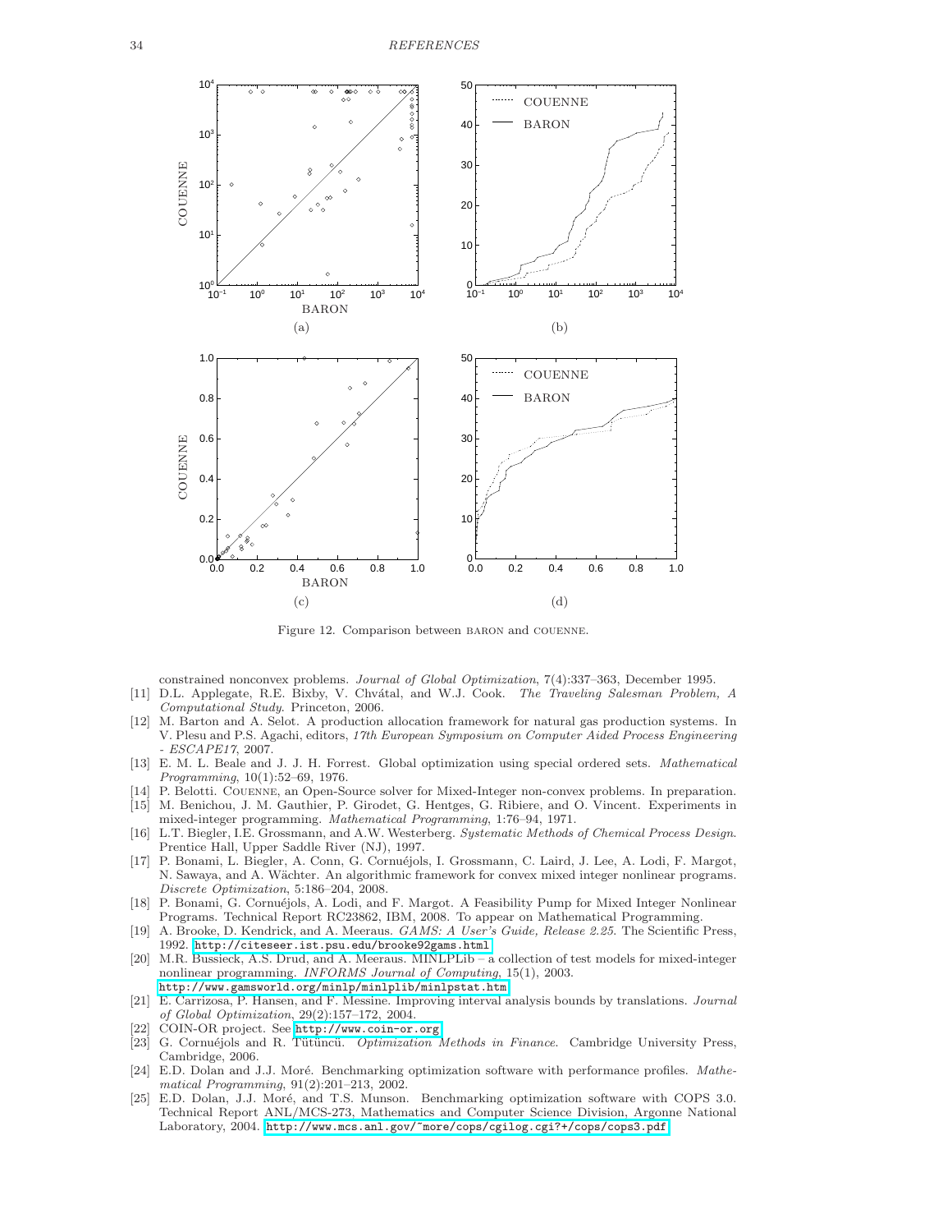Figure 12. Comparison between BARON and COUENNE.

constrained nonconvex problems. *Journal of Global Optimization*, 7(4):337–363, December 1995.

[11] D.L. Applegate, R.E. Bixby, V. Chvátal, and W.J. Cook. *The Traveling Salesman Problem, A Computational Study*. Princeton, 2006.

[12] M. Barton and A. Selot. A production allocation framework for natural gas production systems. In V. Plesu and P.S. Agachi, editors, *17th European Symposium on Computer Aided Process Engineering - ESCAPE17*, 2007.

[13] E. M. L. Beale and J. J. H. Forrest. Global optimization using special ordered sets. *Mathematical Programming*, 10(1):52–69, 1976.

[14] P. Belotti. COUENNE, an Open-Source solver for Mixed-Integer non-convex problems. In preparation.

[15] M. Benichou, J. M. Gauthier, P. Girodet, G. Hentges, G. Ribiere, and O. Vincent. Experiments in mixed-integer programming. *Mathematical Programming*, 1:76–94, 1971.

[16] L.T. Biegler, I.E. Grossmann, and A.W. Westerberg. *Systematic Methods of Chemical Process Design*. Prentice Hall, Upper Saddle River (NJ), 1997.

[17] P. Bonami, L. Biegler, A. Conn, G. Cornuéjols, I. Grossmann, C. Laird, J. Lee, A. Lodi, F. Margot, N. Sawaya, and A. Wächter. An algorithmic framework for convex mixed integer nonlinear programs. *Discrete Optimization*, 5:186–204, 2008.

[18] P. Bonami, G. Cornuéjols, A. Lodi, and F. Margot. A Feasibility Pump for Mixed Integer Nonlinear Programs. Technical Report RC23862, IBM, 2008. To appear on Mathematical Programming.

[19] A. Brooke, D. Kendrick, and A. Meeraus. *GAMS: A User's Guide, Release 2.25*. The Scientific Press, 1992. http://citeseer.ist.psu.edu/brooke92gams.html

[20] M.R. Bussieck, A.S. Drud, and A. Meeraus. MINLPLib – a collection of test models for mixed-integer nonlinear programming. *INFORMS Journal of Computing*, 15(1), 2003. http://www.gamsworld.org/minlp/minlplib/minlpstat.htm

[21] E. Carrizosa, P. Hansen, and F. Messine. Improving interval analysis bounds by translations. *Journal of Global Optimization*, 29(2):157–172, 2004.

[22] COIN-OR project. See http://www.coin-or.org

[23] G. Cornuéjols and R. Tütüncü. *Optimization Methods in Finance*. Cambridge University Press, Cambridge, 2006.

[24] E.D. Dolan and J.J. Moré. Benchmarking optimization software with performance profiles. *Mathematical Programming*, 91(2):201–213, 2002.

[25] E.D. Dolan, J.J. Moré, and T.S. Munson. Benchmarking optimization software with COPS 3.0. Technical Report ANL/MCS-273, Mathematics and Computer Science Division, Argonne National Laboratory, 2004. http://www.mcs.anl.gov/~more/cops/cgilog.cgi?+/cops/cops3.pdf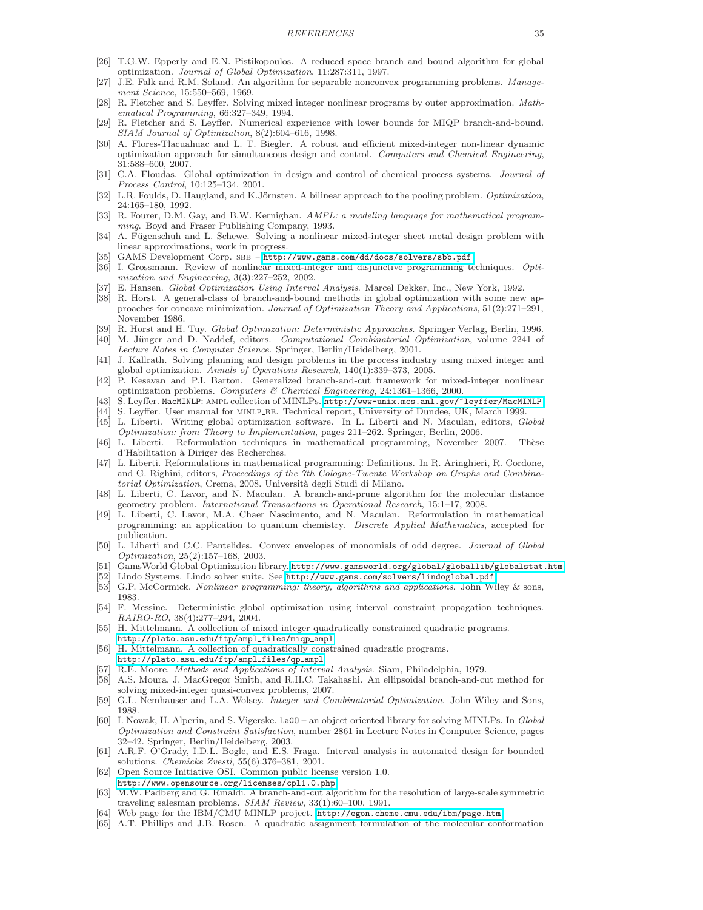[26] T.G.W. Epperly and E.N. Pistikopoulos. A reduced space branch and bound algorithm for global optimization. *Journal of Global Optimization*, 11:287:311, 1997.

[27] J.E. Falk and R.M. Soland. An algorithm for separable nonconvex programming problems. *Management Science*, 15:550–569, 1969.

[28] R. Fletcher and S. Leyffer. Solving mixed integer nonlinear programs by outer approximation. *Mathematical Programming*, 66:327–349, 1994.

[29] R. Fletcher and S. Leyffer. Numerical experience with lower bounds for MIQP branch-and-bound. *SIAM Journal of Optimization*, 8(2):604–616, 1998.

[30] A. Flores-Tlacuahuac and L. T. Biegler. A robust and efficient mixed-integer non-linear dynamic optimization approach for simultaneous design and control. *Computers and Chemical Engineering*, 31:588–600, 2007.

[31] C.A. Floudas. Global optimization in design and control of chemical process systems. *Journal of Process Control*, 10:125–134, 2001.

[32] L.R. Foulds, D. Haugland, and K.Jörnsten. A bilinear approach to the pooling problem. *Optimization*, 24:165–180, 1992.

[33] R. Fourer, D.M. Gay, and B.W. Kernighan. *AMPL: a modeling language for mathematical programming*. Boyd and Fraser Publishing Company, 1993.

[34] A. Fügenschuh and L. Schewe. Solving a nonlinear mixed-integer sheet metal design problem with linear approximations, work in progress.

[35] GAMS Development Corp. SBB – http://www.gams.com/dd/docs/solvers/sbb.pdf.

[36] I. Grossmann. Review of nonlinear mixed-integer and disjunctive programming techniques. *Optimization and Engineering*, 3(3):227–252, 2002.

[37] E. Hansen. *Global Optimization Using Interval Analysis*. Marcel Dekker, Inc., New York, 1992.

[38] R. Horst. A general-class of branch-and-bound methods in global optimization with some new approaches for concave minimization. *Journal of Optimization Theory and Applications*, 51(2):271–291, November 1986.

[39] R. Horst and H. Tuy. *Global Optimization: Deterministic Approaches*. Springer Verlag, Berlin, 1996.

[40] M. Jünger and D. Naddef, editors. *Computational Combinatorial Optimization*, volume 2241 of *Lecture Notes in Computer Science*. Springer, Berlin/Heidelberg, 2001.

[41] J. Kallrath. Solving planning and design problems in the process industry using mixed integer and global optimization. *Annals of Operations Research*, 140(1):339–373, 2005.

[42] P. Kesavan and P.I. Barton. Generalized branch-and-cut framework for mixed-integer nonlinear optimization problems. *Computers & Chemical Engineering*, 24:1361–1366, 2000.

[43] S. Leyffer. MacMINLP: AMPL collection of MINLPs. http://www-unix.mcs.anl.gov/~leyffer/MacMINLP.

[44] S. Leyffer. User manual for MINLP_BB. Technical report, University of Dundee, UK, March 1999.

[45] L. Liberti. Writing global optimization software. In L. Liberti and N. Maculan, editors, *Global Optimization: from Theory to Implementation*, pages 211–262. Springer, Berlin, 2006.

[46] L. Liberti. Reformulation techniques in mathematical programming, November 2007. Thèse d'Habilitation à Diriger des Recherches.

[47] L. Liberti. Reformulations in mathematical programming: Definitions. In R. Aringhieri, R. Cordone, and G. Righini, editors, *Proceedings of the 7th Cologne-Twente Workshop on Graphs and Combinatorial Optimization*, Crema, 2008. Università degli Studi di Milano.

[48] L. Liberti, C. Lavor, and N. Maculan. A branch-and-prune algorithm for the molecular distance geometry problem. *International Transactions in Operational Research*, 15:1–17, 2008.

[49] L. Liberti, C. Lavor, M.A. Chaer Nascimento, and N. Maculan. Reformulation in mathematical programming: an application to quantum chemistry. *Discrete Applied Mathematics*, accepted for publication.

[50] L. Liberti and C.C. Pantelides. Convex envelopes of monomials of odd degree. *Journal of Global Optimization*, 25(2):157–168, 2003.

[51] GamsWorld Global Optimization library. http://www.gamsworld.org/global/globallib/globalstat.htm.

[52] Lindo Systems. Lindo solver suite. See http://www.gams.com/solvers/lindoglobal.pdf.

[53] G.P. McCormick. *Nonlinear programming: theory, algorithms and applications*. John Wiley & sons, 1983.

[54] F. Messine. Deterministic global optimization using interval constraint propagation techniques. *RAIRO-RO*, 38(4):277–294, 2004.

[55] H. Mittelmann. A collection of mixed integer quadratically constrained quadratic programs. http://plato.asu.edu/ftp/ampl_files/miqp_ampl.

[56] H. Mittelmann. A collection of quadratically constrained quadratic programs. http://plato.asu.edu/ftp/ampl_files/qp_ampl.

[57] R.E. Moore. *Methods and Applications of Interval Analysis*. Siam, Philadelphia, 1979.

[58] A.S. Moura, J. MacGregor Smith, and R.H.C. Takahashi. An ellipsoidal branch-and-cut method for solving mixed-integer quasi-convex problems, 2007.

[59] G.L. Nemhauser and L.A. Wolsey. *Integer and Combinatorial Optimization*. John Wiley and Sons, 1988.

[60] I. Nowak, H. Alperin, and S. Vigerske. LaGO – an object oriented library for solving MINLPs. In *Global Optimization and Constraint Satisfaction*, number 2861 in Lecture Notes in Computer Science, pages 32–42. Springer, Berlin/Heidelberg, 2003.

[61] A.R.F. O'Grady, I.D.L. Bogle, and E.S. Fraga. Interval analysis in automated design for bounded solutions. *Chemicke Zvesti*, 55(6):376–381, 2001.

[62] Open Source Initiative OSI. Common public license version 1.0. http://www.opensource.org/licenses/cpl1.0.php.

[63] M.W. Padberg and G. Rinaldi. A branch-and-cut algorithm for the resolution of large-scale symmetric traveling salesman problems. *SIAM Review*, 33(1):60–100, 1991.

[64] Web page for the IBM/CMU MINLP project. http://egon.cheme.cmu.edu/ibm/page.htm.

[65] A.T. Phillips and J.B. Rosen. A quadratic assignment formulation of the molecular conformation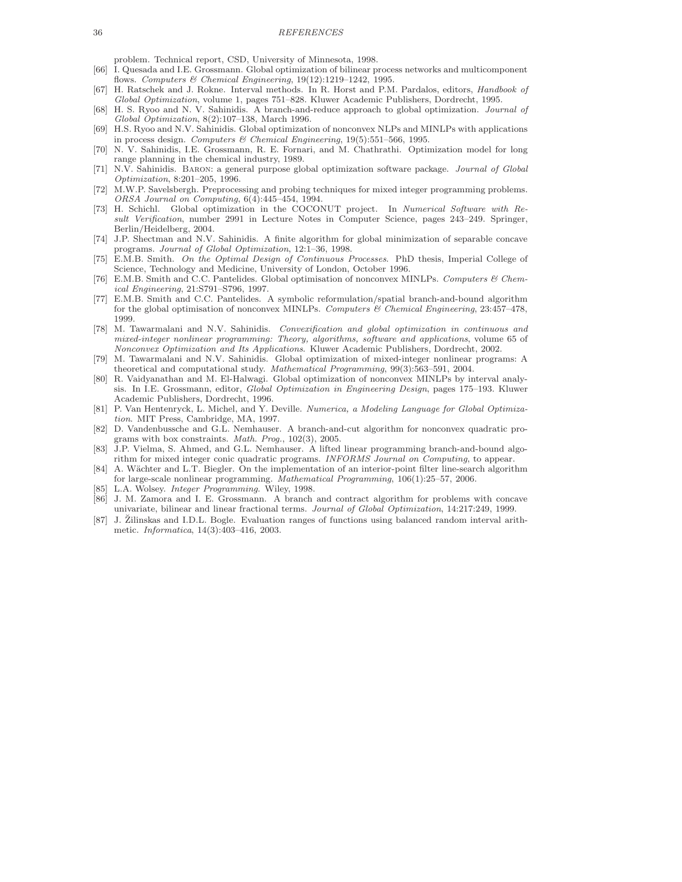problem. Technical report, CSD, University of Minnesota, 1998.

[66] I. Quesada and I.E. Grossmann. Global optimization of bilinear process networks and multicomponent flows. *Computers & Chemical Engineering*, 19(12):1219–1242, 1995.

[67] H. Ratschek and J. Rokne. Interval methods. In R. Horst and P.M. Pardalos, editors, *Handbook of Global Optimization*, volume 1, pages 751–828. Kluwer Academic Publishers, Dordrecht, 1995.

[68] H. S. Ryoo and N. V. Sahinidis. A branch-and-reduce approach to global optimization. *Journal of Global Optimization*, 8(2):107–138, March 1996.

[69] H.S. Ryoo and N.V. Sahinidis. Global optimization of nonconvex NLPs and MINLPs with applications in process design. *Computers & Chemical Engineering*, 19(5):551–566, 1995.

[70] N. V. Sahinidis, I.E. Grossmann, R. E. Fornari, and M. Chathrathi. Optimization model for long range planning in the chemical industry, 1989.

[71] N.V. Sahinidis. Baron: a general purpose global optimization software package. *Journal of Global Optimization*, 8:201–205, 1996.

[72] M.W.P. Savelsbergh. Preprocessing and probing techniques for mixed integer programming problems. *ORSA Journal on Computing*, 6(4):445–454, 1994.

[73] H. Schichl. Global optimization in the COCONUT project. In *Numerical Software with Result Verification*, number 2991 in Lecture Notes in Computer Science, pages 243–249. Springer, Berlin/Heidelberg, 2004.

[74] J.P. Shectman and N.V. Sahinidis. A finite algorithm for global minimization of separable concave programs. *Journal of Global Optimization*, 12:1–36, 1998.

[75] E.M.B. Smith. *On the Optimal Design of Continuous Processes*. PhD thesis, Imperial College of Science, Technology and Medicine, University of London, October 1996.

[76] E.M.B. Smith and C.C. Pantelides. Global optimisation of nonconvex MINLPs. *Computers & Chemical Engineering*, 21:S791–S796, 1997.

[77] E.M.B. Smith and C.C. Pantelides. A symbolic reformulation/spatial branch-and-bound algorithm for the global optimisation of nonconvex MINLPs. *Computers & Chemical Engineering*, 23:457–478, 1999.

[78] M. Tawarmalani and N.V. Sahinidis. *Convexification and global optimization in continuous and mixed-integer nonlinear programming: Theory, algorithms, software and applications*, volume 65 of *Nonconvex Optimization and Its Applications*. Kluwer Academic Publishers, Dordrecht, 2002.

[79] M. Tawarmalani and N.V. Sahinidis. Global optimization of mixed-integer nonlinear programs: A theoretical and computational study. *Mathematical Programming*, 99(3):563–591, 2004.

[80] R. Vaidyanathan and M. El-Halwagi. Global optimization of nonconvex MINLPs by interval analysis. In I.E. Grossmann, editor, *Global Optimization in Engineering Design*, pages 175–193. Kluwer Academic Publishers, Dordrecht, 1996.

[81] P. Van Hentenryck, L. Michel, and Y. Deville. *Numerica, a Modeling Language for Global Optimization*. MIT Press, Cambridge, MA, 1997.

[82] D. Vandenbussche and G.L. Nemhauser. A branch-and-cut algorithm for nonconvex quadratic programs with box constraints. *Math. Prog.*, 102(3), 2005.

[83] J.P. Vielma, S. Ahmed, and G.L. Nemhauser. A lifted linear programming branch-and-bound algorithm for mixed integer conic quadratic programs. *INFORMS Journal on Computing*, to appear.

[84] A. Wächter and L.T. Biegler. On the implementation of an interior-point filter line-search algorithm for large-scale nonlinear programming. *Mathematical Programming*, 106(1):25–57, 2006.

[85] L.A. Wolsey. *Integer Programming*. Wiley, 1998.

[86] J. M. Zamora and I. E. Grossmann. A branch and contract algorithm for problems with concave univariate, bilinear and linear fractional terms. *Journal of Global Optimization*, 14:217:249, 1999.

[87] J. Žilinskas and I.D.L. Bogle. Evaluation ranges of functions using balanced random interval arithmetic. *Informatica*, 14(3):403–416, 2003.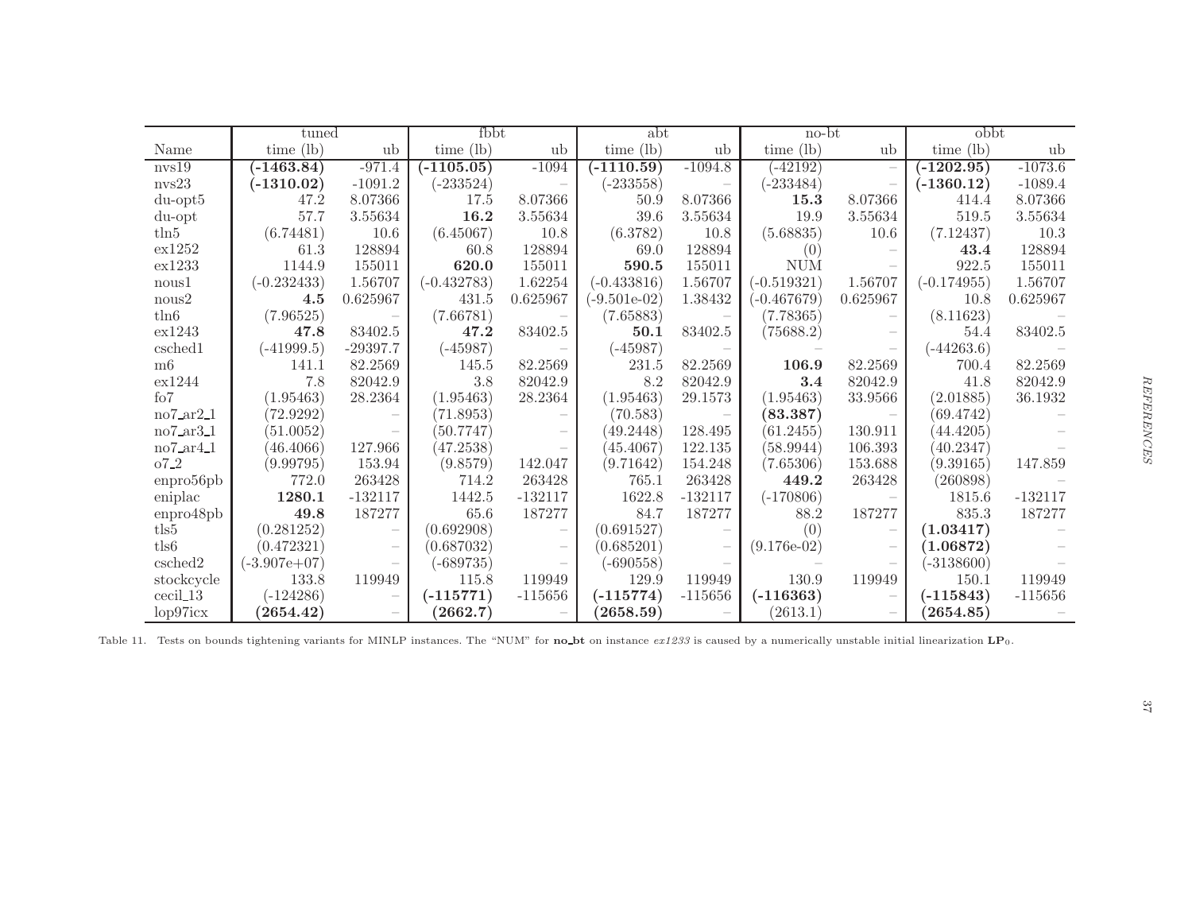| | tuned | | fbbt | | abt | | no-bt | | obbt | |
|---|---|---|---|---|---|---|---|---|---|---|
| Name | time (lb) | ub | time (lb) | ub | time (lb) | ub | time (lb) | ub | time (lb) | ub |
| nvs19 | **(-1463.84)** | -971.4 | **(-1105.05)** | -1094 | **(-1110.59)** | -1094.8 | (-42192) | – | **(-1202.95)** | -1073.6 |
| nvs23 | **(-1310.02)** | -1091.2 | (-233524) | – | (-233558) | – | (-233484) | – | **(-1360.12)** | -1089.4 |
| du-opt5 | 47.2 | 8.07366 | 17.5 | 8.07366 | 50.9 | 8.07366 | **15.3** | 8.07366 | 414.4 | 8.07366 |
| du-opt | 57.7 | 3.55634 | **16.2** | 3.55634 | 39.6 | 3.55634 | 19.9 | 3.55634 | 519.5 | 3.55634 |
| tln5 | (6.74481) | 10.6 | (6.45067) | 10.8 | (6.3782) | 10.8 | (5.68835) | 10.6 | (7.12437) | 10.3 |
| ex1252 | 61.3 | 128894 | 60.8 | 128894 | 69.0 | 128894 | (0) | – | **43.4** | 128894 |
| ex1233 | 1144.9 | 155011 | **620.0** | 155011 | **590.5** | 155011 | NUM | – | 922.5 | 155011 |
| nous1 | (-0.232433) | 1.56707 | (-0.432783) | 1.62254 | (-0.433816) | 1.56707 | (-0.519321) | 1.56707 | (-0.174955) | 1.56707 |
| nous2 | **4.5** | 0.625967 | 431.5 | 0.625967 | (-9.501e-02) | 1.38432 | (-0.467679) | 0.625967 | 10.8 | 0.625967 |
| tln6 | (7.96525) | – | (7.66781) | – | (7.65883) | – | (7.78365) | – | (8.11623) | – |
| ex1243 | **47.8** | 83402.5 | **47.2** | 83402.5 | **50.1** | 83402.5 | (75688.2) | – | 54.4 | 83402.5 |
| csched1 | (-41999.5) | -29397.7 | (-45987) | – | (-45987) | – | – | – | (-44263.6) | – |
| m6 | 141.1 | 82.2569 | 145.5 | 82.2569 | 231.5 | 82.2569 | **106.9** | 82.2569 | 700.4 | 82.2569 |
| ex1244 | 7.8 | 82042.9 | 3.8 | 82042.9 | 8.2 | 82042.9 | **3.4** | 82042.9 | 41.8 | 82042.9 |
| fo7 | (1.95463) | 28.2364 | (1.95463) | 28.2364 | (1.95463) | 29.1573 | (1.95463) | 33.9566 | (2.01885) | 36.1932 |
| no7_ar2_1 | (72.9292) | – | (71.8953) | – | (70.583) | – | **(83.387)** | – | (69.4742) | – |
| no7_ar3_1 | (51.0052) | – | (50.7747) | – | (49.2448) | 128.495 | (61.2455) | 130.911 | (44.4205) | – |
| no7_ar4_1 | (46.4066) | 127.966 | (47.2538) | – | (45.4067) | 122.135 | (58.9944) | 106.393 | (40.2347) | – |
| o7_2 | (9.99795) | 153.94 | (9.8579) | 142.047 | (9.71642) | 154.248 | (7.65306) | 153.688 | (9.39165) | 147.859 |
| enpro56pb | 772.0 | 263428 | 714.2 | 263428 | 765.1 | 263428 | **449.2** | 263428 | (260898) | – |
| eniplac | **1280.1** | -132117 | 1442.5 | -132117 | 1622.8 | -132117 | (-170806) | – | 1815.6 | -132117 |
| enpro48pb | **49.8** | 187277 | 65.6 | 187277 | 84.7 | 187277 | 88.2 | 187277 | 835.3 | 187277 |
| tls5 | (0.281252) | – | (0.692908) | – | (0.691527) | – | (0) | – | **(1.03417)** | – |
| tls6 | (0.472321) | – | (0.687032) | – | (0.685201) | – | (9.176e-02) | – | **(1.06872)** | – |
| csched2 | (-3.907e+07) | – | (-689735) | – | (-690558) | – | – | – | (-3138600) | – |
| stockcycle | 133.8 | 119949 | 115.8 | 119949 | 129.9 | 119949 | 130.9 | 119949 | 150.1 | 119949 |
| cecil_13 | (-124286) | – | **(-115771)** | -115656 | **(-115774)** | -115656 | **(-116363)** | – | **(-115843)** | -115656 |
| lop97icx | **(2654.42)** | – | **(2662.7)** | – | **(2658.59)** | – | (2613.1) | – | **(2654.85)** | – |

Table 11. Tests on bounds tightening variants for MINLP instances. The "NUM" for **no_bt** on instance *ex1233* is caused by a numerically unstable initial linearization $\mathbf{LP}_0$.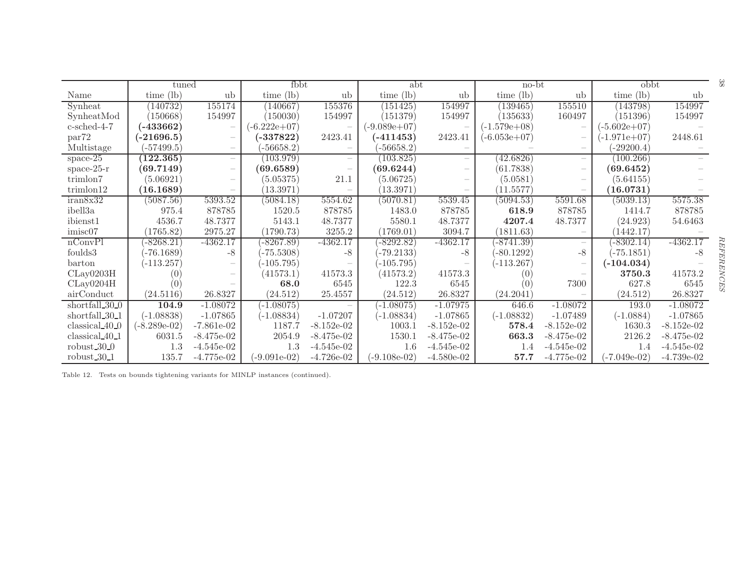| Name | tuned | | fbbt | | abt | | no-bt | | obbt | |
|---|---|---|---|---|---|---|---|---|---|---|
| | time (lb) | ub | time (lb) | ub | time (lb) | ub | time (lb) | ub | time (lb) | ub |
| Synheat | (140732) | 155174 | (140667) | 155376 | (151425) | 154997 | (139465) | 155510 | (143798) | 154997 |
| SynheatMod | (150668) | 154997 | (150030) | 154997 | (151379) | 154997 | (135633) | 160497 | (151396) | 154997 |
| c-sched-4-7 | **(-433662)** | – | (-6.222e+07) | – | (-9.089e+07) | – | (-1.579e+08) | – | (-5.602e+07) | – |
| par72 | **(-21696.5)** | – | **(-337822)** | 2423.41 | **(-411453)** | 2423.41 | (-6.053e+07) | – | (-1.971e+07) | 2448.61 |
| Multistage | (-57499.5) | – | (-56658.2) | – | (-56658.2) | – | – | – | (-29200.4) | – |
| space-25 | **(122.365)** | – | (103.979) | – | (103.825) | – | (42.6826) | – | (100.266) | – |
| space-25-r | **(69.7149)** | – | **(69.6589)** | – | **(69.6244)** | – | (61.7838) | – | **(69.6452)** | – |
| trimlon7 | (5.06921) | – | (5.05375) | 21.1 | (5.06725) | – | (5.0581) | – | (5.64155) | – |
| trimlon12 | **(16.1689)** | – | (13.3971) | – | (13.3971) | – | (11.5577) | – | **(16.0731)** | – |
| iran8x32 | (5087.56) | 5393.52 | (5084.18) | 5554.62 | (5070.81) | 5539.45 | (5094.53) | 5591.68 | (5039.13) | 5575.38 |
| ibell3a | 975.4 | 878785 | 1520.5 | 878785 | 1483.0 | 878785 | **618.9** | 878785 | 1414.7 | 878785 |
| ibienst1 | 4536.7 | 48.7377 | 5143.1 | 48.7377 | 5580.1 | 48.7377 | **4207.4** | 48.7377 | (24.923) | 54.6463 |
| imisc07 | (1765.82) | 2975.27 | (1790.73) | 3255.2 | (1769.01) | 3094.7 | (1811.63) | – | (1442.17) | – |
| nConvPl | (-8268.21) | -4362.17 | (-8267.89) | -4362.17 | (-8292.82) | -4362.17 | (-8741.39) | – | (-8302.14) | -4362.17 |
| foulds3 | (-76.1689) | -8 | (-75.5308) | -8 | (-79.2133) | -8 | (-80.1292) | -8 | (-75.1851) | -8 |
| barton | (-113.257) | – | (-105.795) | – | (-105.795) | – | (-113.267) | – | **(-104.034)** | – |
| CLay0203H | (0) | – | (41573.1) | 41573.3 | (41573.2) | 41573.3 | (0) | – | **3750.3** | 41573.2 |
| CLay0204H | (0) | – | **68.0** | 6545 | 122.3 | 6545 | (0) | 7300 | 627.8 | 6545 |
| airConduct | (24.5116) | 26.8327 | (24.512) | 25.4557 | (24.512) | 26.8327 | (24.2041) | – | (24.512) | 26.8327 |
| shortfall_30_0 | **104.9** | -1.08072 | (-1.08075) | – | (-1.08075) | -1.07975 | 646.6 | -1.08072 | 193.0 | -1.08072 |
| shortfall_30_1 | (-1.08838) | -1.07865 | (-1.08834) | -1.07207 | (-1.08834) | -1.07865 | (-1.08832) | -1.07489 | (-1.0884) | -1.07865 |
| classical_40_0 | (-8.289e-02) | -7.861e-02 | 1187.7 | -8.152e-02 | 1003.1 | -8.152e-02 | **578.4** | -8.152e-02 | 1630.3 | -8.152e-02 |
| classical_40_1 | 6031.5 | -8.475e-02 | 2054.9 | -8.475e-02 | 1530.1 | -8.475e-02 | **663.3** | -8.475e-02 | 2126.2 | -8.475e-02 |
| robust_30_0 | 1.3 | -4.545e-02 | 1.3 | -4.545e-02 | 1.6 | -4.545e-02 | 1.4 | -4.545e-02 | 1.4 | -4.545e-02 |
| robust_30_1 | 135.7 | -4.775e-02 | (-9.091e-02) | -4.726e-02 | (-9.108e-02) | -4.580e-02 | **57.7** | -4.775e-02 | (-7.049e-02) | -4.739e-02 |

Table 12. Tests on bounds tightening variants for MINLP instances (continued).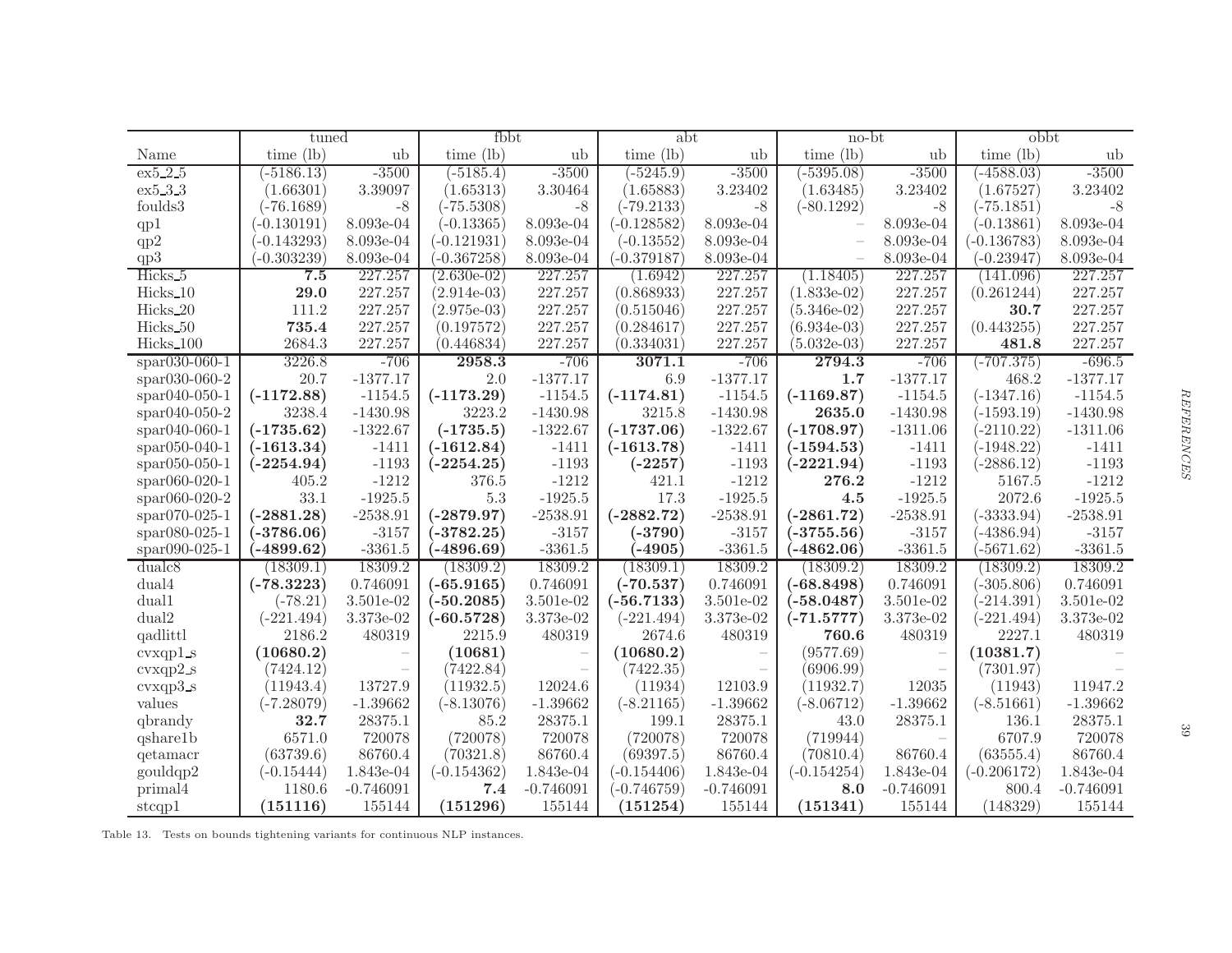| Name | tuned time (lb) | tuned ub | fbbt time (lb) | fbbt ub | abt time (lb) | abt ub | no-bt time (lb) | no-bt ub | obbt time (lb) | obbt ub |
|---|---|---|---|---|---|---|---|---|---|---|
| ex5_2_5 | (-5186.13) | -3500 | (-5185.4) | -3500 | (-5245.9) | -3500 | (-5395.08) | -3500 | (-4588.03) | -3500 |
| ex5_3_3 | (1.66301) | 3.39097 | (1.65313) | 3.30464 | (1.65883) | 3.23402 | (1.63485) | 3.23402 | (1.67527) | 3.23402 |
| foulds3 | (-76.1689) | -8 | (-75.5308) | -8 | (-79.2133) | -8 | (-80.1292) | -8 | (-75.1851) | -8 |
| qp1 | (-0.130191) | 8.093e-04 | (-0.13365) | 8.093e-04 | (-0.128582) | 8.093e-04 | – | 8.093e-04 | (-0.13861) | 8.093e-04 |
| qp2 | (-0.143293) | 8.093e-04 | (-0.121931) | 8.093e-04 | (-0.13552) | 8.093e-04 | – | 8.093e-04 | (-0.136783) | 8.093e-04 |
| qp3 | (-0.303239) | 8.093e-04 | (-0.367258) | 8.093e-04 | (-0.379187) | 8.093e-04 | – | 8.093e-04 | (-0.23947) | 8.093e-04 |
| Hicks_5 | **7.5** | 227.257 | (2.630e-02) | 227.257 | (1.6942) | 227.257 | (1.18405) | 227.257 | (141.096) | 227.257 |
| Hicks_10 | **29.0** | 227.257 | (2.914e-03) | 227.257 | (0.868933) | 227.257 | (1.833e-02) | 227.257 | (0.261244) | 227.257 |
| Hicks_20 | 111.2 | 227.257 | (2.975e-03) | 227.257 | (0.515046) | 227.257 | (5.346e-02) | 227.257 | **30.7** | 227.257 |
| Hicks_50 | **735.4** | 227.257 | (0.197572) | 227.257 | (0.284617) | 227.257 | (6.934e-03) | 227.257 | (0.443255) | 227.257 |
| Hicks_100 | 2684.3 | 227.257 | (0.446834) | 227.257 | (0.334031) | 227.257 | (5.032e-03) | 227.257 | **481.8** | 227.257 |
| spar030-060-1 | 3226.8 | -706 | **2958.3** | -706 | **3071.1** | -706 | **2794.3** | -706 | (-707.375) | -696.5 |
| spar030-060-2 | 20.7 | -1377.17 | 2.0 | -1377.17 | 6.9 | -1377.17 | **1.7** | -1377.17 | 468.2 | -1377.17 |
| spar040-050-1 | **(-1172.88)** | -1154.5 | **(-1173.29)** | -1154.5 | **(-1174.81)** | -1154.5 | **(-1169.87)** | -1154.5 | (-1347.16) | -1154.5 |
| spar040-050-2 | 3238.4 | -1430.98 | 3223.2 | -1430.98 | 3215.8 | -1430.98 | **2635.0** | -1430.98 | (-1593.19) | -1430.98 |
| spar040-060-1 | **(-1735.62)** | -1322.67 | **(-1735.5)** | -1322.67 | **(-1737.06)** | -1322.67 | **(-1708.97)** | -1311.06 | (-2110.22) | -1311.06 |
| spar050-040-1 | **(-1613.34)** | -1411 | **(-1612.84)** | -1411 | **(-1613.78)** | -1411 | **(-1594.53)** | -1411 | (-1948.22) | -1411 |
| spar050-050-1 | **(-2254.94)** | -1193 | **(-2254.25)** | -1193 | **(-2257)** | -1193 | **(-2221.94)** | -1193 | (-2886.12) | -1193 |
| spar060-020-1 | 405.2 | -1212 | 376.5 | -1212 | 421.1 | -1212 | **276.2** | -1212 | 5167.5 | -1212 |
| spar060-020-2 | 33.1 | -1925.5 | 5.3 | -1925.5 | 17.3 | -1925.5 | **4.5** | -1925.5 | 2072.6 | -1925.5 |
| spar070-025-1 | **(-2881.28)** | -2538.91 | **(-2879.97)** | -2538.91 | **(-2882.72)** | -2538.91 | **(-2861.72)** | -2538.91 | (-3333.94) | -2538.91 |
| spar080-025-1 | **(-3786.06)** | -3157 | **(-3782.25)** | -3157 | **(-3790)** | -3157 | **(-3755.56)** | -3157 | (-4386.94) | -3157 |
| spar090-025-1 | **(-4899.62)** | -3361.5 | **(-4896.69)** | -3361.5 | **(-4905)** | -3361.5 | **(-4862.06)** | -3361.5 | (-5671.62) | -3361.5 |
| dualc8 | (18309.1) | 18309.2 | (18309.2) | 18309.2 | (18309.1) | 18309.2 | (18309.2) | 18309.2 | (18309.2) | 18309.2 |
| dual4 | **(-78.3223)** | 0.746091 | **(-65.9165)** | 0.746091 | **(-70.537)** | 0.746091 | **(-68.8498)** | 0.746091 | (-305.806) | 0.746091 |
| dual1 | (-78.21) | 3.501e-02 | **(-50.2085)** | 3.501e-02 | **(-56.7133)** | 3.501e-02 | **(-58.0487)** | 3.501e-02 | (-214.391) | 3.501e-02 |
| dual2 | (-221.494) | 3.373e-02 | **(-60.5728)** | 3.373e-02 | (-221.494) | 3.373e-02 | **(-71.5777)** | 3.373e-02 | (-221.494) | 3.373e-02 |
| qadlittl | 2186.2 | 480319 | 2215.9 | 480319 | 2674.6 | 480319 | **760.6** | 480319 | 2227.1 | 480319 |
| cvxqp1_s | **(10680.2)** | – | **(10681)** | – | **(10680.2)** | – | (9577.69) | – | **(10381.7)** | – |
| cvxqp2_s | (7424.12) | – | (7422.84) | – | (7422.35) | – | (6906.99) | – | (7301.97) | – |
| cvxqp3_s | (11943.4) | 13727.9 | (11932.5) | 12024.6 | (11934) | 12103.9 | (11932.7) | 12035 | (11943) | 11947.2 |
| values | (-7.28079) | -1.39662 | (-8.13076) | -1.39662 | (-8.21165) | -1.39662 | (-8.06712) | -1.39662 | (-8.51661) | -1.39662 |
| qbrandy | **32.7** | 28375.1 | 85.2 | 28375.1 | 199.1 | 28375.1 | 43.0 | 28375.1 | 136.1 | 28375.1 |
| qshare1b | 6571.0 | 720078 | (720078) | 720078 | (720078) | 720078 | (719944) | – | 6707.9 | 720078 |
| qetamacr | (63739.6) | 86760.4 | (70321.8) | 86760.4 | (69397.5) | 86760.4 | (70810.4) | 86760.4 | (63555.4) | 86760.4 |
| gouldqp2 | (-0.15444) | 1.843e-04 | (-0.154362) | 1.843e-04 | (-0.154406) | 1.843e-04 | (-0.154254) | 1.843e-04 | (-0.206172) | 1.843e-04 |
| primal4 | 1180.6 | -0.746091 | **7.4** | -0.746091 | (-0.746759) | -0.746091 | **8.0** | -0.746091 | 800.4 | -0.746091 |
| stcqp1 | **(151116)** | 155144 | **(151296)** | 155144 | **(151254)** | 155144 | **(151341)** | 155144 | (148329) | 155144 |

Table 13. Tests on bounds tightening variants for continuous NLP instances.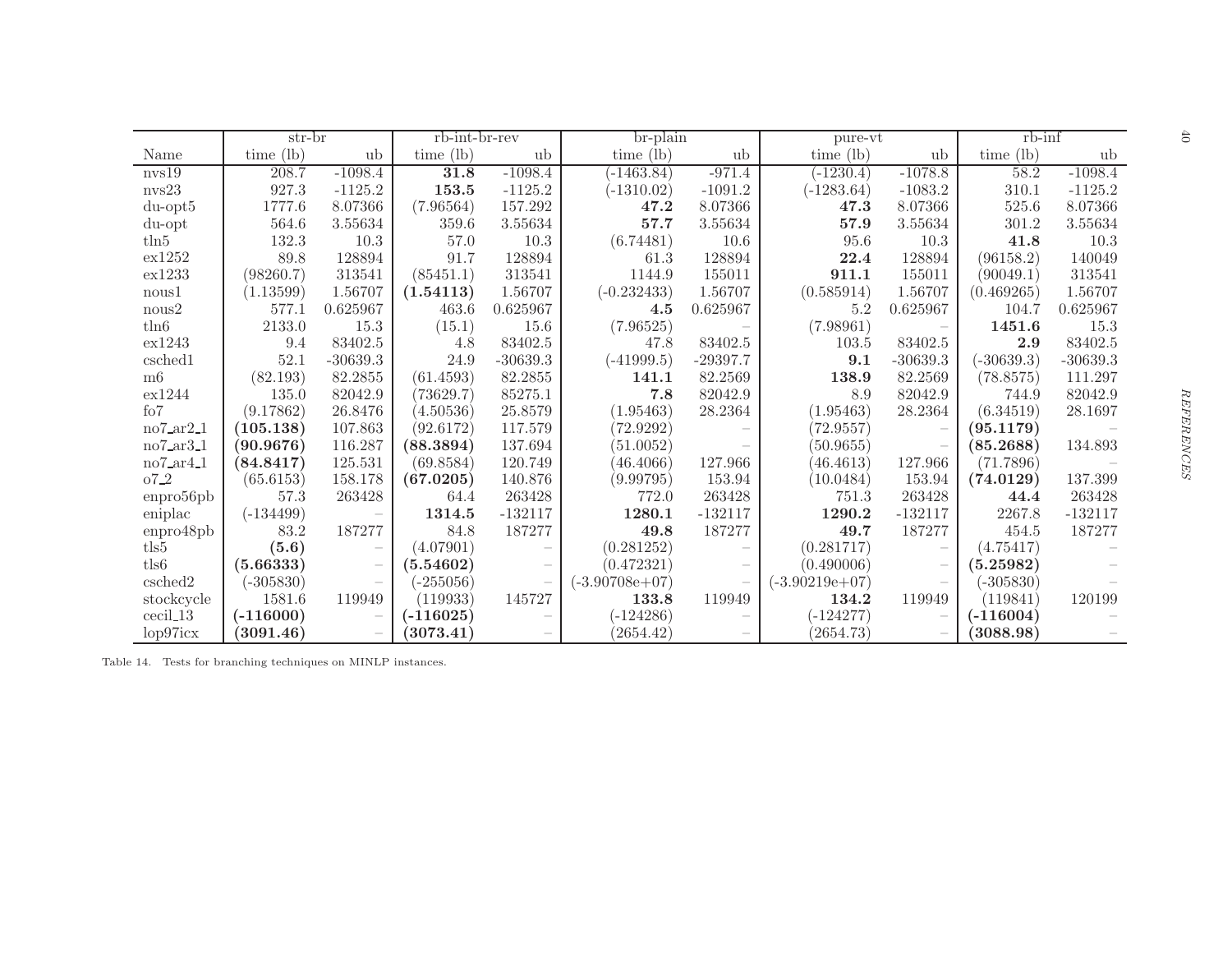| | str-br | | rb-int-br-rev | | br-plain | | pure-vt | | rb-inf | |
|---|---|---|---|---|---|---|---|---|---|---|
| Name | time (lb) | ub | time (lb) | ub | time (lb) | ub | time (lb) | ub | time (lb) | ub |
| nvs19 | 208.7 | -1098.4 | **31.8** | -1098.4 | (-1463.84) | -971.4 | (-1230.4) | -1078.8 | 58.2 | -1098.4 |
| nvs23 | 927.3 | -1125.2 | **153.5** | -1125.2 | (-1310.02) | -1091.2 | (-1283.64) | -1083.2 | 310.1 | -1125.2 |
| du-opt5 | 1777.6 | 8.07366 | (7.96564) | 157.292 | **47.2** | 8.07366 | **47.3** | 8.07366 | 525.6 | 8.07366 |
| du-opt | 564.6 | 3.55634 | 359.6 | 3.55634 | **57.7** | 3.55634 | **57.9** | 3.55634 | 301.2 | 3.55634 |
| tln5 | 132.3 | 10.3 | 57.0 | 10.3 | (6.74481) | 10.6 | 95.6 | 10.3 | **41.8** | 10.3 |
| ex1252 | 89.8 | 128894 | 91.7 | 128894 | 61.3 | 128894 | **22.4** | 128894 | (96158.2) | 140049 |
| ex1233 | (98260.7) | 313541 | (85451.1) | 313541 | 1144.9 | 155011 | **911.1** | 155011 | (90049.1) | 313541 |
| nous1 | (1.13599) | 1.56707 | **(1.54113)** | 1.56707 | (-0.232433) | 1.56707 | (0.585914) | 1.56707 | (0.469265) | 1.56707 |
| nous2 | 577.1 | 0.625967 | 463.6 | 0.625967 | **4.5** | 0.625967 | 5.2 | 0.625967 | 104.7 | 0.625967 |
| tln6 | 2133.0 | 15.3 | (15.1) | 15.6 | (7.96525) | – | (7.98961) | – | **1451.6** | 15.3 |
| ex1243 | 9.4 | 83402.5 | 4.8 | 83402.5 | 47.8 | 83402.5 | 103.5 | 83402.5 | **2.9** | 83402.5 |
| csched1 | 52.1 | -30639.3 | 24.9 | -30639.3 | (-41999.5) | -29397.7 | **9.1** | -30639.3 | (-30639.3) | -30639.3 |
| m6 | (82.193) | 82.2855 | (61.4593) | 82.2855 | **141.1** | 82.2569 | **138.9** | 82.2569 | (78.8575) | 111.297 |
| ex1244 | 135.0 | 82042.9 | (73629.7) | 85275.1 | **7.8** | 82042.9 | 8.9 | 82042.9 | 744.9 | 82042.9 |
| fo7 | (9.17862) | 26.8476 | (4.50536) | 25.8579 | (1.95463) | 28.2364 | (1.95463) | 28.2364 | (6.34519) | 28.1697 |
| no7_ar2_1 | **(105.138)** | 107.863 | (92.6172) | 117.579 | (72.9292) | – | (72.9557) | – | **(95.1179)** | – |
| no7_ar3_1 | **(90.9676)** | 116.287 | **(88.3894)** | 137.694 | (51.0052) | – | (50.9655) | – | **(85.2688)** | 134.893 |
| no7_ar4_1 | **(84.8417)** | 125.531 | (69.8584) | 120.749 | (46.4066) | 127.966 | (46.4613) | 127.966 | (71.7896) | – |
| o7_2 | (65.6153) | 158.178 | **(67.0205)** | 140.876 | (9.99795) | 153.94 | (10.0484) | 153.94 | **(74.0129)** | 137.399 |
| enpro56pb | 57.3 | 263428 | 64.4 | 263428 | 772.0 | 263428 | 751.3 | 263428 | **44.4** | 263428 |
| eniplac | (-134499) | – | **1314.5** | -132117 | **1280.1** | -132117 | **1290.2** | -132117 | 2267.8 | -132117 |
| enpro48pb | 83.2 | 187277 | 84.8 | 187277 | **49.8** | 187277 | **49.7** | 187277 | 454.5 | 187277 |
| tls5 | **(5.6)** | – | (4.07901) | – | (0.281252) | – | (0.281717) | – | (4.75417) | – |
| tls6 | **(5.66333)** | – | **(5.54602)** | – | (0.472321) | – | (0.490006) | – | **(5.25982)** | – |
| csched2 | (-305830) | – | (-255056) | – | (-3.90708e+07) | – | (-3.90219e+07) | – | (-305830) | – |
| stockcycle | 1581.6 | 119949 | (119933) | 145727 | **133.8** | 119949 | **134.2** | 119949 | (119841) | 120199 |
| cecil_13 | **(-116000)** | – | **(-116025)** | – | (-124286) | – | (-124277) | – | **(-116004)** | – |
| lop97icx | **(3091.46)** | – | **(3073.41)** | – | (2654.42) | – | (2654.73) | – | **(3088.98)** | – |

Table 14. Tests for branching techniques on MINLP instances.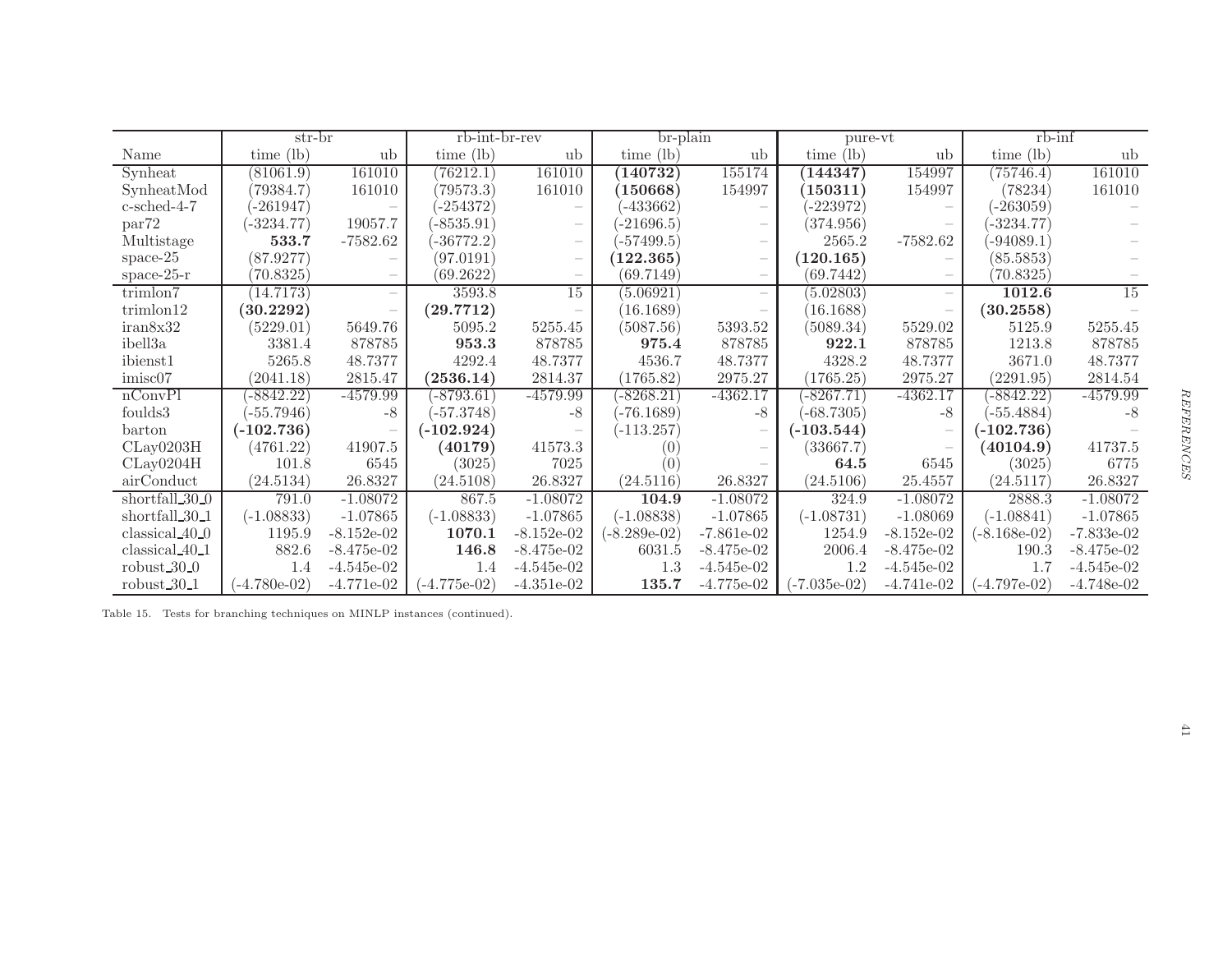| Name | str-br | | rb-int-br-rev | | br-plain | | pure-vt | | rb-inf | |
|---|---|---|---|---|---|---|---|---|---|---|
| | time (lb) | ub | time (lb) | ub | time (lb) | ub | time (lb) | ub | time (lb) | ub |
| Synheat | (81061.9) | 161010 | (76212.1) | 161010 | **(140732)** | 155174 | **(144347)** | 154997 | (75746.4) | 161010 |
| SynheatMod | (79384.7) | 161010 | (79573.3) | 161010 | **(150668)** | 154997 | **(150311)** | 154997 | (78234) | 161010 |
| c-sched-4-7 | (-261947) | – | (-254372) | – | (-433662) | – | (-223972) | – | (-263059) | – |
| par72 | (-3234.77) | 19057.7 | (-8535.91) | – | (-21696.5) | – | (374.956) | – | (-3234.77) | – |
| Multistage | **533.7** | -7582.62 | (-36772.2) | – | (-57499.5) | – | 2565.2 | -7582.62 | (-94089.1) | – |
| space-25 | (87.9277) | – | (97.0191) | – | **(122.365)** | – | **(120.165)** | – | (85.5853) | – |
| space-25-r | (70.8325) | – | (69.2622) | – | (69.7149) | – | (69.7442) | – | (70.8325) | – |
| trimlon7 | (14.7173) | – | 3593.8 | 15 | (5.06921) | – | (5.02803) | – | **1012.6** | 15 |
| trimlon12 | **(30.2292)** | – | **(29.7712)** | – | (16.1689) | – | (16.1688) | – | **(30.2558)** | – |
| iran8x32 | (5229.01) | 5649.76 | 5095.2 | 5255.45 | (5087.56) | 5393.52 | (5089.34) | 5529.02 | 5125.9 | 5255.45 |
| ibell3a | 3381.4 | 878785 | **953.3** | 878785 | **975.4** | 878785 | **922.1** | 878785 | 1213.8 | 878785 |
| ibienst1 | 5265.8 | 48.7377 | 4292.4 | 48.7377 | 4536.7 | 48.7377 | 4328.2 | 48.7377 | 3671.0 | 48.7377 |
| imisc07 | (2041.18) | 2815.47 | **(2536.14)** | 2814.37 | (1765.82) | 2975.27 | (1765.25) | 2975.27 | (2291.95) | 2814.54 |
| nConvPl | (-8842.22) | -4579.99 | (-8793.61) | -4579.99 | (-8268.21) | -4362.17 | (-8267.71) | -4362.17 | (-8842.22) | -4579.99 |
| foulds3 | (-55.7946) | -8 | (-57.3748) | -8 | (-76.1689) | -8 | (-68.7305) | -8 | (-55.4884) | -8 |
| barton | **(-102.736)** | – | **(-102.924)** | – | (-113.257) | – | **(-103.544)** | – | **(-102.736)** | – |
| CLay0203H | (4761.22) | 41907.5 | **(40179)** | 41573.3 | (0) | – | (33667.7) | – | **(40104.9)** | 41737.5 |
| CLay0204H | 101.8 | 6545 | (3025) | 7025 | (0) | – | **64.5** | 6545 | (3025) | 6775 |
| airConduct | (24.5134) | 26.8327 | (24.5108) | 26.8327 | (24.5116) | 26.8327 | (24.5106) | 25.4557 | (24.5117) | 26.8327 |
| shortfall_30_0 | 791.0 | -1.08072 | 867.5 | -1.08072 | **104.9** | -1.08072 | 324.9 | -1.08072 | 2888.3 | -1.08072 |
| shortfall_30_1 | (-1.08833) | -1.07865 | (-1.08833) | -1.07865 | (-1.08838) | -1.07865 | (-1.08731) | -1.08069 | (-1.08841) | -1.07865 |
| classical_40_0 | 1195.9 | -8.152e-02 | **1070.1** | -8.152e-02 | (-8.289e-02) | -7.861e-02 | 1254.9 | -8.152e-02 | (-8.168e-02) | -7.833e-02 |
| classical_40_1 | 882.6 | -8.475e-02 | **146.8** | -8.475e-02 | 6031.5 | -8.475e-02 | 2006.4 | -8.475e-02 | 190.3 | -8.475e-02 |
| robust_30_0 | 1.4 | -4.545e-02 | 1.4 | -4.545e-02 | 1.3 | -4.545e-02 | 1.2 | -4.545e-02 | 1.7 | -4.545e-02 |
| robust_30_1 | (-4.780e-02) | -4.771e-02 | (-4.775e-02) | -4.351e-02 | **135.7** | -4.775e-02 | (-7.035e-02) | -4.741e-02 | (-4.797e-02) | -4.748e-02 |

Table 15. Tests for branching techniques on MINLP instances (continued).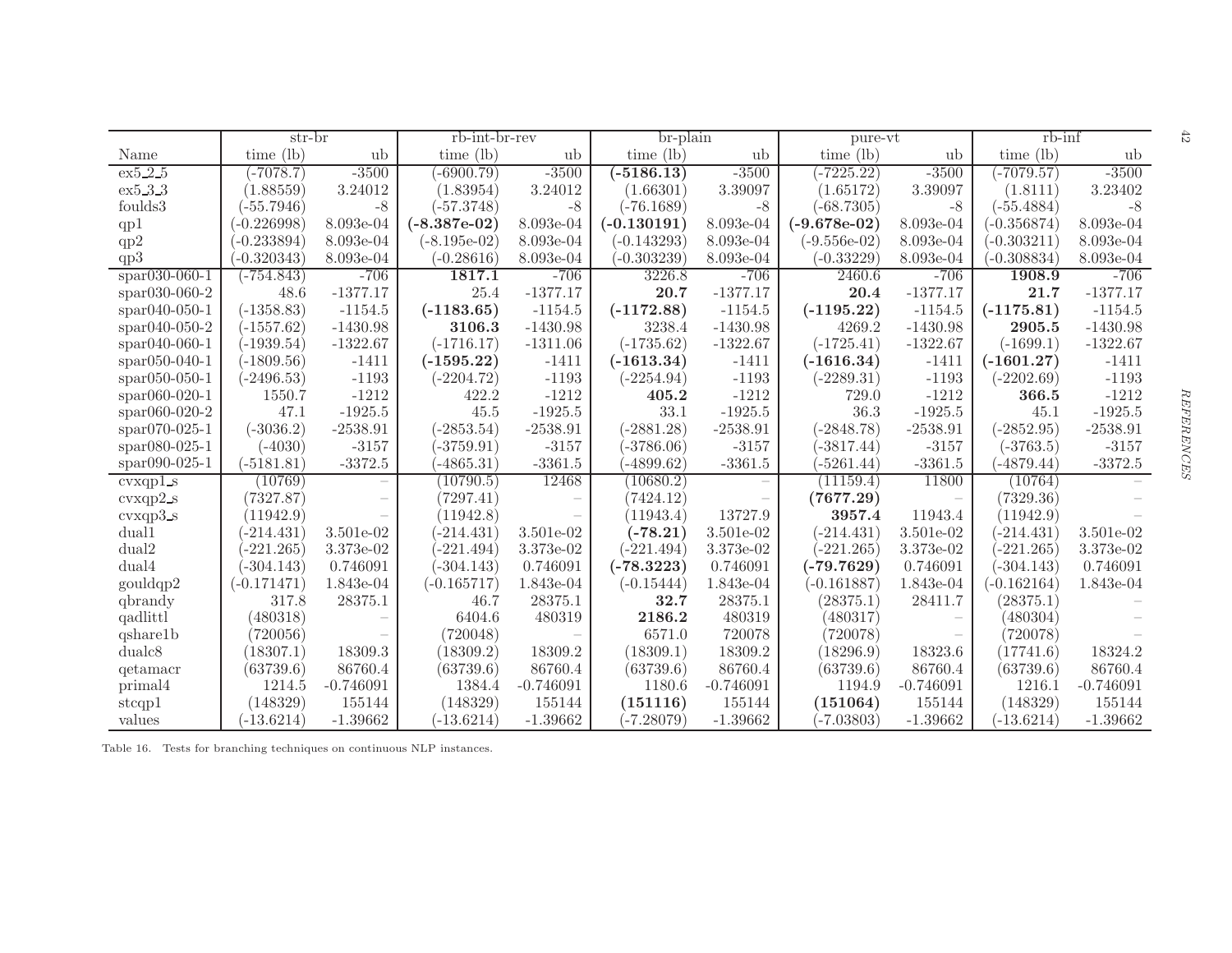| Name | str-br | | rb-int-br-rev | | br-plain | | pure-vt | | rb-inf | |
|---|---|---|---|---|---|---|---|---|---|---|
| | time (lb) | ub | time (lb) | ub | time (lb) | ub | time (lb) | ub | time (lb) | ub |
| ex5_2_5 | (-7078.7) | -3500 | (-6900.79) | -3500 | **(-5186.13)** | -3500 | (-7225.22) | -3500 | (-7079.57) | -3500 |
| ex5_3_3 | (1.88559) | 3.24012 | (1.83954) | 3.24012 | (1.66301) | 3.39097 | (1.65172) | 3.39097 | (1.8111) | 3.23402 |
| foulds3 | (-55.7946) | -8 | (-57.3748) | -8 | (-76.1689) | -8 | (-68.7305) | -8 | (-55.4884) | -8 |
| qp1 | (-0.226998) | 8.093e-04 | **(-8.387e-02)** | 8.093e-04 | **(-0.130191)** | 8.093e-04 | **(-9.678e-02)** | 8.093e-04 | (-0.356874) | 8.093e-04 |
| qp2 | (-0.233894) | 8.093e-04 | (-8.195e-02) | 8.093e-04 | (-0.143293) | 8.093e-04 | (-9.556e-02) | 8.093e-04 | (-0.303211) | 8.093e-04 |
| qp3 | (-0.320343) | 8.093e-04 | (-0.28616) | 8.093e-04 | (-0.303239) | 8.093e-04 | (-0.33229) | 8.093e-04 | (-0.308834) | 8.093e-04 |
| spar030-060-1 | (-754.843) | -706 | **1817.1** | -706 | 3226.8 | -706 | 2460.6 | -706 | **1908.9** | -706 |
| spar030-060-2 | 48.6 | -1377.17 | 25.4 | -1377.17 | **20.7** | -1377.17 | **20.4** | -1377.17 | **21.7** | -1377.17 |
| spar040-050-1 | (-1358.83) | -1154.5 | **(-1183.65)** | -1154.5 | **(-1172.88)** | -1154.5 | **(-1195.22)** | -1154.5 | **(-1175.81)** | -1154.5 |
| spar040-050-2 | (-1557.62) | -1430.98 | **3106.3** | -1430.98 | 3238.4 | -1430.98 | 4269.2 | -1430.98 | **2905.5** | -1430.98 |
| spar040-060-1 | (-1939.54) | -1322.67 | (-1716.17) | -1311.06 | (-1735.62) | -1322.67 | (-1725.41) | -1322.67 | (-1699.1) | -1322.67 |
| spar050-040-1 | (-1809.56) | -1411 | **(-1595.22)** | -1411 | **(-1613.34)** | -1411 | **(-1616.34)** | -1411 | **(-1601.27)** | -1411 |
| spar050-050-1 | (-2496.53) | -1193 | (-2204.72) | -1193 | (-2254.94) | -1193 | (-2289.31) | -1193 | (-2202.69) | -1193 |
| spar060-020-1 | 1550.7 | -1212 | 422.2 | -1212 | **405.2** | -1212 | 729.0 | -1212 | **366.5** | -1212 |
| spar060-020-2 | 47.1 | -1925.5 | 45.5 | -1925.5 | 33.1 | -1925.5 | 36.3 | -1925.5 | 45.1 | -1925.5 |
| spar070-025-1 | (-3036.2) | -2538.91 | (-2853.54) | -2538.91 | (-2881.28) | -2538.91 | (-2848.78) | -2538.91 | (-2852.95) | -2538.91 |
| spar080-025-1 | (-4030) | -3157 | (-3759.91) | -3157 | (-3786.06) | -3157 | (-3817.44) | -3157 | (-3763.5) | -3157 |
| spar090-025-1 | (-5181.81) | -3372.5 | (-4865.31) | -3361.5 | (-4899.62) | -3361.5 | (-5261.44) | -3361.5 | (-4879.44) | -3372.5 |
| cvxqp1_s | (10769) | – | (10790.5) | 12468 | (10680.2) | – | (11159.4) | 11800 | (10764) | – |
| cvxqp2_s | (7327.87) | – | (7297.41) | – | (7424.12) | – | **(7677.29)** | – | (7329.36) | – |
| cvxqp3_s | (11942.9) | – | (11942.8) | – | (11943.4) | 13727.9 | **3957.4** | 11943.4 | (11942.9) | – |
| dual1 | (-214.431) | 3.501e-02 | (-214.431) | 3.501e-02 | **(-78.21)** | 3.501e-02 | (-214.431) | 3.501e-02 | (-214.431) | 3.501e-02 |
| dual2 | (-221.265) | 3.373e-02 | (-221.494) | 3.373e-02 | (-221.494) | 3.373e-02 | (-221.265) | 3.373e-02 | (-221.265) | 3.373e-02 |
| dual4 | (-304.143) | 0.746091 | (-304.143) | 0.746091 | **(-78.3223)** | 0.746091 | **(-79.7629)** | 0.746091 | (-304.143) | 0.746091 |
| gouldqp2 | (-0.171471) | 1.843e-04 | (-0.165717) | 1.843e-04 | (-0.15444) | 1.843e-04 | (-0.161887) | 1.843e-04 | (-0.162164) | 1.843e-04 |
| qbrandy | 317.8 | 28375.1 | 46.7 | 28375.1 | **32.7** | 28375.1 | (28375.1) | 28411.7 | (28375.1) | – |
| qadlittl | (480318) | – | 6404.6 | 480319 | **2186.2** | 480319 | (480317) | – | (480304) | – |
| qshare1b | (720056) | – | (720048) | – | 6571.0 | 720078 | (720078) | – | (720078) | – |
| dualc8 | (18307.1) | 18309.3 | (18309.2) | 18309.2 | (18309.1) | 18309.2 | (18296.9) | 18323.6 | (17741.6) | 18324.2 |
| qetamacr | (63739.6) | 86760.4 | (63739.6) | 86760.4 | (63739.6) | 86760.4 | (63739.6) | 86760.4 | (63739.6) | 86760.4 |
| primal4 | 1214.5 | -0.746091 | 1384.4 | -0.746091 | 1180.6 | -0.746091 | 1194.9 | -0.746091 | 1216.1 | -0.746091 |
| stcqp1 | (148329) | 155144 | (148329) | 155144 | **(151116)** | 155144 | **(151064)** | 155144 | (148329) | 155144 |
| values | (-13.6214) | -1.39662 | (-13.6214) | -1.39662 | (-7.28079) | -1.39662 | (-7.03803) | -1.39662 | (-13.6214) | -1.39662 |

Table 16. Tests for branching techniques on continuous NLP instances.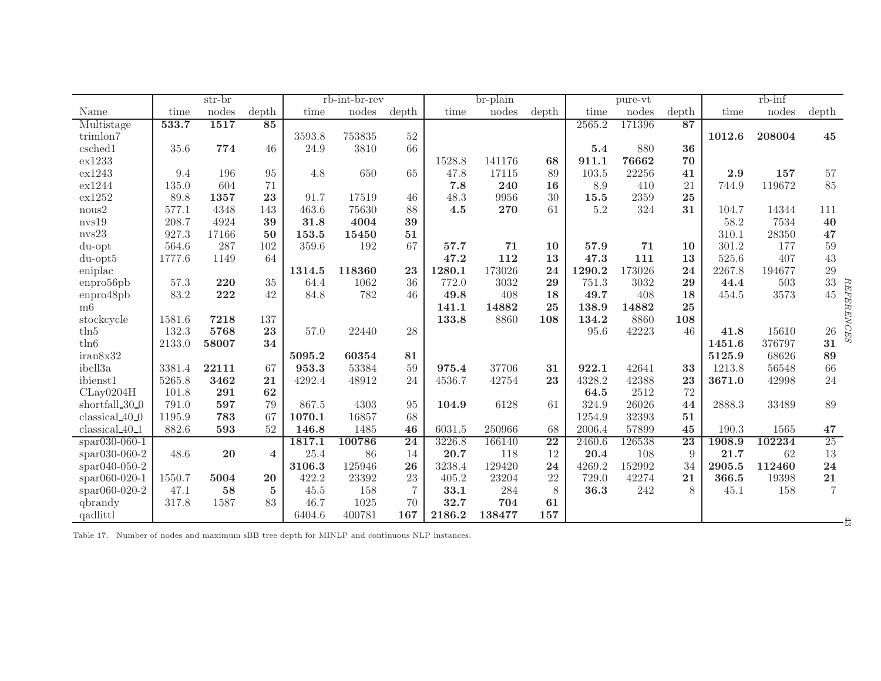| Name | str-br | | | rb-int-br-rev | | | br-plain | | | pure-vt | | | rb-inf | | |
|---|---|---|---|---|---|---|---|---|---|---|---|---|---|---|---|
| | time | nodes | depth | time | nodes | depth | time | nodes | depth | time | nodes | depth | time | nodes | depth |
| Multistage | **533.7** | **1517** | **85** | | | | | | | 2565.2 | 171396 | **87** | | | |
| trimlon7 | | | | 3593.8 | 753835 | 52 | | | | | | | **1012.6** | **208004** | **45** |
| csched1 | 35.6 | **774** | 46 | 24.9 | 3810 | 66 | | | | **5.4** | 880 | **36** | | | |
| ex1233 | | | | | | | 1528.8 | 141176 | **68** | **911.1** | **76662** | **70** | | | |
| ex1243 | 9.4 | 196 | 95 | 4.8 | 650 | 65 | 47.8 | 17115 | 89 | 103.5 | 22256 | **41** | **2.9** | **157** | 57 |
| ex1244 | 135.0 | 604 | 71 | | | | **7.8** | **240** | **16** | 8.9 | 410 | 21 | 744.9 | 119672 | 85 |
| ex1252 | 89.8 | **1357** | **23** | 91.7 | 17519 | 46 | 48.3 | 9956 | 30 | **15.5** | 2359 | **25** | | | |
| nous2 | 577.1 | 4348 | 143 | 463.6 | 75630 | 88 | **4.5** | **270** | 61 | 5.2 | 324 | **31** | 104.7 | 14344 | 111 |
| nvs19 | 208.7 | 4924 | **39** | **31.8** | **4004** | **39** | | | | | | | 58.2 | 7534 | **40** |
| nvs23 | 927.3 | 17166 | **50** | **153.5** | **15450** | **51** | | | | | | | 310.1 | 28350 | **47** |
| du-opt | 564.6 | 287 | 102 | 359.6 | 192 | 67 | **57.7** | **71** | **10** | **57.9** | **71** | **10** | 301.2 | 177 | 59 |
| du-opt5 | 1777.6 | 1149 | 64 | | | | **47.2** | **112** | **13** | **47.3** | **111** | **13** | 525.6 | 407 | 43 |
| eniplac | | | | **1314.5** | **118360** | **23** | **1280.1** | 173026 | **24** | **1290.2** | 173026 | **24** | 2267.8 | 194677 | 29 |
| enpro56pb | 57.3 | **220** | 35 | 64.4 | 1062 | 36 | 772.0 | 3032 | **29** | 751.3 | 3032 | **29** | **44.4** | 503 | 33 |
| enpro48pb | 83.2 | **222** | 42 | 84.8 | 782 | 46 | **49.8** | 408 | **18** | **49.7** | 408 | **18** | 454.5 | 3573 | 45 |
| m6 | | | | | | | **141.1** | **14882** | **25** | **138.9** | **14882** | **25** | | | |
| stockcycle | 1581.6 | **7218** | 137 | | | | **133.8** | 8860 | **108** | **134.2** | 8860 | **108** | | | |
| tln5 | 132.3 | **5768** | **23** | 57.0 | 22440 | 28 | | | | 95.6 | 42223 | 46 | **41.8** | 15610 | 26 |
| tln6 | 2133.0 | **58007** | **34** | | | | | | | | | | **1451.6** | 376797 | **31** |
| iran8x32 | | | | **5095.2** | **60354** | **81** | | | | | | | **5125.9** | 68626 | **89** |
| ibell3a | 3381.4 | **22111** | 67 | **953.3** | 53384 | 59 | **975.4** | 37706 | **31** | **922.1** | 42641 | **33** | 1213.8 | 56548 | 66 |
| ibienst1 | 5265.8 | **3462** | **21** | 4292.4 | 48912 | 24 | 4536.7 | 42754 | **23** | 4328.2 | 42388 | **23** | **3671.0** | 42998 | 24 |
| CLay0204H | 101.8 | **291** | **62** | | | | | | | **64.5** | 2512 | 72 | | | |
| shortfall_30_0 | 791.0 | **597** | 79 | 867.5 | 4303 | 95 | **104.9** | 6128 | 61 | 324.9 | 26026 | **44** | 2888.3 | 33489 | 89 |
| classical_40_0 | 1195.9 | **783** | 67 | **1070.1** | 16857 | 68 | | | | 1254.9 | 32393 | **51** | | | |
| classical_40_1 | 882.6 | **593** | 52 | **146.8** | 1485 | **46** | 6031.5 | 250966 | 68 | 2006.4 | 57899 | **45** | 190.3 | 1565 | **47** |
| spar030-060-1 | | | | **1817.1** | **100786** | **24** | 3226.8 | 166140 | **22** | 2460.6 | 126538 | **23** | **1908.9** | **102234** | 25 |
| spar030-060-2 | 48.6 | **20** | **4** | 25.4 | 86 | 14 | **20.7** | 118 | 12 | **20.4** | 108 | 9 | **21.7** | 62 | 13 |
| spar040-050-2 | | | | **3106.3** | 125946 | **26** | 3238.4 | 129420 | **24** | 4269.2 | 152992 | 34 | **2905.5** | **112460** | **24** |
| spar060-020-1 | 1550.7 | **5004** | **20** | 422.2 | 23392 | 23 | 405.2 | 23204 | 22 | 729.0 | 42274 | **21** | **366.5** | 19398 | **21** |
| spar060-020-2 | 47.1 | **58** | **5** | 45.5 | 158 | 7 | **33.1** | 284 | 8 | **36.3** | 242 | 8 | 45.1 | 158 | 7 |
| qbrandy | 317.8 | 1587 | 83 | 46.7 | 1025 | 70 | **32.7** | **704** | **61** | | | | | | |
| qadlittl | | | | 6404.6 | 400781 | **167** | **2186.2** | **138477** | **157** | | | | | | |

Table 17. Number of nodes and maximum sBB tree depth for MINLP and continuous NLP instances.